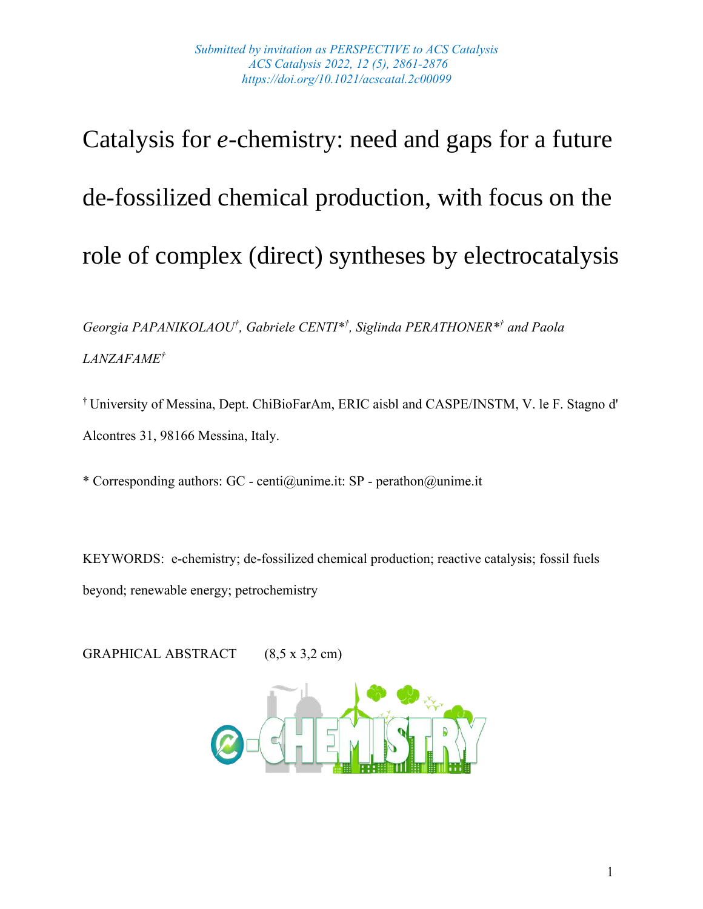*Submitted by invitation as PERSPECTIVE to ACS Catalysis*
*ACS Catalysis 2022, 12 (5), 2861-2876*
*https://doi.org/10.1021/acscatal.2c00099*

# Catalysis for *e*-chemistry: need and gaps for a future de-fossilized chemical production, with focus on the role of complex (direct) syntheses by electrocatalysis

*Georgia PAPANIKOLAOU[†], Gabriele CENTI*[†], Siglinda PERATHONER*[†] and Paola LANZAFAME[†]*

[†] University of Messina, Dept. ChiBioFarAm, ERIC aisbl and CASPE/INSTM, V. le F. Stagno d' Alcontres 31, 98166 Messina, Italy.

* Corresponding authors: GC - centi@unime.it: SP - perathon@unime.it

KEYWORDS: e-chemistry; de-fossilized chemical production; reactive catalysis; fossil fuels beyond; renewable energy; petrochemistry

GRAPHICAL ABSTRACT (8,5 x 3,2 cm)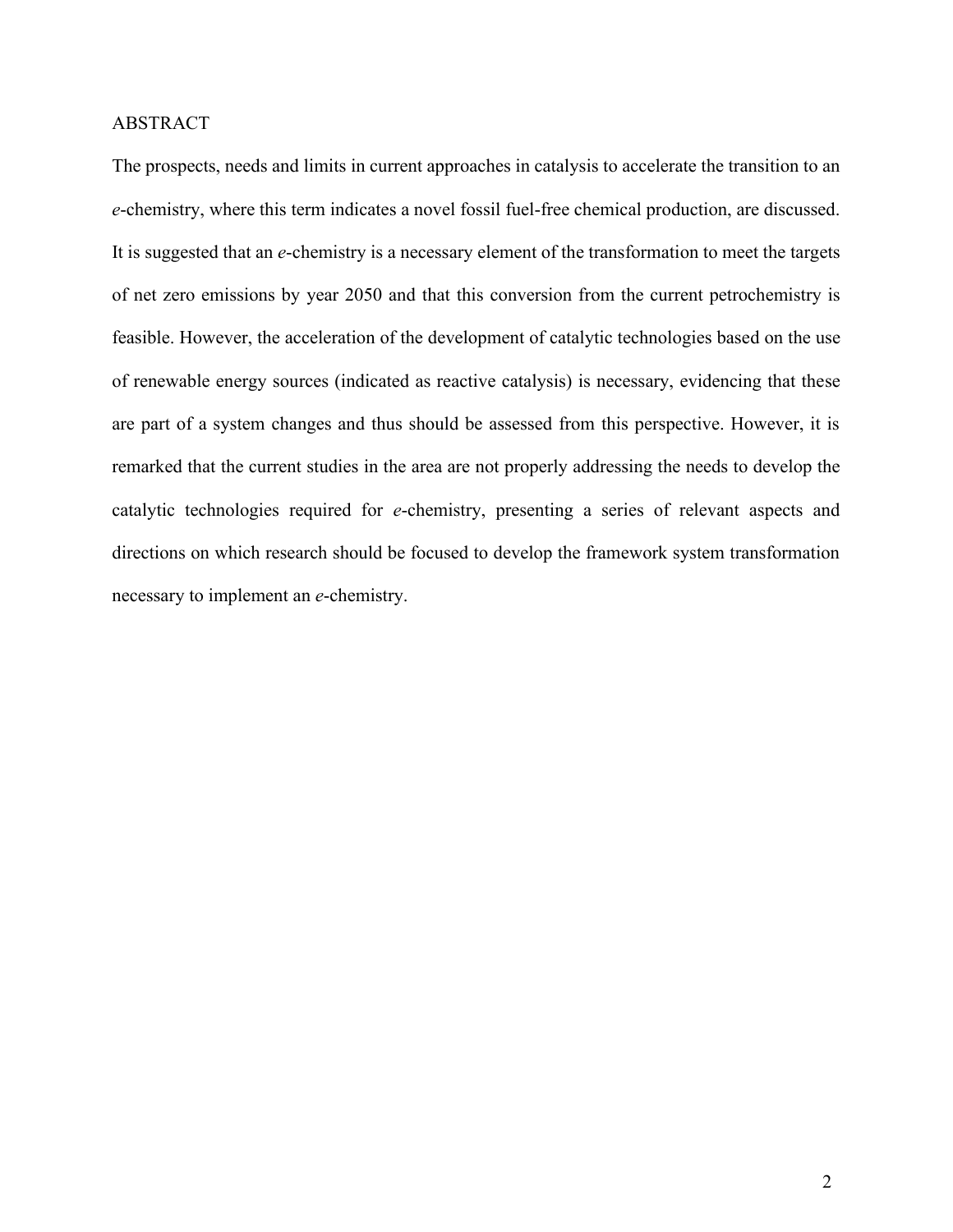## ABSTRACT

The prospects, needs and limits in current approaches in catalysis to accelerate the transition to an *e*-chemistry, where this term indicates a novel fossil fuel-free chemical production, are discussed. It is suggested that an *e*-chemistry is a necessary element of the transformation to meet the targets of net zero emissions by year 2050 and that this conversion from the current petrochemistry is feasible. However, the acceleration of the development of catalytic technologies based on the use of renewable energy sources (indicated as reactive catalysis) is necessary, evidencing that these are part of a system changes and thus should be assessed from this perspective. However, it is remarked that the current studies in the area are not properly addressing the needs to develop the catalytic technologies required for *e*-chemistry, presenting a series of relevant aspects and directions on which research should be focused to develop the framework system transformation necessary to implement an *e*-chemistry.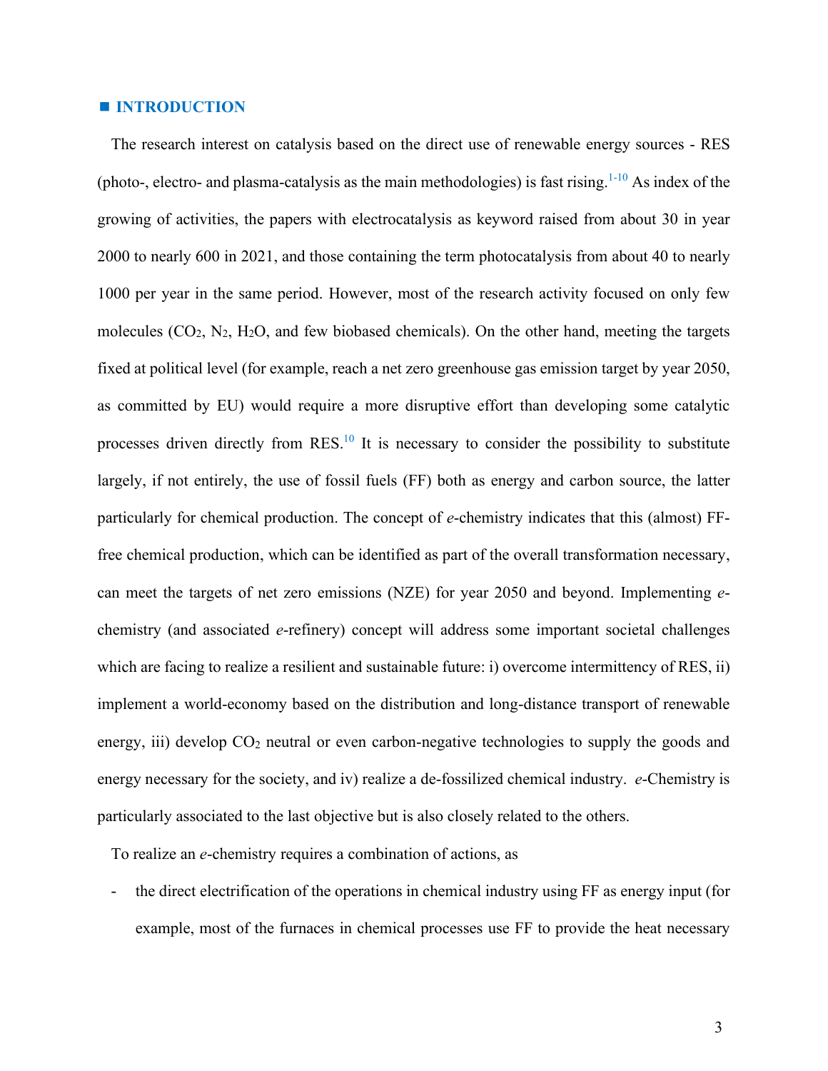## ■ INTRODUCTION

The research interest on catalysis based on the direct use of renewable energy sources - RES (photo-, electro- and plasma-catalysis as the main methodologies) is fast rising.[1-10] As index of the growing of activities, the papers with electrocatalysis as keyword raised from about 30 in year 2000 to nearly 600 in 2021, and those containing the term photocatalysis from about 40 to nearly 1000 per year in the same period. However, most of the research activity focused on only few molecules ($CO_2$, $N_2$, $H_2O$, and few biobased chemicals). On the other hand, meeting the targets fixed at political level (for example, reach a net zero greenhouse gas emission target by year 2050, as committed by EU) would require a more disruptive effort than developing some catalytic processes driven directly from RES.[10] It is necessary to consider the possibility to substitute largely, if not entirely, the use of fossil fuels (FF) both as energy and carbon source, the latter particularly for chemical production. The concept of *e*-chemistry indicates that this (almost) FF-free chemical production, which can be identified as part of the overall transformation necessary, can meet the targets of net zero emissions (NZE) for year 2050 and beyond. Implementing *e*-chemistry (and associated *e*-refinery) concept will address some important societal challenges which are facing to realize a resilient and sustainable future: i) overcome intermittency of RES, ii) implement a world-economy based on the distribution and long-distance transport of renewable energy, iii) develop $CO_2$ neutral or even carbon-negative technologies to supply the goods and energy necessary for the society, and iv) realize a de-fossilized chemical industry. *e*-Chemistry is particularly associated to the last objective but is also closely related to the others.

To realize an *e*-chemistry requires a combination of actions, as

- the direct electrification of the operations in chemical industry using FF as energy input (for example, most of the furnaces in chemical processes use FF to provide the heat necessary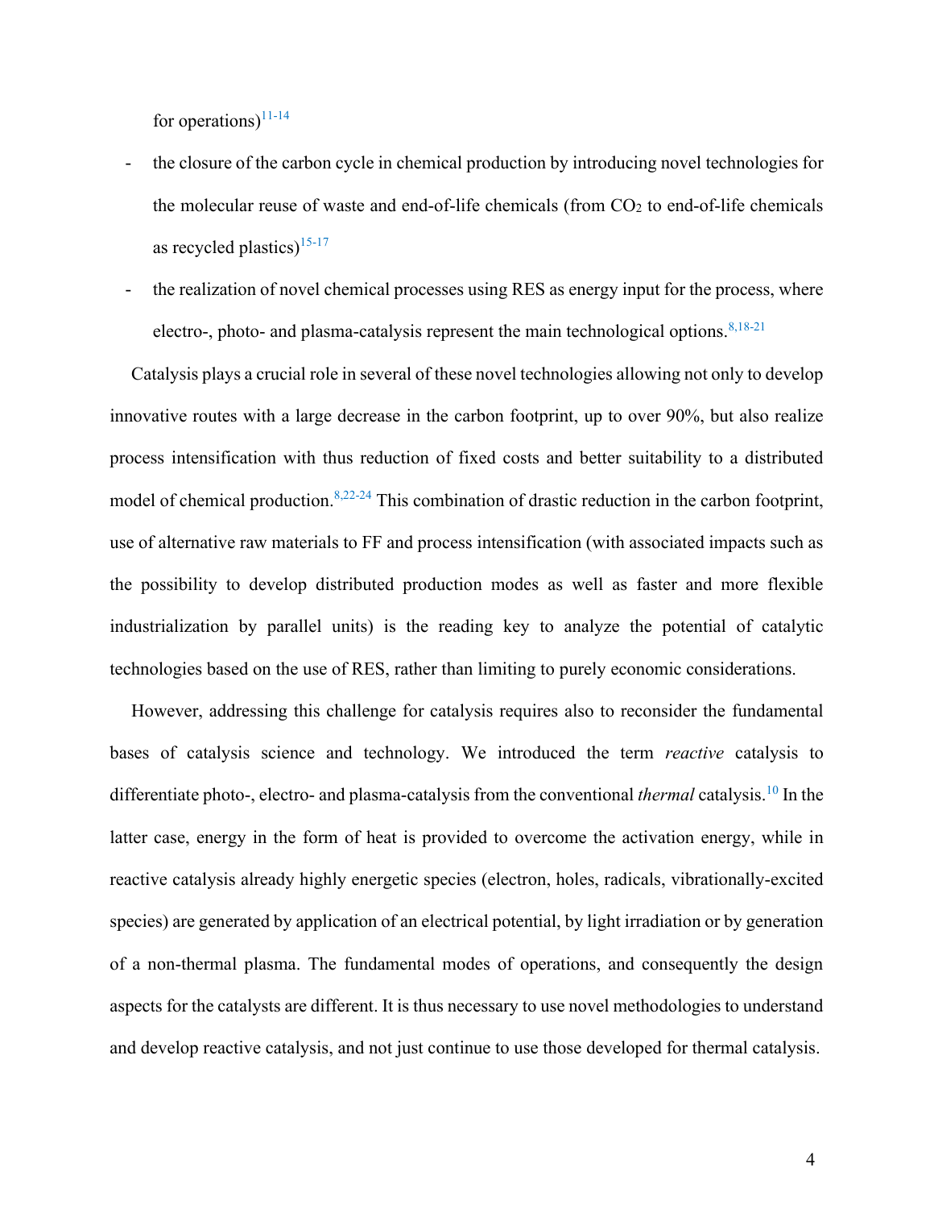for operations)[11-14]

- the closure of the carbon cycle in chemical production by introducing novel technologies for the molecular reuse of waste and end-of-life chemicals (from $CO_2$ to end-of-life chemicals as recycled plastics)[15-17]
- the realization of novel chemical processes using RES as energy input for the process, where electro-, photo- and plasma-catalysis represent the main technological options.[8,18-21]

Catalysis plays a crucial role in several of these novel technologies allowing not only to develop innovative routes with a large decrease in the carbon footprint, up to over 90%, but also realize process intensification with thus reduction of fixed costs and better suitability to a distributed model of chemical production.[8,22-24] This combination of drastic reduction in the carbon footprint, use of alternative raw materials to FF and process intensification (with associated impacts such as the possibility to develop distributed production modes as well as faster and more flexible industrialization by parallel units) is the reading key to analyze the potential of catalytic technologies based on the use of RES, rather than limiting to purely economic considerations.

However, addressing this challenge for catalysis requires also to reconsider the fundamental bases of catalysis science and technology. We introduced the term *reactive* catalysis to differentiate photo-, electro- and plasma-catalysis from the conventional *thermal* catalysis.[10] In the latter case, energy in the form of heat is provided to overcome the activation energy, while in reactive catalysis already highly energetic species (electron, holes, radicals, vibrationally-excited species) are generated by application of an electrical potential, by light irradiation or by generation of a non-thermal plasma. The fundamental modes of operations, and consequently the design aspects for the catalysts are different. It is thus necessary to use novel methodologies to understand and develop reactive catalysis, and not just continue to use those developed for thermal catalysis.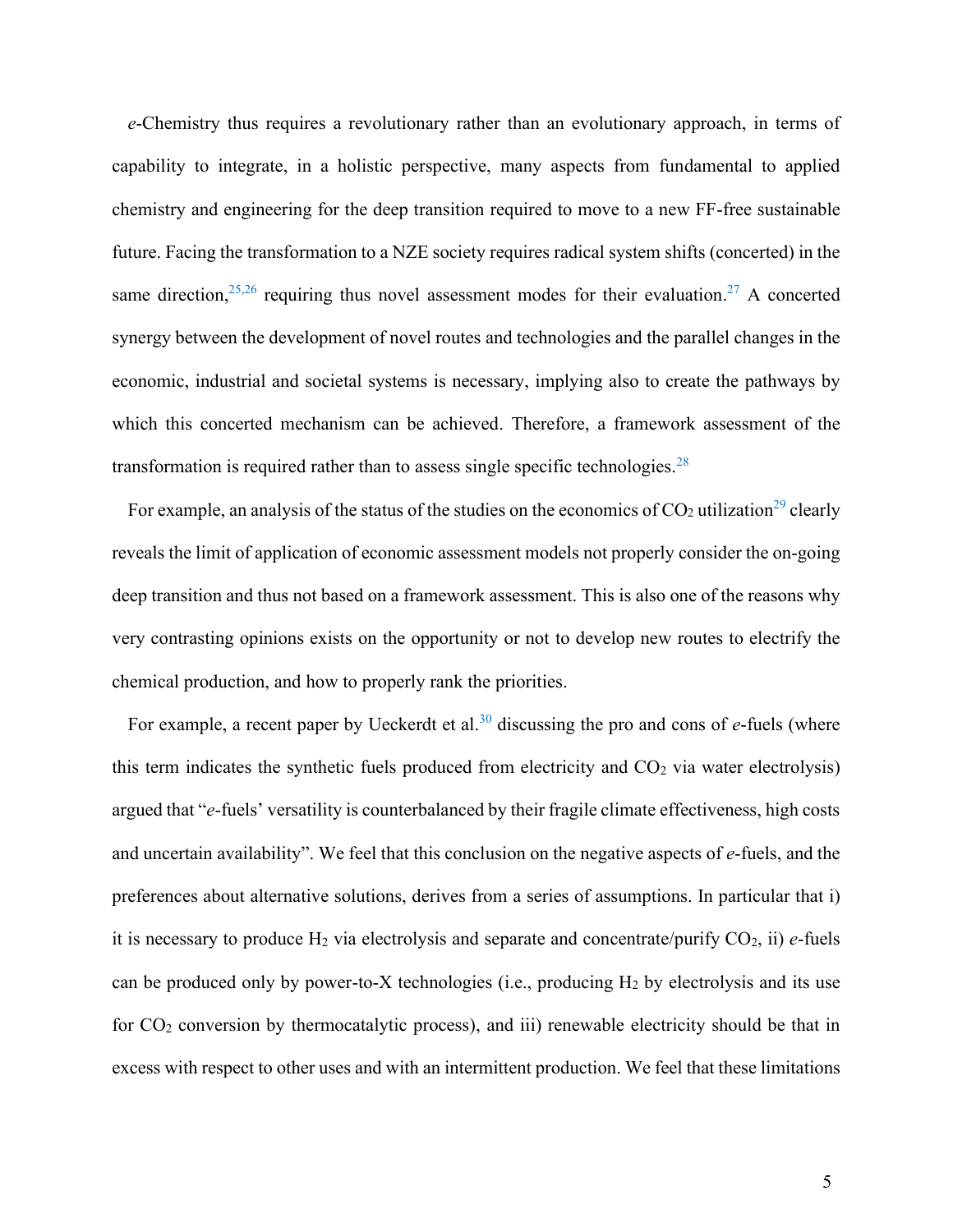*e*-Chemistry thus requires a revolutionary rather than an evolutionary approach, in terms of capability to integrate, in a holistic perspective, many aspects from fundamental to applied chemistry and engineering for the deep transition required to move to a new FF-free sustainable future. Facing the transformation to a NZE society requires radical system shifts (concerted) in the same direction,[25,26] requiring thus novel assessment modes for their evaluation.[27] A concerted synergy between the development of novel routes and technologies and the parallel changes in the economic, industrial and societal systems is necessary, implying also to create the pathways by which this concerted mechanism can be achieved. Therefore, a framework assessment of the transformation is required rather than to assess single specific technologies.[28]

For example, an analysis of the status of the studies on the economics of $CO_2$ utilization[29] clearly reveals the limit of application of economic assessment models not properly consider the on-going deep transition and thus not based on a framework assessment. This is also one of the reasons why very contrasting opinions exists on the opportunity or not to develop new routes to electrify the chemical production, and how to properly rank the priorities.

For example, a recent paper by Ueckerdt et al.[30] discussing the pro and cons of *e*-fuels (where this term indicates the synthetic fuels produced from electricity and $CO_2$ via water electrolysis) argued that "*e*-fuels' versatility is counterbalanced by their fragile climate effectiveness, high costs and uncertain availability". We feel that this conclusion on the negative aspects of *e*-fuels, and the preferences about alternative solutions, derives from a series of assumptions. In particular that i) it is necessary to produce $H_2$ via electrolysis and separate and concentrate/purify $CO_2$, ii) *e*-fuels can be produced only by power-to-X technologies (i.e., producing $H_2$ by electrolysis and its use for $CO_2$ conversion by thermocatalytic process), and iii) renewable electricity should be that in excess with respect to other uses and with an intermittent production. We feel that these limitations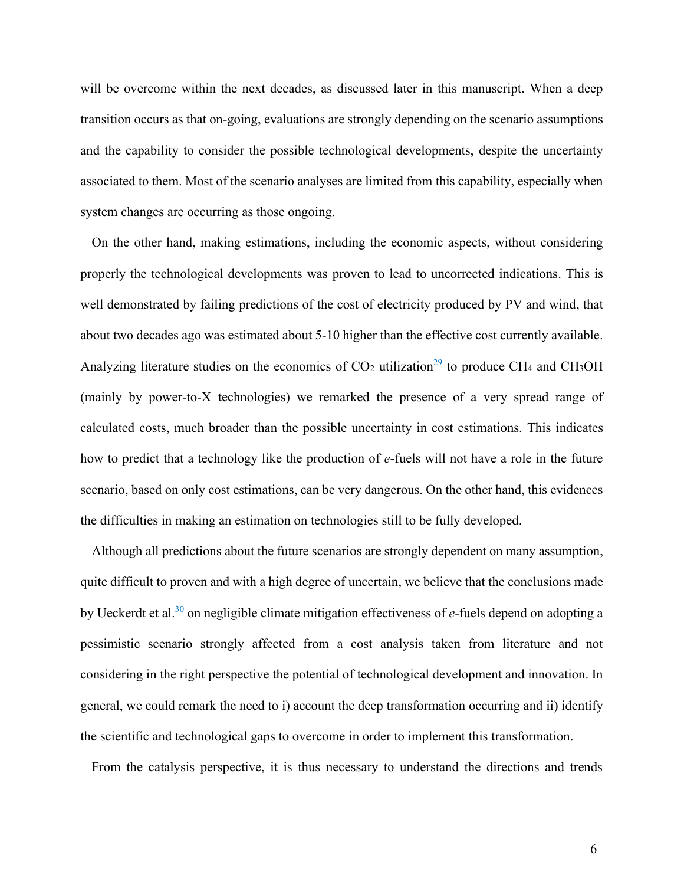will be overcome within the next decades, as discussed later in this manuscript. When a deep transition occurs as that on-going, evaluations are strongly depending on the scenario assumptions and the capability to consider the possible technological developments, despite the uncertainty associated to them. Most of the scenario analyses are limited from this capability, especially when system changes are occurring as those ongoing.

On the other hand, making estimations, including the economic aspects, without considering properly the technological developments was proven to lead to uncorrected indications. This is well demonstrated by failing predictions of the cost of electricity produced by PV and wind, that about two decades ago was estimated about 5-10 higher than the effective cost currently available. Analyzing literature studies on the economics of $CO_2$ utilization[29] to produce $CH_4$ and $CH_3OH$ (mainly by power-to-X technologies) we remarked the presence of a very spread range of calculated costs, much broader than the possible uncertainty in cost estimations. This indicates how to predict that a technology like the production of *e*-fuels will not have a role in the future scenario, based on only cost estimations, can be very dangerous. On the other hand, this evidences the difficulties in making an estimation on technologies still to be fully developed.

Although all predictions about the future scenarios are strongly dependent on many assumption, quite difficult to proven and with a high degree of uncertain, we believe that the conclusions made by Ueckerdt et al.[30] on negligible climate mitigation effectiveness of *e*-fuels depend on adopting a pessimistic scenario strongly affected from a cost analysis taken from literature and not considering in the right perspective the potential of technological development and innovation. In general, we could remark the need to i) account the deep transformation occurring and ii) identify the scientific and technological gaps to overcome in order to implement this transformation.

From the catalysis perspective, it is thus necessary to understand the directions and trends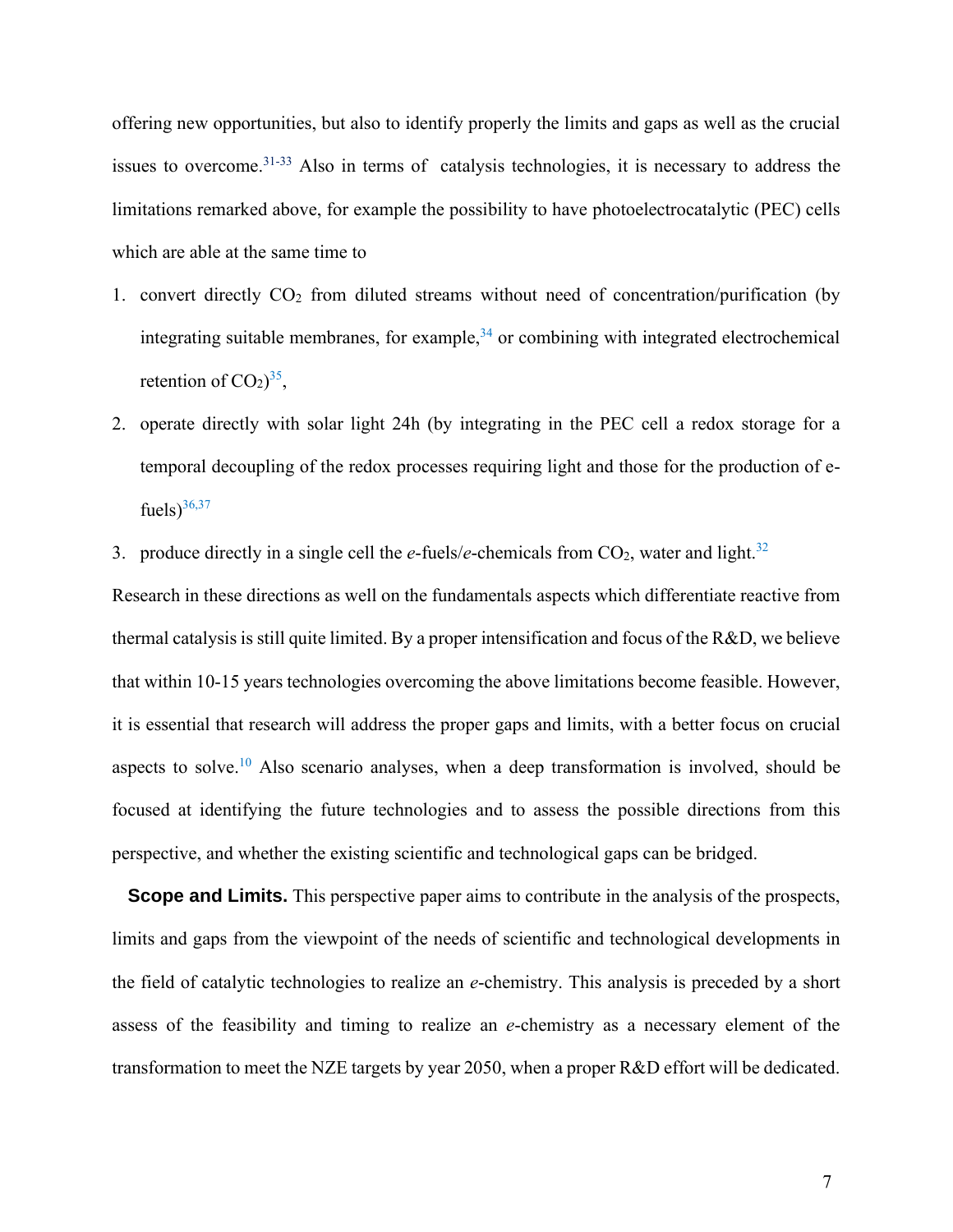offering new opportunities, but also to identify properly the limits and gaps as well as the crucial issues to overcome.[31-33] Also in terms of catalysis technologies, it is necessary to address the limitations remarked above, for example the possibility to have photoelectrocatalytic (PEC) cells which are able at the same time to

1. convert directly $CO_2$ from diluted streams without need of concentration/purification (by integrating suitable membranes, for example,[34] or combining with integrated electrochemical retention of $CO_2$)[35],
2. operate directly with solar light 24h (by integrating in the PEC cell a redox storage for a temporal decoupling of the redox processes requiring light and those for the production of e-fuels)[36,37]
3. produce directly in a single cell the *e*-fuels/*e*-chemicals from $CO_2$, water and light.[32]

Research in these directions as well on the fundamentals aspects which differentiate reactive from thermal catalysis is still quite limited. By a proper intensification and focus of the R&D, we believe that within 10-15 years technologies overcoming the above limitations become feasible. However, it is essential that research will address the proper gaps and limits, with a better focus on crucial aspects to solve.[10] Also scenario analyses, when a deep transformation is involved, should be focused at identifying the future technologies and to assess the possible directions from this perspective, and whether the existing scientific and technological gaps can be bridged.

**Scope and Limits.** This perspective paper aims to contribute in the analysis of the prospects, limits and gaps from the viewpoint of the needs of scientific and technological developments in the field of catalytic technologies to realize an *e*-chemistry. This analysis is preceded by a short assess of the feasibility and timing to realize an *e*-chemistry as a necessary element of the transformation to meet the NZE targets by year 2050, when a proper R&D effort will be dedicated.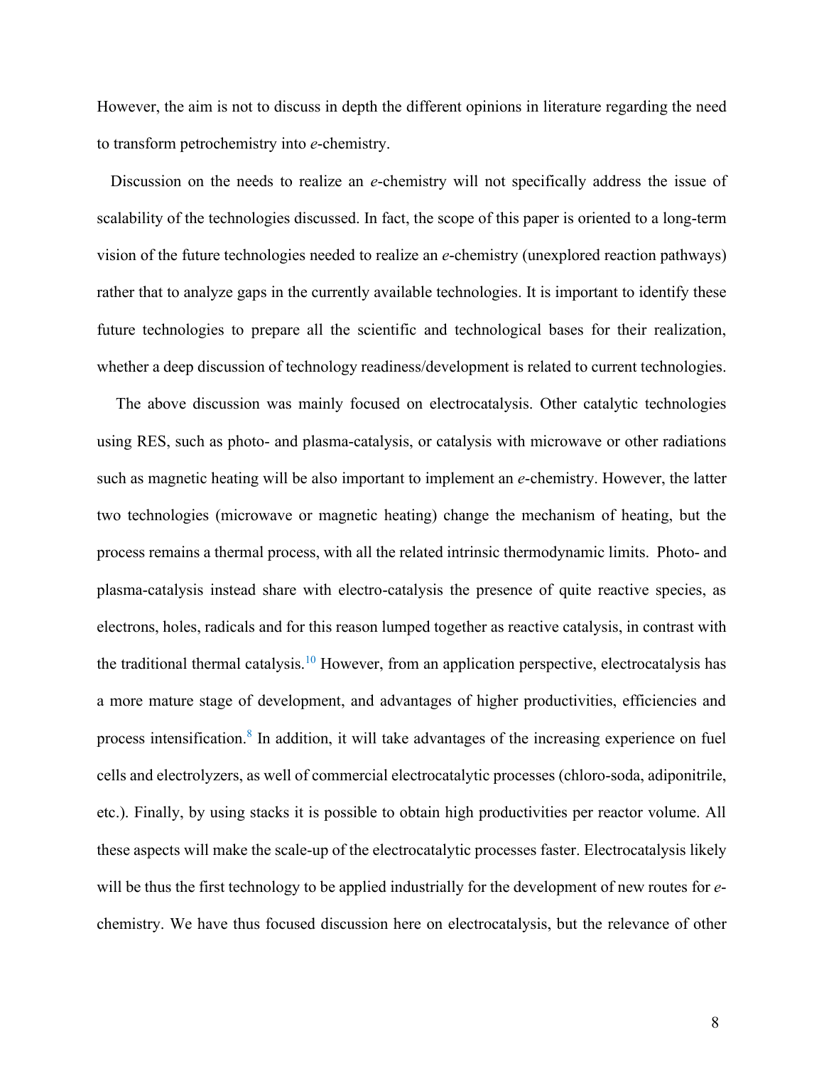However, the aim is not to discuss in depth the different opinions in literature regarding the need to transform petrochemistry into *e*-chemistry.

Discussion on the needs to realize an *e*-chemistry will not specifically address the issue of scalability of the technologies discussed. In fact, the scope of this paper is oriented to a long-term vision of the future technologies needed to realize an *e*-chemistry (unexplored reaction pathways) rather that to analyze gaps in the currently available technologies. It is important to identify these future technologies to prepare all the scientific and technological bases for their realization, whether a deep discussion of technology readiness/development is related to current technologies.

The above discussion was mainly focused on electrocatalysis. Other catalytic technologies using RES, such as photo- and plasma-catalysis, or catalysis with microwave or other radiations such as magnetic heating will be also important to implement an *e*-chemistry. However, the latter two technologies (microwave or magnetic heating) change the mechanism of heating, but the process remains a thermal process, with all the related intrinsic thermodynamic limits. Photo- and plasma-catalysis instead share with electro-catalysis the presence of quite reactive species, as electrons, holes, radicals and for this reason lumped together as reactive catalysis, in contrast with the traditional thermal catalysis.[10] However, from an application perspective, electrocatalysis has a more mature stage of development, and advantages of higher productivities, efficiencies and process intensification.[8] In addition, it will take advantages of the increasing experience on fuel cells and electrolyzers, as well of commercial electrocatalytic processes (chloro-soda, adiponitrile, etc.). Finally, by using stacks it is possible to obtain high productivities per reactor volume. All these aspects will make the scale-up of the electrocatalytic processes faster. Electrocatalysis likely will be thus the first technology to be applied industrially for the development of new routes for *e*-chemistry. We have thus focused discussion here on electrocatalysis, but the relevance of other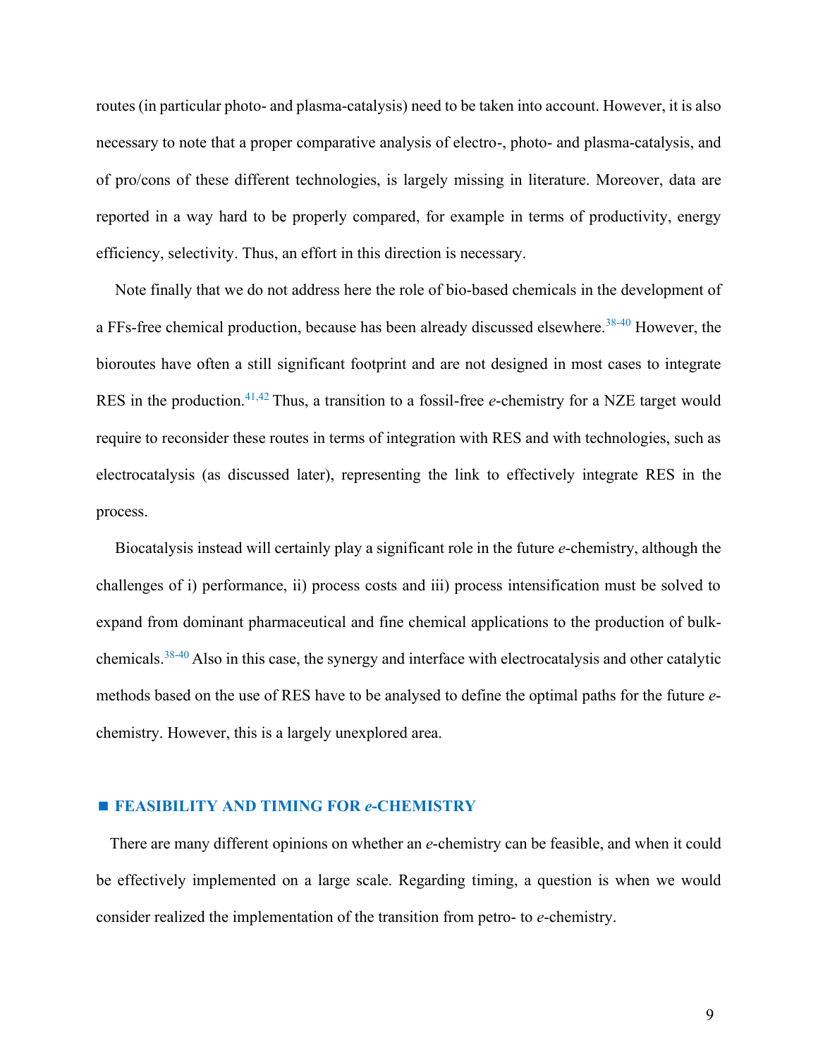routes (in particular photo- and plasma-catalysis) need to be taken into account. However, it is also necessary to note that a proper comparative analysis of electro-, photo- and plasma-catalysis, and of pro/cons of these different technologies, is largely missing in literature. Moreover, data are reported in a way hard to be properly compared, for example in terms of productivity, energy efficiency, selectivity. Thus, an effort in this direction is necessary.

Note finally that we do not address here the role of bio-based chemicals in the development of a FFs-free chemical production, because has been already discussed elsewhere.[38-40] However, the bioroutes have often a still significant footprint and are not designed in most cases to integrate RES in the production.[41,42] Thus, a transition to a fossil-free *e*-chemistry for a NZE target would require to reconsider these routes in terms of integration with RES and with technologies, such as electrocatalysis (as discussed later), representing the link to effectively integrate RES in the process.

Biocatalysis instead will certainly play a significant role in the future *e*-chemistry, although the challenges of i) performance, ii) process costs and iii) process intensification must be solved to expand from dominant pharmaceutical and fine chemical applications to the production of bulk-chemicals.[38-40] Also in this case, the synergy and interface with electrocatalysis and other catalytic methods based on the use of RES have to be analysed to define the optimal paths for the future *e*-chemistry. However, this is a largely unexplored area.

## ■ FEASIBILITY AND TIMING FOR *e*-CHEMISTRY

There are many different opinions on whether an *e*-chemistry can be feasible, and when it could be effectively implemented on a large scale. Regarding timing, a question is when we would consider realized the implementation of the transition from petro- to *e*-chemistry.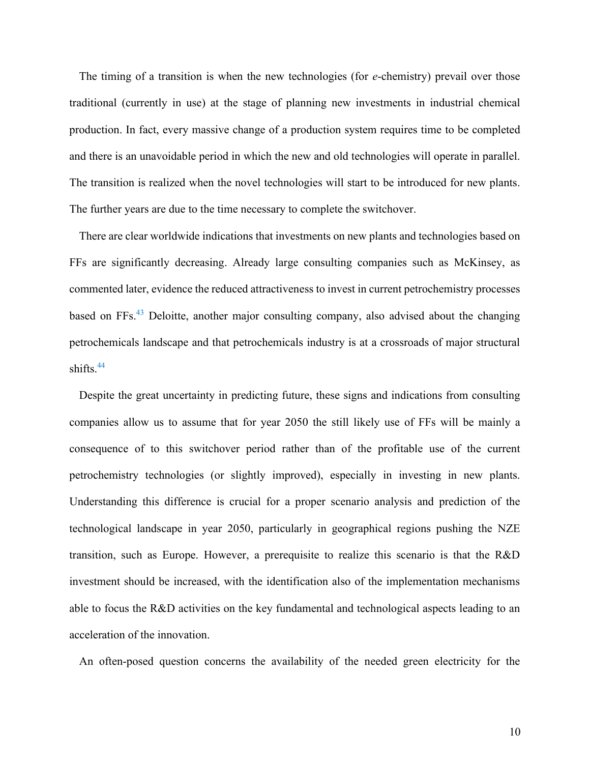The timing of a transition is when the new technologies (for *e*-chemistry) prevail over those traditional (currently in use) at the stage of planning new investments in industrial chemical production. In fact, every massive change of a production system requires time to be completed and there is an unavoidable period in which the new and old technologies will operate in parallel. The transition is realized when the novel technologies will start to be introduced for new plants. The further years are due to the time necessary to complete the switchover.

There are clear worldwide indications that investments on new plants and technologies based on FFs are significantly decreasing. Already large consulting companies such as McKinsey, as commented later, evidence the reduced attractiveness to invest in current petrochemistry processes based on FFs.[43] Deloitte, another major consulting company, also advised about the changing petrochemicals landscape and that petrochemicals industry is at a crossroads of major structural shifts.[44]

Despite the great uncertainty in predicting future, these signs and indications from consulting companies allow us to assume that for year 2050 the still likely use of FFs will be mainly a consequence of to this switchover period rather than of the profitable use of the current petrochemistry technologies (or slightly improved), especially in investing in new plants. Understanding this difference is crucial for a proper scenario analysis and prediction of the technological landscape in year 2050, particularly in geographical regions pushing the NZE transition, such as Europe. However, a prerequisite to realize this scenario is that the R&D investment should be increased, with the identification also of the implementation mechanisms able to focus the R&D activities on the key fundamental and technological aspects leading to an acceleration of the innovation.

An often-posed question concerns the availability of the needed green electricity for the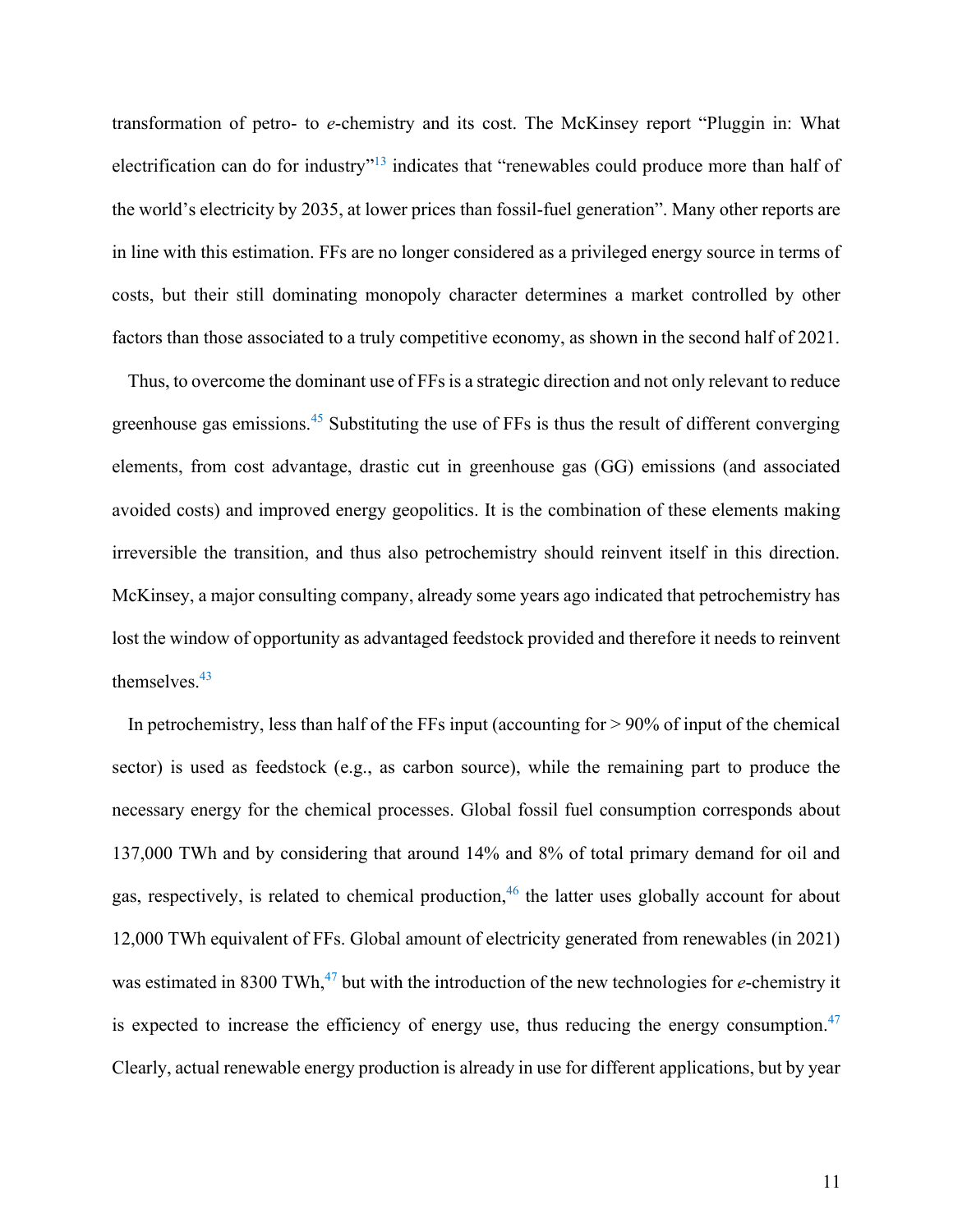transformation of petro- to *e*-chemistry and its cost. The McKinsey report "Pluggin in: What electrification can do for industry"[13] indicates that "renewables could produce more than half of the world's electricity by 2035, at lower prices than fossil-fuel generation". Many other reports are in line with this estimation. FFs are no longer considered as a privileged energy source in terms of costs, but their still dominating monopoly character determines a market controlled by other factors than those associated to a truly competitive economy, as shown in the second half of 2021.

Thus, to overcome the dominant use of FFs is a strategic direction and not only relevant to reduce greenhouse gas emissions.[45] Substituting the use of FFs is thus the result of different converging elements, from cost advantage, drastic cut in greenhouse gas (GG) emissions (and associated avoided costs) and improved energy geopolitics. It is the combination of these elements making irreversible the transition, and thus also petrochemistry should reinvent itself in this direction. McKinsey, a major consulting company, already some years ago indicated that petrochemistry has lost the window of opportunity as advantaged feedstock provided and therefore it needs to reinvent themselves.[43]

In petrochemistry, less than half of the FFs input (accounting for > 90% of input of the chemical sector) is used as feedstock (e.g., as carbon source), while the remaining part to produce the necessary energy for the chemical processes. Global fossil fuel consumption corresponds about 137,000 TWh and by considering that around 14% and 8% of total primary demand for oil and gas, respectively, is related to chemical production,[46] the latter uses globally account for about 12,000 TWh equivalent of FFs. Global amount of electricity generated from renewables (in 2021) was estimated in 8300 TWh,[47] but with the introduction of the new technologies for *e*-chemistry it is expected to increase the efficiency of energy use, thus reducing the energy consumption.[47] Clearly, actual renewable energy production is already in use for different applications, but by year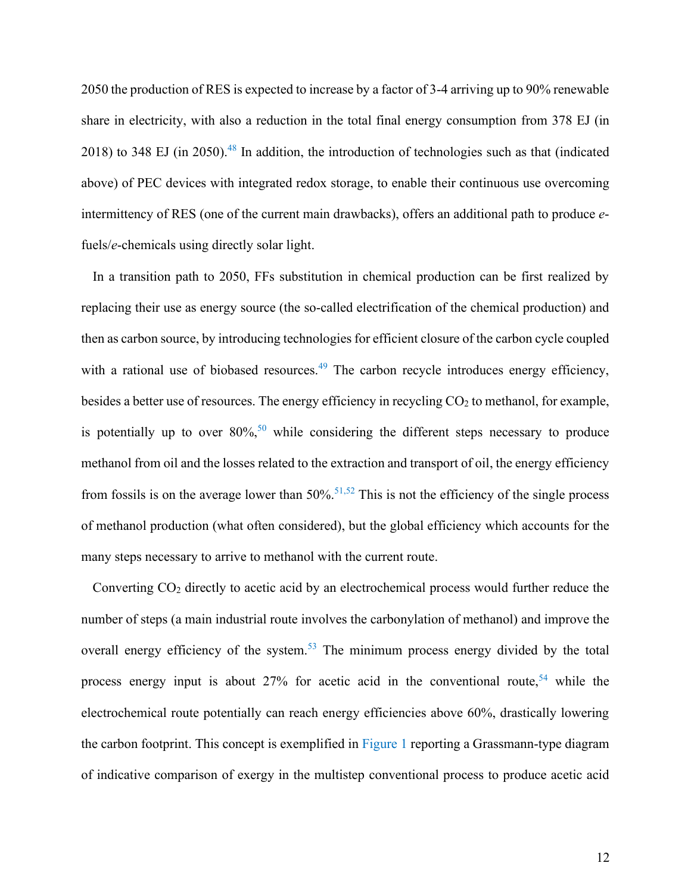2050 the production of RES is expected to increase by a factor of 3-4 arriving up to 90% renewable share in electricity, with also a reduction in the total final energy consumption from 378 EJ (in 2018) to 348 EJ (in 2050).[48] In addition, the introduction of technologies such as that (indicated above) of PEC devices with integrated redox storage, to enable their continuous use overcoming intermittency of RES (one of the current main drawbacks), offers an additional path to produce *e*-fuels/*e*-chemicals using directly solar light.

In a transition path to 2050, FFs substitution in chemical production can be first realized by replacing their use as energy source (the so-called electrification of the chemical production) and then as carbon source, by introducing technologies for efficient closure of the carbon cycle coupled with a rational use of biobased resources.[49] The carbon recycle introduces energy efficiency, besides a better use of resources. The energy efficiency in recycling $CO_2$ to methanol, for example, is potentially up to over 80%,[50] while considering the different steps necessary to produce methanol from oil and the losses related to the extraction and transport of oil, the energy efficiency from fossils is on the average lower than 50%.[51,52] This is not the efficiency of the single process of methanol production (what often considered), but the global efficiency which accounts for the many steps necessary to arrive to methanol with the current route.

Converting $CO_2$ directly to acetic acid by an electrochemical process would further reduce the number of steps (a main industrial route involves the carbonylation of methanol) and improve the overall energy efficiency of the system.[53] The minimum process energy divided by the total process energy input is about 27% for acetic acid in the conventional route,[54] while the electrochemical route potentially can reach energy efficiencies above 60%, drastically lowering the carbon footprint. This concept is exemplified in Figure 1 reporting a Grassmann-type diagram of indicative comparison of exergy in the multistep conventional process to produce acetic acid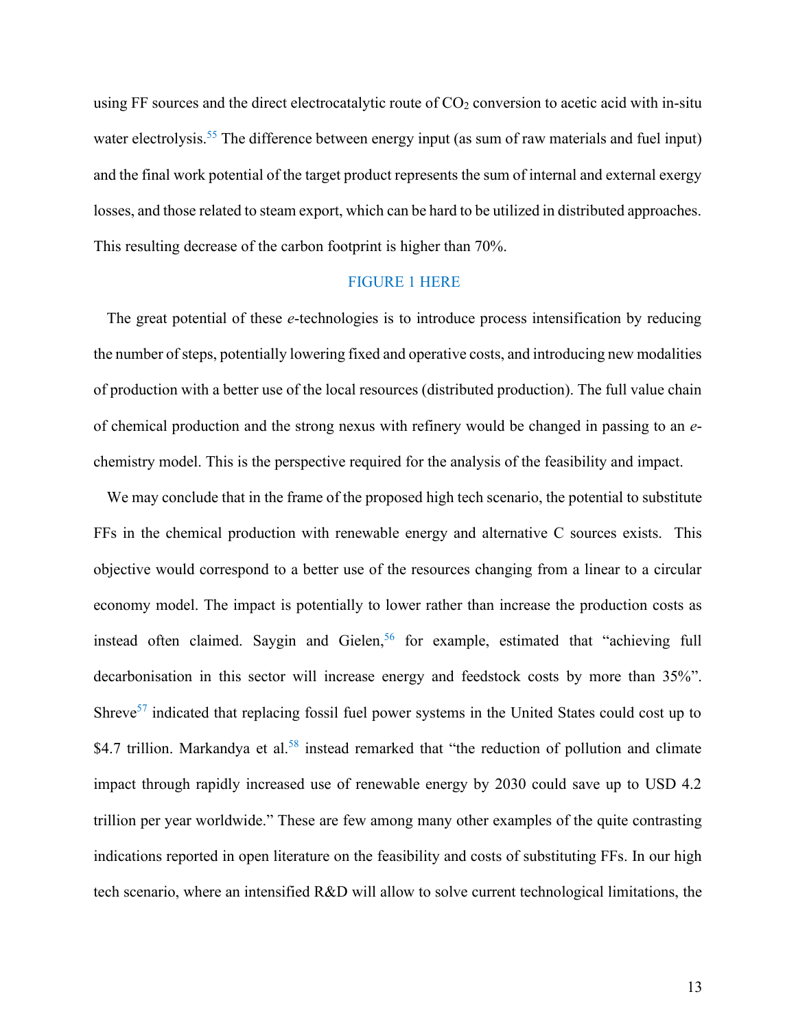using FF sources and the direct electrocatalytic route of $CO_2$ conversion to acetic acid with in-situ water electrolysis.[55] The difference between energy input (as sum of raw materials and fuel input) and the final work potential of the target product represents the sum of internal and external exergy losses, and those related to steam export, which can be hard to be utilized in distributed approaches. This resulting decrease of the carbon footprint is higher than 70%.

FIGURE 1 HERE

The great potential of these *e*-technologies is to introduce process intensification by reducing the number of steps, potentially lowering fixed and operative costs, and introducing new modalities of production with a better use of the local resources (distributed production). The full value chain of chemical production and the strong nexus with refinery would be changed in passing to an *e*-chemistry model. This is the perspective required for the analysis of the feasibility and impact.

We may conclude that in the frame of the proposed high tech scenario, the potential to substitute FFs in the chemical production with renewable energy and alternative C sources exists. This objective would correspond to a better use of the resources changing from a linear to a circular economy model. The impact is potentially to lower rather than increase the production costs as instead often claimed. Saygin and Gielen,[56] for example, estimated that "achieving full decarbonisation in this sector will increase energy and feedstock costs by more than 35%". Shreve[57] indicated that replacing fossil fuel power systems in the United States could cost up to \$4.7 trillion. Markandya et al.[58] instead remarked that "the reduction of pollution and climate impact through rapidly increased use of renewable energy by 2030 could save up to USD 4.2 trillion per year worldwide." These are few among many other examples of the quite contrasting indications reported in open literature on the feasibility and costs of substituting FFs. In our high tech scenario, where an intensified R&D will allow to solve current technological limitations, the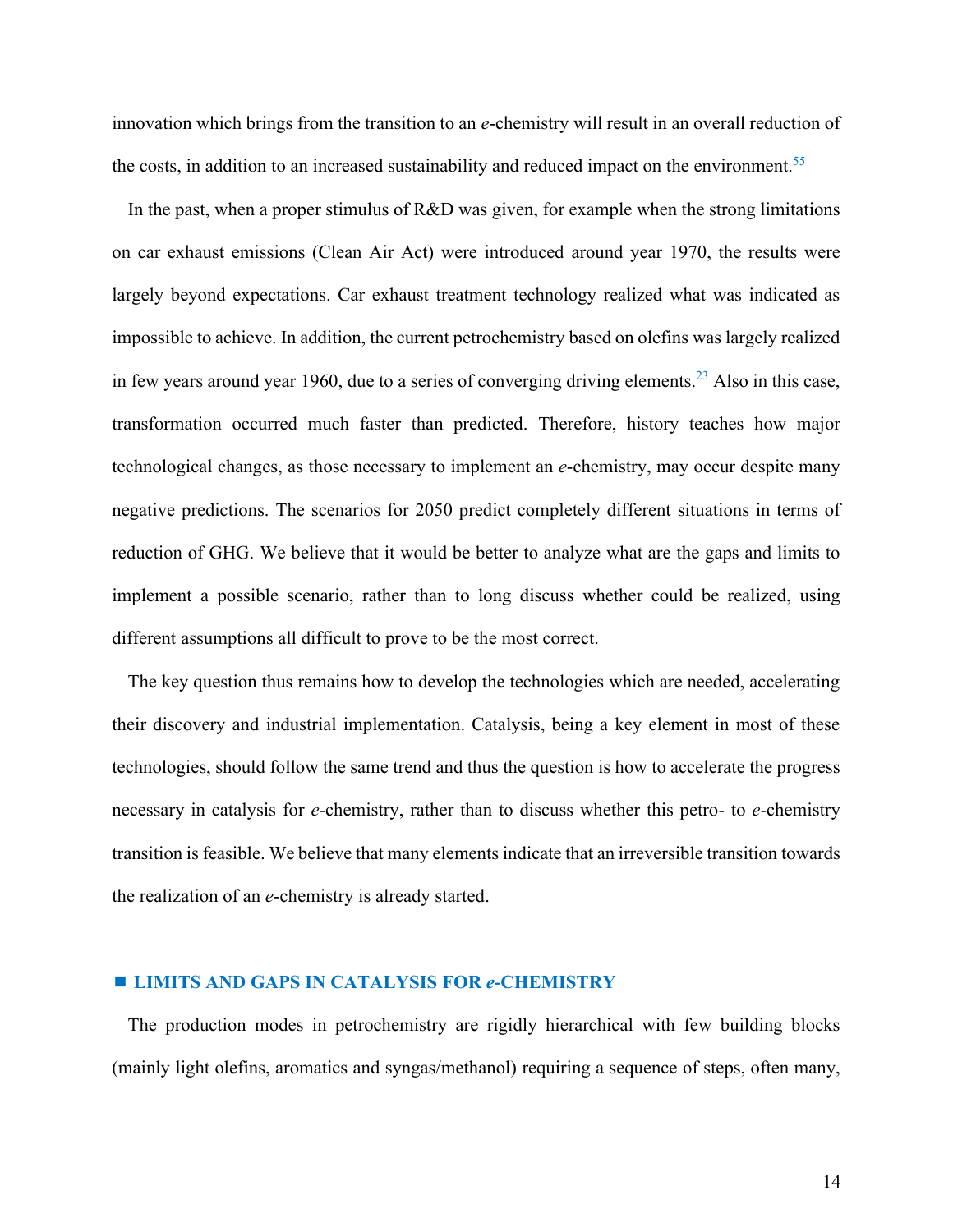innovation which brings from the transition to an *e*-chemistry will result in an overall reduction of the costs, in addition to an increased sustainability and reduced impact on the environment.[55]

In the past, when a proper stimulus of R&D was given, for example when the strong limitations on car exhaust emissions (Clean Air Act) were introduced around year 1970, the results were largely beyond expectations. Car exhaust treatment technology realized what was indicated as impossible to achieve. In addition, the current petrochemistry based on olefins was largely realized in few years around year 1960, due to a series of converging driving elements.[23] Also in this case, transformation occurred much faster than predicted. Therefore, history teaches how major technological changes, as those necessary to implement an *e*-chemistry, may occur despite many negative predictions. The scenarios for 2050 predict completely different situations in terms of reduction of GHG. We believe that it would be better to analyze what are the gaps and limits to implement a possible scenario, rather than to long discuss whether could be realized, using different assumptions all difficult to prove to be the most correct.

The key question thus remains how to develop the technologies which are needed, accelerating their discovery and industrial implementation. Catalysis, being a key element in most of these technologies, should follow the same trend and thus the question is how to accelerate the progress necessary in catalysis for *e*-chemistry, rather than to discuss whether this petro- to *e*-chemistry transition is feasible. We believe that many elements indicate that an irreversible transition towards the realization of an *e*-chemistry is already started.

## ■ LIMITS AND GAPS IN CATALYSIS FOR *e*-CHEMISTRY

The production modes in petrochemistry are rigidly hierarchical with few building blocks (mainly light olefins, aromatics and syngas/methanol) requiring a sequence of steps, often many,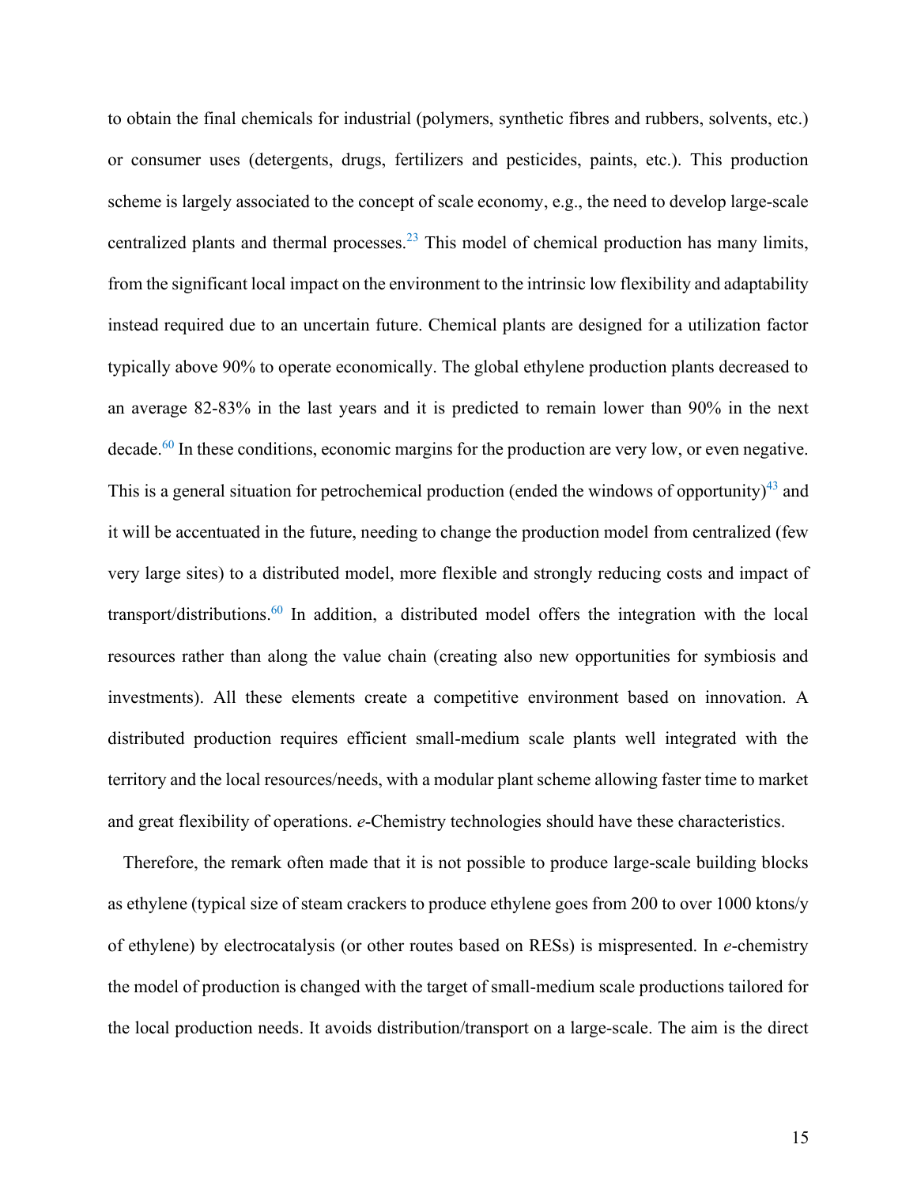to obtain the final chemicals for industrial (polymers, synthetic fibres and rubbers, solvents, etc.) or consumer uses (detergents, drugs, fertilizers and pesticides, paints, etc.). This production scheme is largely associated to the concept of scale economy, e.g., the need to develop large-scale centralized plants and thermal processes.[23] This model of chemical production has many limits, from the significant local impact on the environment to the intrinsic low flexibility and adaptability instead required due to an uncertain future. Chemical plants are designed for a utilization factor typically above 90% to operate economically. The global ethylene production plants decreased to an average 82-83% in the last years and it is predicted to remain lower than 90% in the next decade.[60] In these conditions, economic margins for the production are very low, or even negative. This is a general situation for petrochemical production (ended the windows of opportunity)[43] and it will be accentuated in the future, needing to change the production model from centralized (few very large sites) to a distributed model, more flexible and strongly reducing costs and impact of transport/distributions.[60] In addition, a distributed model offers the integration with the local resources rather than along the value chain (creating also new opportunities for symbiosis and investments). All these elements create a competitive environment based on innovation. A distributed production requires efficient small-medium scale plants well integrated with the territory and the local resources/needs, with a modular plant scheme allowing faster time to market and great flexibility of operations. *e*-Chemistry technologies should have these characteristics.

Therefore, the remark often made that it is not possible to produce large-scale building blocks as ethylene (typical size of steam crackers to produce ethylene goes from 200 to over 1000 ktons/y of ethylene) by electrocatalysis (or other routes based on RESs) is mispresented. In *e*-chemistry the model of production is changed with the target of small-medium scale productions tailored for the local production needs. It avoids distribution/transport on a large-scale. The aim is the direct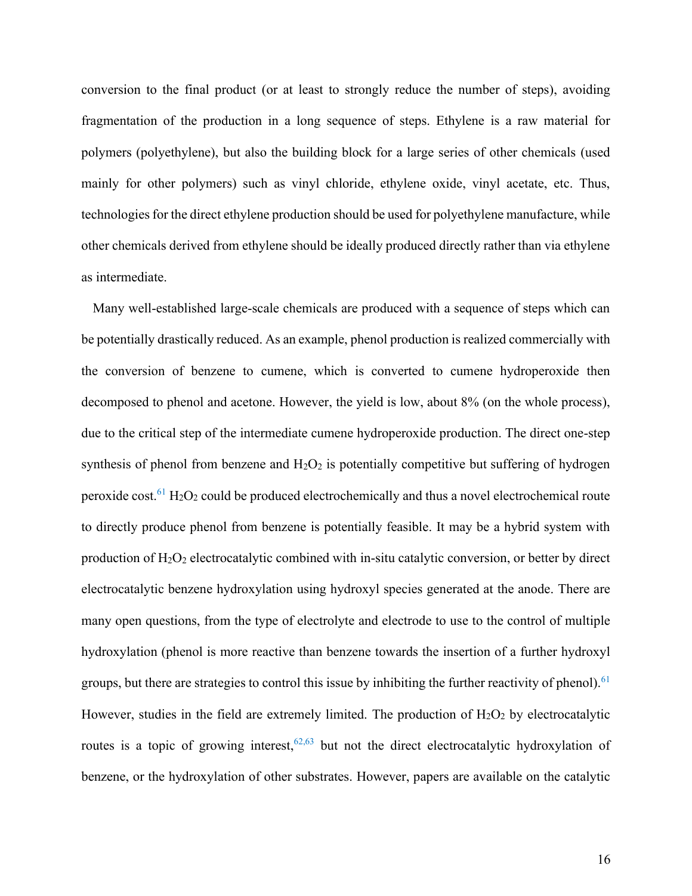conversion to the final product (or at least to strongly reduce the number of steps), avoiding fragmentation of the production in a long sequence of steps. Ethylene is a raw material for polymers (polyethylene), but also the building block for a large series of other chemicals (used mainly for other polymers) such as vinyl chloride, ethylene oxide, vinyl acetate, etc. Thus, technologies for the direct ethylene production should be used for polyethylene manufacture, while other chemicals derived from ethylene should be ideally produced directly rather than via ethylene as intermediate.

Many well-established large-scale chemicals are produced with a sequence of steps which can be potentially drastically reduced. As an example, phenol production is realized commercially with the conversion of benzene to cumene, which is converted to cumene hydroperoxide then decomposed to phenol and acetone. However, the yield is low, about 8% (on the whole process), due to the critical step of the intermediate cumene hydroperoxide production. The direct one-step synthesis of phenol from benzene and $H_2O_2$ is potentially competitive but suffering of hydrogen peroxide cost.[61] $H_2O_2$ could be produced electrochemically and thus a novel electrochemical route to directly produce phenol from benzene is potentially feasible. It may be a hybrid system with production of $H_2O_2$ electrocatalytic combined with in-situ catalytic conversion, or better by direct electrocatalytic benzene hydroxylation using hydroxyl species generated at the anode. There are many open questions, from the type of electrolyte and electrode to use to the control of multiple hydroxylation (phenol is more reactive than benzene towards the insertion of a further hydroxyl groups, but there are strategies to control this issue by inhibiting the further reactivity of phenol).[61] However, studies in the field are extremely limited. The production of $H_2O_2$ by electrocatalytic routes is a topic of growing interest,[62,63] but not the direct electrocatalytic hydroxylation of benzene, or the hydroxylation of other substrates. However, papers are available on the catalytic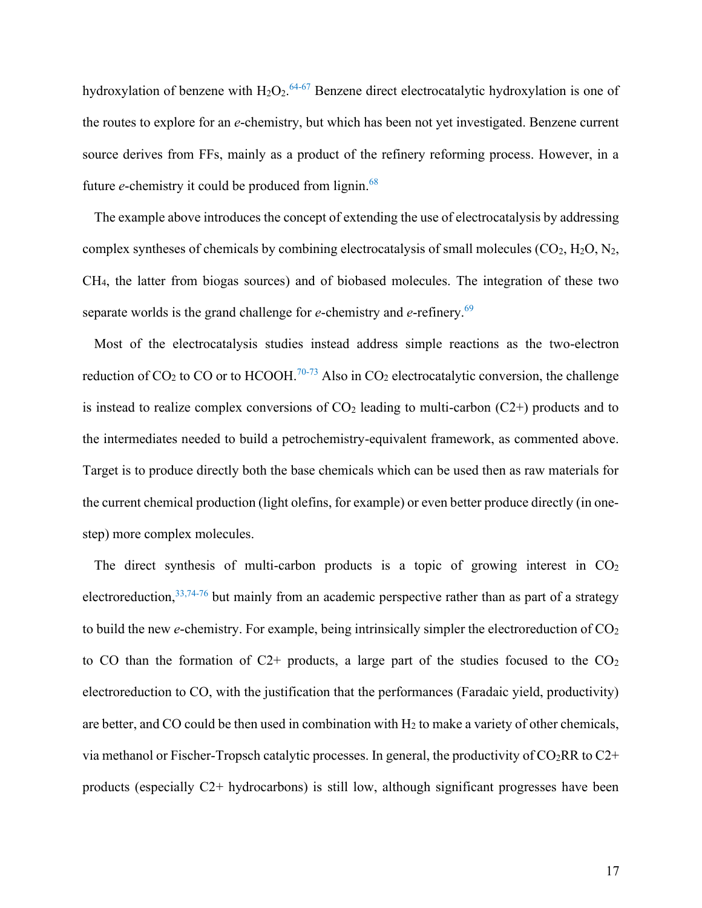hydroxylation of benzene with $H_2O_2$.[64-67] Benzene direct electrocatalytic hydroxylation is one of the routes to explore for an *e*-chemistry, but which has been not yet investigated. Benzene current source derives from FFs, mainly as a product of the refinery reforming process. However, in a future *e*-chemistry it could be produced from lignin.[68]

The example above introduces the concept of extending the use of electrocatalysis by addressing complex syntheses of chemicals by combining electrocatalysis of small molecules ($CO_2$, $H_2O$, $N_2$, $CH_4$, the latter from biogas sources) and of biobased molecules. The integration of these two separate worlds is the grand challenge for *e*-chemistry and *e*-refinery.[69]

Most of the electrocatalysis studies instead address simple reactions as the two-electron reduction of $CO_2$ to CO or to HCOOH.[70-73] Also in $CO_2$ electrocatalytic conversion, the challenge is instead to realize complex conversions of $CO_2$ leading to multi-carbon (C2+) products and to the intermediates needed to build a petrochemistry-equivalent framework, as commented above. Target is to produce directly both the base chemicals which can be used then as raw materials for the current chemical production (light olefins, for example) or even better produce directly (in one-step) more complex molecules.

The direct synthesis of multi-carbon products is a topic of growing interest in $CO_2$ electroreduction,[33,74-76] but mainly from an academic perspective rather than as part of a strategy to build the new *e*-chemistry. For example, being intrinsically simpler the electroreduction of $CO_2$ to CO than the formation of C2+ products, a large part of the studies focused to the $CO_2$ electroreduction to CO, with the justification that the performances (Faradaic yield, productivity) are better, and CO could be then used in combination with $H_2$ to make a variety of other chemicals, via methanol or Fischer-Tropsch catalytic processes. In general, the productivity of $CO_2$RR to C2+ products (especially C2+ hydrocarbons) is still low, although significant progresses have been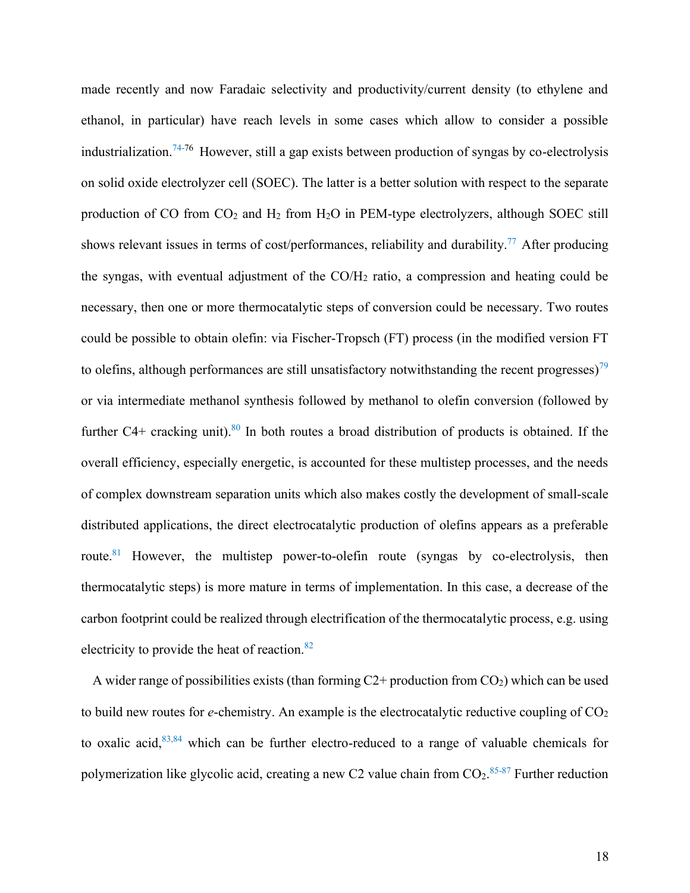made recently and now Faradaic selectivity and productivity/current density (to ethylene and ethanol, in particular) have reach levels in some cases which allow to consider a possible industrialization.[74-76] However, still a gap exists between production of syngas by co-electrolysis on solid oxide electrolyzer cell (SOEC). The latter is a better solution with respect to the separate production of CO from $CO_2$ and $H_2$ from $H_2O$ in PEM-type electrolyzers, although SOEC still shows relevant issues in terms of cost/performances, reliability and durability.[77] After producing the syngas, with eventual adjustment of the $CO/H_2$ ratio, a compression and heating could be necessary, then one or more thermocatalytic steps of conversion could be necessary. Two routes could be possible to obtain olefin: via Fischer-Tropsch (FT) process (in the modified version FT to olefins, although performances are still unsatisfactory notwithstanding the recent progresses)[79] or via intermediate methanol synthesis followed by methanol to olefin conversion (followed by further C4+ cracking unit).[80] In both routes a broad distribution of products is obtained. If the overall efficiency, especially energetic, is accounted for these multistep processes, and the needs of complex downstream separation units which also makes costly the development of small-scale distributed applications, the direct electrocatalytic production of olefins appears as a preferable route.[81] However, the multistep power-to-olefin route (syngas by co-electrolysis, then thermocatalytic steps) is more mature in terms of implementation. In this case, a decrease of the carbon footprint could be realized through electrification of the thermocatalytic process, e.g. using electricity to provide the heat of reaction.[82]

A wider range of possibilities exists (than forming C2+ production from $CO_2$) which can be used to build new routes for *e*-chemistry. An example is the electrocatalytic reductive coupling of $CO_2$ to oxalic acid,[83,84] which can be further electro-reduced to a range of valuable chemicals for polymerization like glycolic acid, creating a new C2 value chain from $CO_2$.[85-87] Further reduction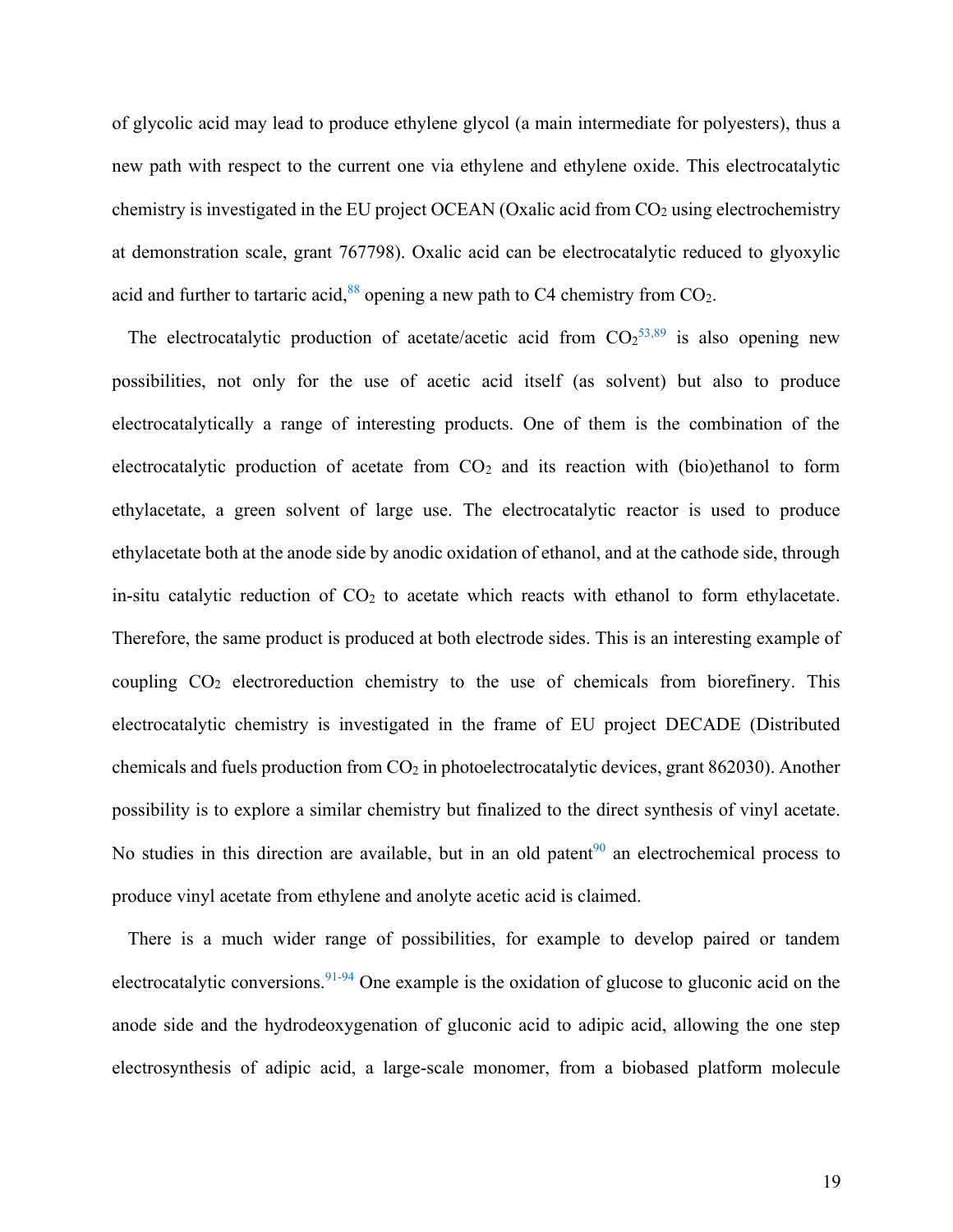of glycolic acid may lead to produce ethylene glycol (a main intermediate for polyesters), thus a new path with respect to the current one via ethylene and ethylene oxide. This electrocatalytic chemistry is investigated in the EU project OCEAN (Oxalic acid from $CO_2$ using electrochemistry at demonstration scale, grant 767798). Oxalic acid can be electrocatalytic reduced to glyoxylic acid and further to tartaric acid,[88] opening a new path to C4 chemistry from $CO_2$.

The electrocatalytic production of acetate/acetic acid from $CO_2$[53,89] is also opening new possibilities, not only for the use of acetic acid itself (as solvent) but also to produce electrocatalytically a range of interesting products. One of them is the combination of the electrocatalytic production of acetate from $CO_2$ and its reaction with (bio)ethanol to form ethylacetate, a green solvent of large use. The electrocatalytic reactor is used to produce ethylacetate both at the anode side by anodic oxidation of ethanol, and at the cathode side, through in-situ catalytic reduction of $CO_2$ to acetate which reacts with ethanol to form ethylacetate. Therefore, the same product is produced at both electrode sides. This is an interesting example of coupling $CO_2$ electroreduction chemistry to the use of chemicals from biorefinery. This electrocatalytic chemistry is investigated in the frame of EU project DECADE (Distributed chemicals and fuels production from $CO_2$ in photoelectrocatalytic devices, grant 862030). Another possibility is to explore a similar chemistry but finalized to the direct synthesis of vinyl acetate. No studies in this direction are available, but in an old patent[90] an electrochemical process to produce vinyl acetate from ethylene and anolyte acetic acid is claimed.

There is a much wider range of possibilities, for example to develop paired or tandem electrocatalytic conversions.[91-94] One example is the oxidation of glucose to gluconic acid on the anode side and the hydrodeoxygenation of gluconic acid to adipic acid, allowing the one step electrosynthesis of adipic acid, a large-scale monomer, from a biobased platform molecule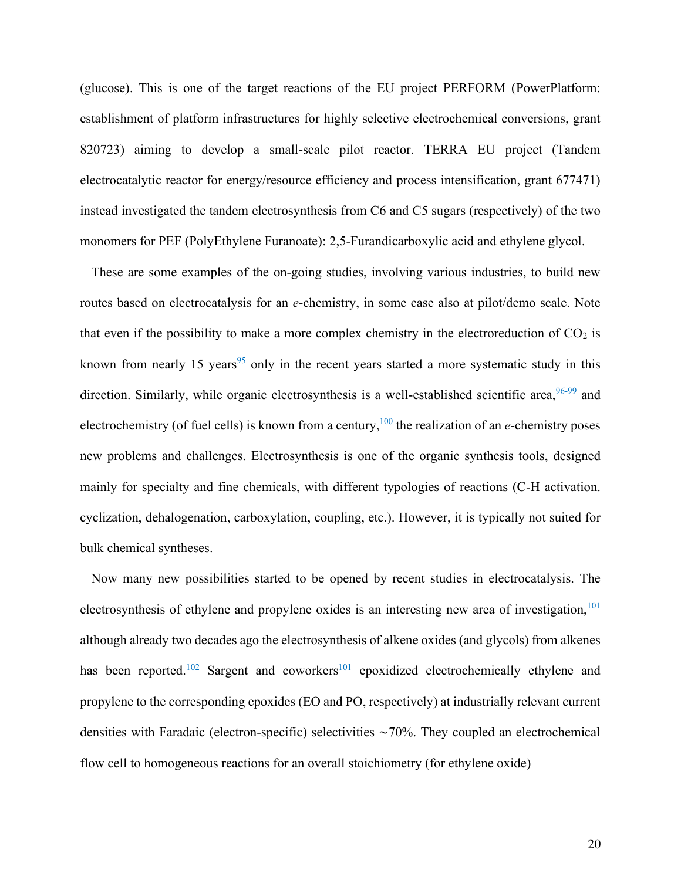(glucose). This is one of the target reactions of the EU project PERFORM (PowerPlatform: establishment of platform infrastructures for highly selective electrochemical conversions, grant 820723) aiming to develop a small-scale pilot reactor. TERRA EU project (Tandem electrocatalytic reactor for energy/resource efficiency and process intensification, grant 677471) instead investigated the tandem electrosynthesis from C6 and C5 sugars (respectively) of the two monomers for PEF (PolyEthylene Furanoate): 2,5-Furandicarboxylic acid and ethylene glycol.

These are some examples of the on-going studies, involving various industries, to build new routes based on electrocatalysis for an *e*-chemistry, in some case also at pilot/demo scale. Note that even if the possibility to make a more complex chemistry in the electroreduction of $CO_2$ is known from nearly 15 years[95] only in the recent years started a more systematic study in this direction. Similarly, while organic electrosynthesis is a well-established scientific area,[96-99] and electrochemistry (of fuel cells) is known from a century,[100] the realization of an *e*-chemistry poses new problems and challenges. Electrosynthesis is one of the organic synthesis tools, designed mainly for specialty and fine chemicals, with different typologies of reactions (C-H activation. cyclization, dehalogenation, carboxylation, coupling, etc.). However, it is typically not suited for bulk chemical syntheses.

Now many new possibilities started to be opened by recent studies in electrocatalysis. The electrosynthesis of ethylene and propylene oxides is an interesting new area of investigation,[101] although already two decades ago the electrosynthesis of alkene oxides (and glycols) from alkenes has been reported.[102] Sargent and coworkers[101] epoxidized electrochemically ethylene and propylene to the corresponding epoxides (EO and PO, respectively) at industrially relevant current densities with Faradaic (electron-specific) selectivities ∼70%. They coupled an electrochemical flow cell to homogeneous reactions for an overall stoichiometry (for ethylene oxide)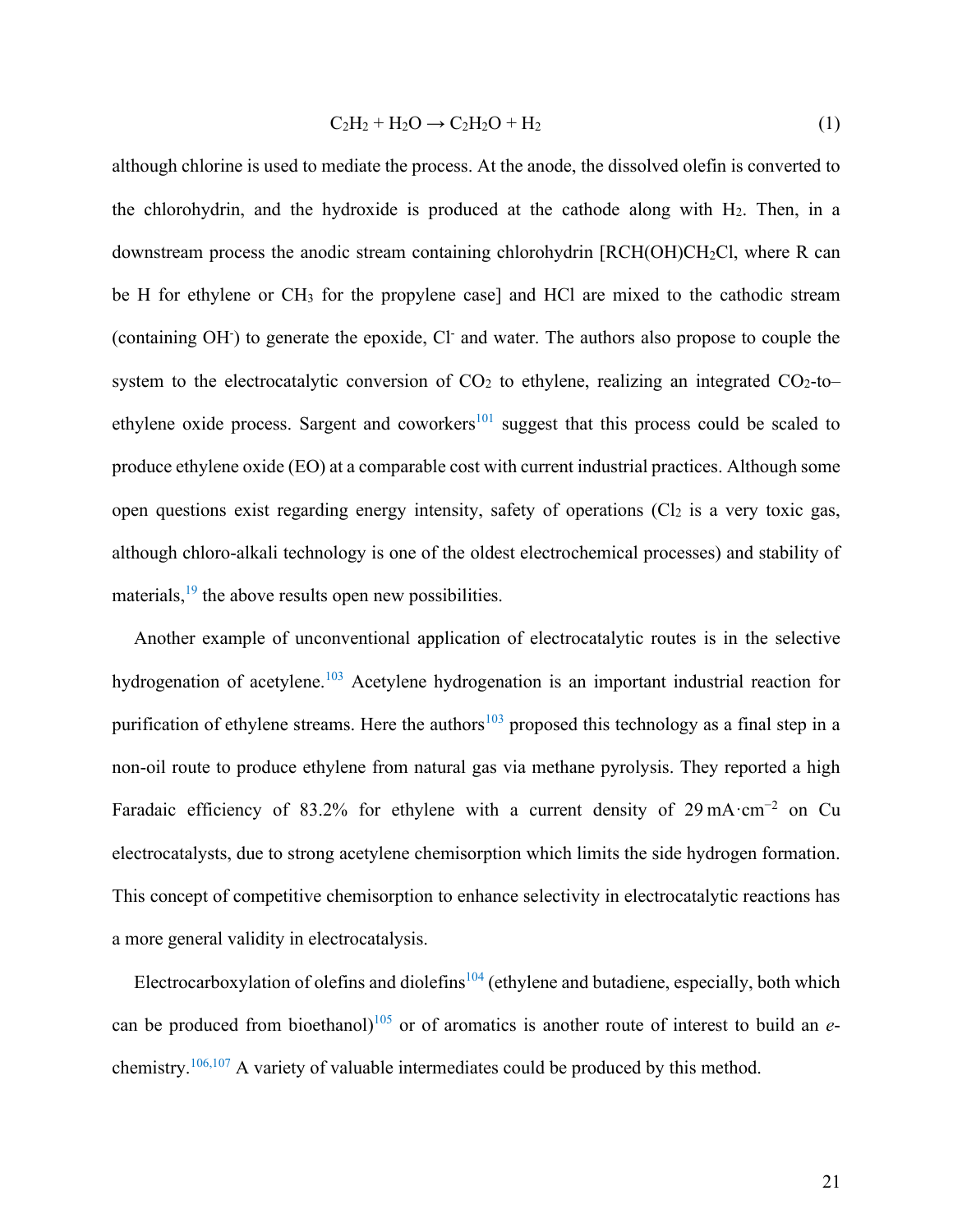$$C_2H_2 + H_2O \rightarrow C_2H_2O + H_2 \tag{1}$$

although chlorine is used to mediate the process. At the anode, the dissolved olefin is converted to the chlorohydrin, and the hydroxide is produced at the cathode along with $H_2$. Then, in a downstream process the anodic stream containing chlorohydrin [$RCH(OH)CH_2Cl$, where R can be H for ethylene or $CH_3$ for the propylene case] and HCl are mixed to the cathodic stream (containing $OH^-$) to generate the epoxide, $Cl^-$ and water. The authors also propose to couple the system to the electrocatalytic conversion of $CO_2$ to ethylene, realizing an integrated $CO_2$-to–ethylene oxide process. Sargent and coworkers[101] suggest that this process could be scaled to produce ethylene oxide (EO) at a comparable cost with current industrial practices. Although some open questions exist regarding energy intensity, safety of operations ($Cl_2$ is a very toxic gas, although chloro-alkali technology is one of the oldest electrochemical processes) and stability of materials,[19] the above results open new possibilities.

Another example of unconventional application of electrocatalytic routes is in the selective hydrogenation of acetylene.[103] Acetylene hydrogenation is an important industrial reaction for purification of ethylene streams. Here the authors[103] proposed this technology as a final step in a non-oil route to produce ethylene from natural gas via methane pyrolysis. They reported a high Faradaic efficiency of 83.2% for ethylene with a current density of $29\,mA\cdot cm^{-2}$ on Cu electrocatalysts, due to strong acetylene chemisorption which limits the side hydrogen formation. This concept of competitive chemisorption to enhance selectivity in electrocatalytic reactions has a more general validity in electrocatalysis.

Electrocarboxylation of olefins and diolefins[104] (ethylene and butadiene, especially, both which can be produced from bioethanol)[105] or of aromatics is another route of interest to build an *e*-chemistry.[106,107] A variety of valuable intermediates could be produced by this method.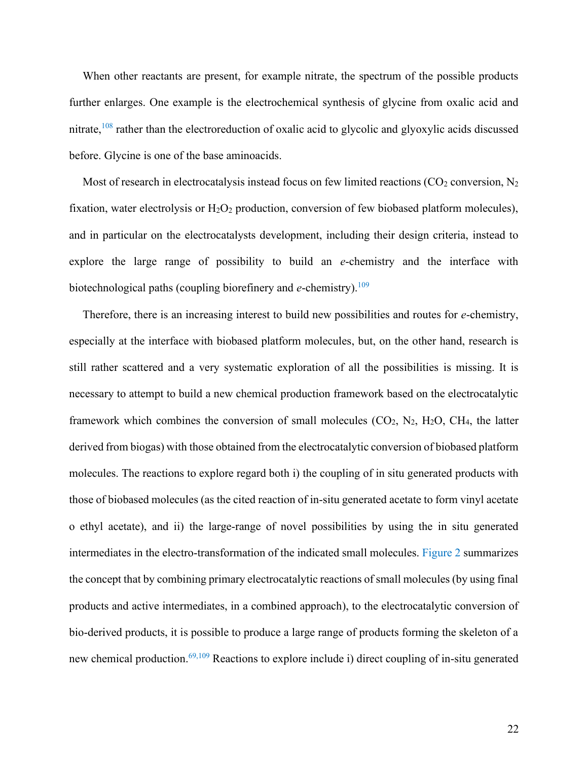When other reactants are present, for example nitrate, the spectrum of the possible products further enlarges. One example is the electrochemical synthesis of glycine from oxalic acid and nitrate,[108] rather than the electroreduction of oxalic acid to glycolic and glyoxylic acids discussed before. Glycine is one of the base aminoacids.

Most of research in electrocatalysis instead focus on few limited reactions ($CO_2$ conversion, $N_2$ fixation, water electrolysis or $H_2O_2$ production, conversion of few biobased platform molecules), and in particular on the electrocatalysts development, including their design criteria, instead to explore the large range of possibility to build an *e*-chemistry and the interface with biotechnological paths (coupling biorefinery and *e*-chemistry).[109]

Therefore, there is an increasing interest to build new possibilities and routes for *e*-chemistry, especially at the interface with biobased platform molecules, but, on the other hand, research is still rather scattered and a very systematic exploration of all the possibilities is missing. It is necessary to attempt to build a new chemical production framework based on the electrocatalytic framework which combines the conversion of small molecules ($CO_2$, $N_2$, $H_2O$, $CH_4$, the latter derived from biogas) with those obtained from the electrocatalytic conversion of biobased platform molecules. The reactions to explore regard both i) the coupling of in situ generated products with those of biobased molecules (as the cited reaction of in-situ generated acetate to form vinyl acetate o ethyl acetate), and ii) the large-range of novel possibilities by using the in situ generated intermediates in the electro-transformation of the indicated small molecules. Figure 2 summarizes the concept that by combining primary electrocatalytic reactions of small molecules (by using final products and active intermediates, in a combined approach), to the electrocatalytic conversion of bio-derived products, it is possible to produce a large range of products forming the skeleton of a new chemical production.[69,109] Reactions to explore include i) direct coupling of in-situ generated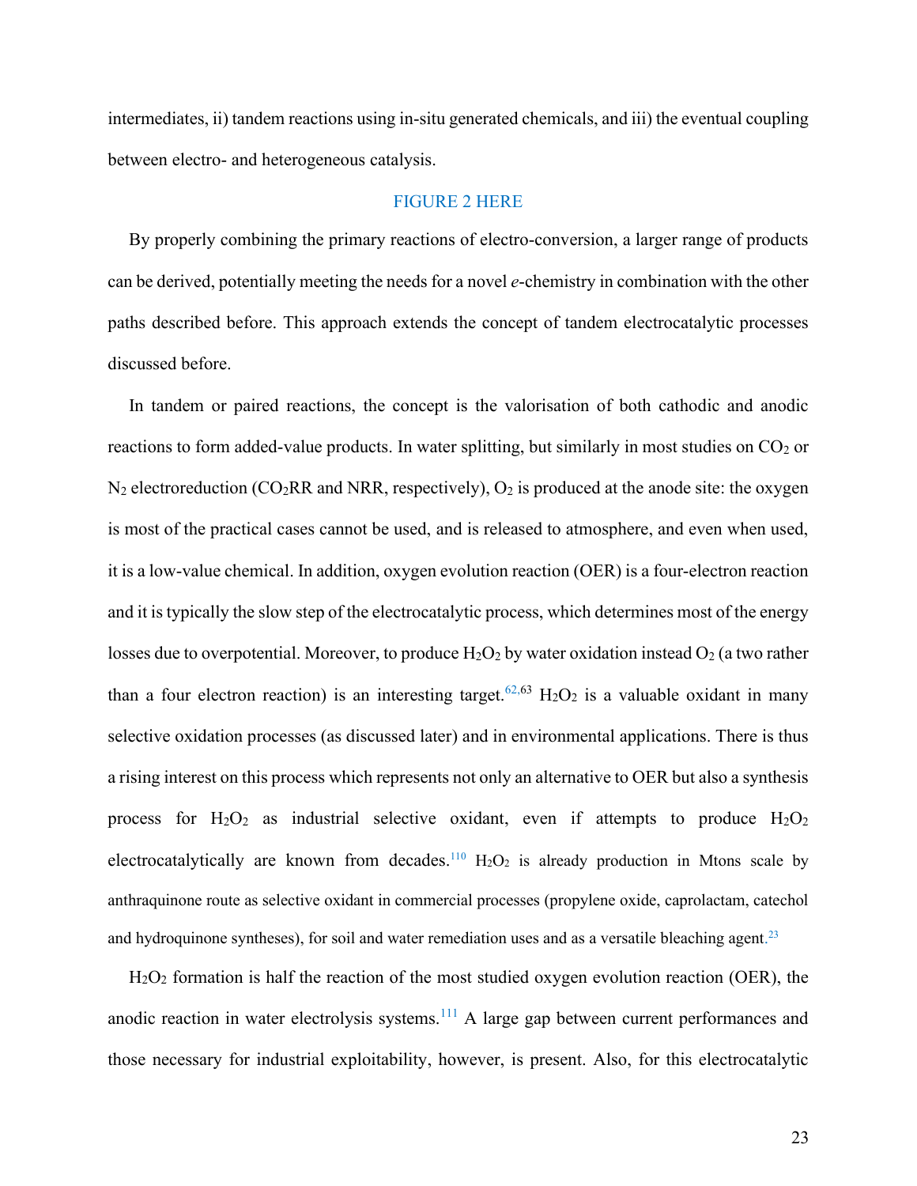intermediates, ii) tandem reactions using in-situ generated chemicals, and iii) the eventual coupling between electro- and heterogeneous catalysis.

FIGURE 2 HERE

By properly combining the primary reactions of electro-conversion, a larger range of products can be derived, potentially meeting the needs for a novel *e*-chemistry in combination with the other paths described before. This approach extends the concept of tandem electrocatalytic processes discussed before.

In tandem or paired reactions, the concept is the valorisation of both cathodic and anodic reactions to form added-value products. In water splitting, but similarly in most studies on $CO_2$ or $N_2$ electroreduction ($CO_2$RR and NRR, respectively), $O_2$ is produced at the anode site: the oxygen is most of the practical cases cannot be used, and is released to atmosphere, and even when used, it is a low-value chemical. In addition, oxygen evolution reaction (OER) is a four-electron reaction and it is typically the slow step of the electrocatalytic process, which determines most of the energy losses due to overpotential. Moreover, to produce $H_2O_2$ by water oxidation instead $O_2$ (a two rather than a four electron reaction) is an interesting target.[62,63] $H_2O_2$ is a valuable oxidant in many selective oxidation processes (as discussed later) and in environmental applications. There is thus a rising interest on this process which represents not only an alternative to OER but also a synthesis process for $H_2O_2$ as industrial selective oxidant, even if attempts to produce $H_2O_2$ electrocatalytically are known from decades.[110] $H_2O_2$ is already production in Mtons scale by anthraquinone route as selective oxidant in commercial processes (propylene oxide, caprolactam, catechol and hydroquinone syntheses), for soil and water remediation uses and as a versatile bleaching agent.[23]

$H_2O_2$ formation is half the reaction of the most studied oxygen evolution reaction (OER), the anodic reaction in water electrolysis systems.[111] A large gap between current performances and those necessary for industrial exploitability, however, is present. Also, for this electrocatalytic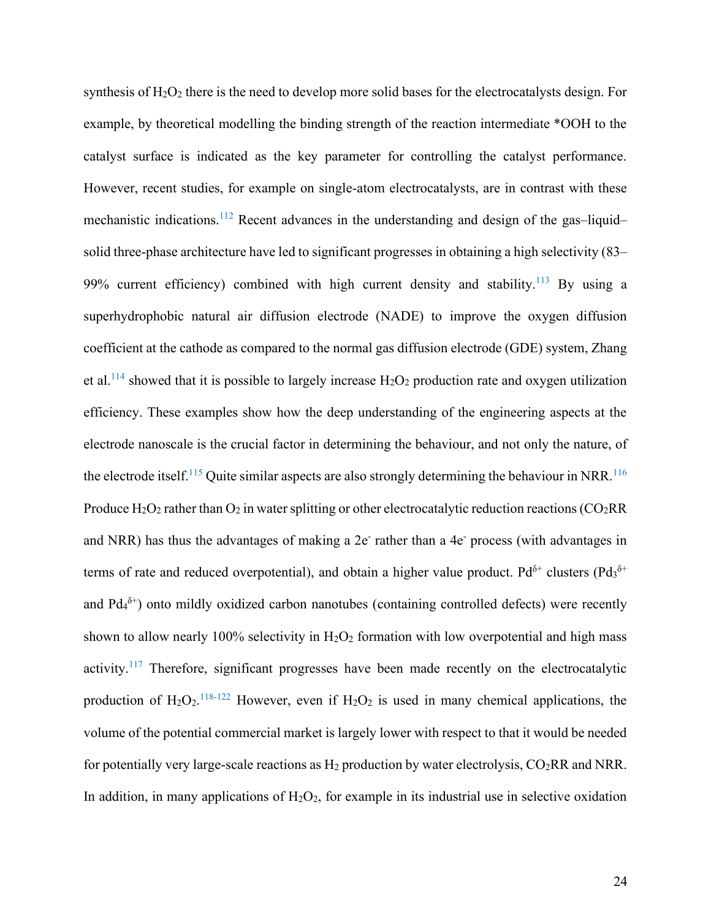synthesis of $H_2O_2$ there is the need to develop more solid bases for the electrocatalysts design. For example, by theoretical modelling the binding strength of the reaction intermediate *OOH to the catalyst surface is indicated as the key parameter for controlling the catalyst performance. However, recent studies, for example on single-atom electrocatalysts, are in contrast with these mechanistic indications.[112] Recent advances in the understanding and design of the gas–liquid–solid three-phase architecture have led to significant progresses in obtaining a high selectivity (83–99% current efficiency) combined with high current density and stability.[113] By using a superhydrophobic natural air diffusion electrode (NADE) to improve the oxygen diffusion coefficient at the cathode as compared to the normal gas diffusion electrode (GDE) system, Zhang et al.[114] showed that it is possible to largely increase $H_2O_2$ production rate and oxygen utilization efficiency. These examples show how the deep understanding of the engineering aspects at the electrode nanoscale is the crucial factor in determining the behaviour, and not only the nature, of the electrode itself.[115] Quite similar aspects are also strongly determining the behaviour in NRR.[116] Produce $H_2O_2$ rather than $O_2$ in water splitting or other electrocatalytic reduction reactions ($CO_2$RR and NRR) has thus the advantages of making a $2e^-$ rather than a $4e^-$ process (with advantages in terms of rate and reduced overpotential), and obtain a higher value product. $Pd^{\delta+}$ clusters ($Pd_3^{\delta+}$ and $Pd_4^{\delta+}$) onto mildly oxidized carbon nanotubes (containing controlled defects) were recently shown to allow nearly 100% selectivity in $H_2O_2$ formation with low overpotential and high mass activity.[117] Therefore, significant progresses have been made recently on the electrocatalytic production of $H_2O_2$.[118-122] However, even if $H_2O_2$ is used in many chemical applications, the volume of the potential commercial market is largely lower with respect to that it would be needed for potentially very large-scale reactions as $H_2$ production by water electrolysis, $CO_2$RR and NRR. In addition, in many applications of $H_2O_2$, for example in its industrial use in selective oxidation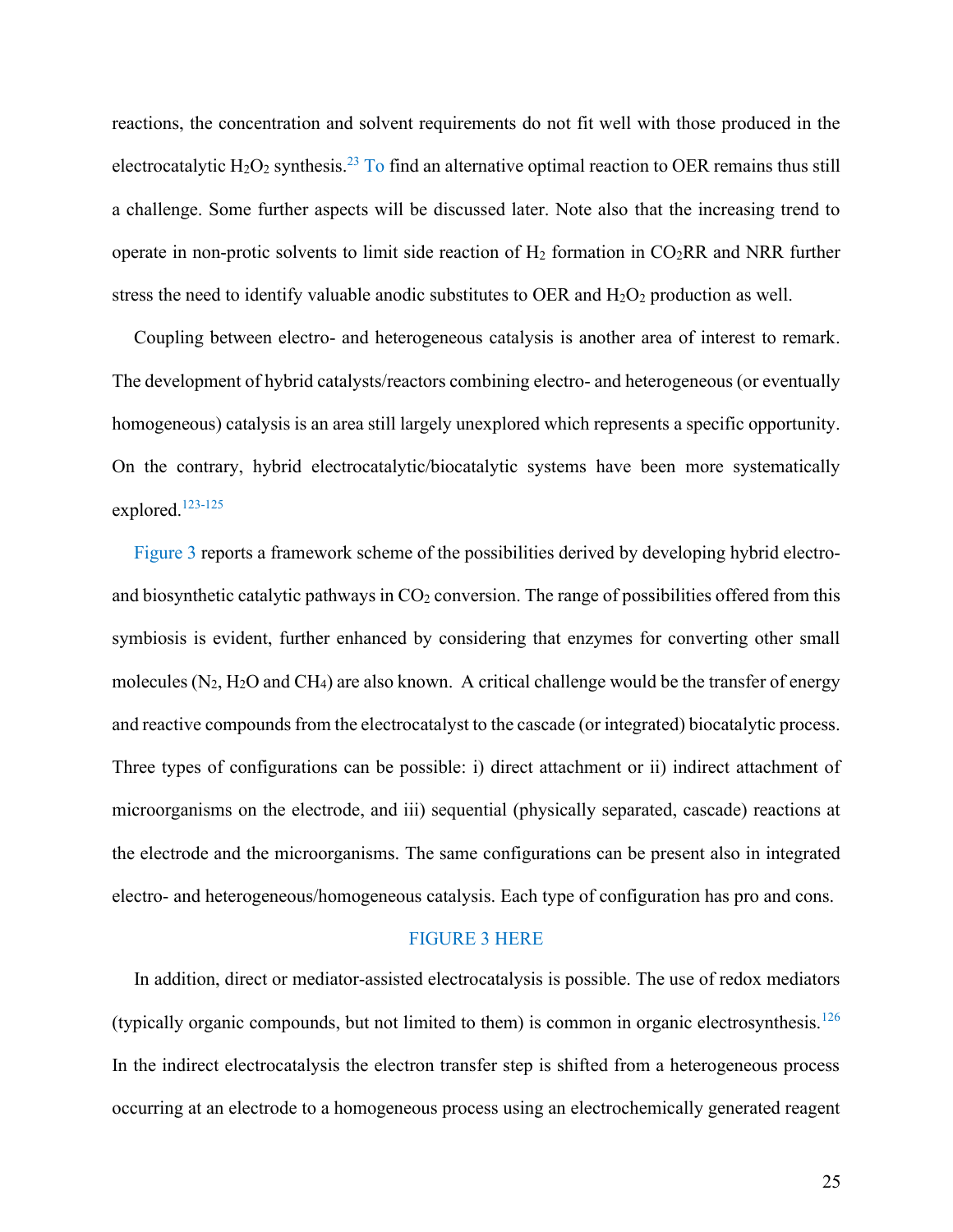reactions, the concentration and solvent requirements do not fit well with those produced in the electrocatalytic $H_2O_2$ synthesis.[23] To find an alternative optimal reaction to OER remains thus still a challenge. Some further aspects will be discussed later. Note also that the increasing trend to operate in non-protic solvents to limit side reaction of $H_2$ formation in $CO_2$RR and NRR further stress the need to identify valuable anodic substitutes to OER and $H_2O_2$ production as well.

Coupling between electro- and heterogeneous catalysis is another area of interest to remark. The development of hybrid catalysts/reactors combining electro- and heterogeneous (or eventually homogeneous) catalysis is an area still largely unexplored which represents a specific opportunity. On the contrary, hybrid electrocatalytic/biocatalytic systems have been more systematically explored.[123-125]

Figure 3 reports a framework scheme of the possibilities derived by developing hybrid electro- and biosynthetic catalytic pathways in $CO_2$ conversion. The range of possibilities offered from this symbiosis is evident, further enhanced by considering that enzymes for converting other small molecules ($N_2$, $H_2O$ and $CH_4$) are also known. A critical challenge would be the transfer of energy and reactive compounds from the electrocatalyst to the cascade (or integrated) biocatalytic process. Three types of configurations can be possible: i) direct attachment or ii) indirect attachment of microorganisms on the electrode, and iii) sequential (physically separated, cascade) reactions at the electrode and the microorganisms. The same configurations can be present also in integrated electro- and heterogeneous/homogeneous catalysis. Each type of configuration has pro and cons.

FIGURE 3 HERE

In addition, direct or mediator-assisted electrocatalysis is possible. The use of redox mediators (typically organic compounds, but not limited to them) is common in organic electrosynthesis.[126] In the indirect electrocatalysis the electron transfer step is shifted from a heterogeneous process occurring at an electrode to a homogeneous process using an electrochemically generated reagent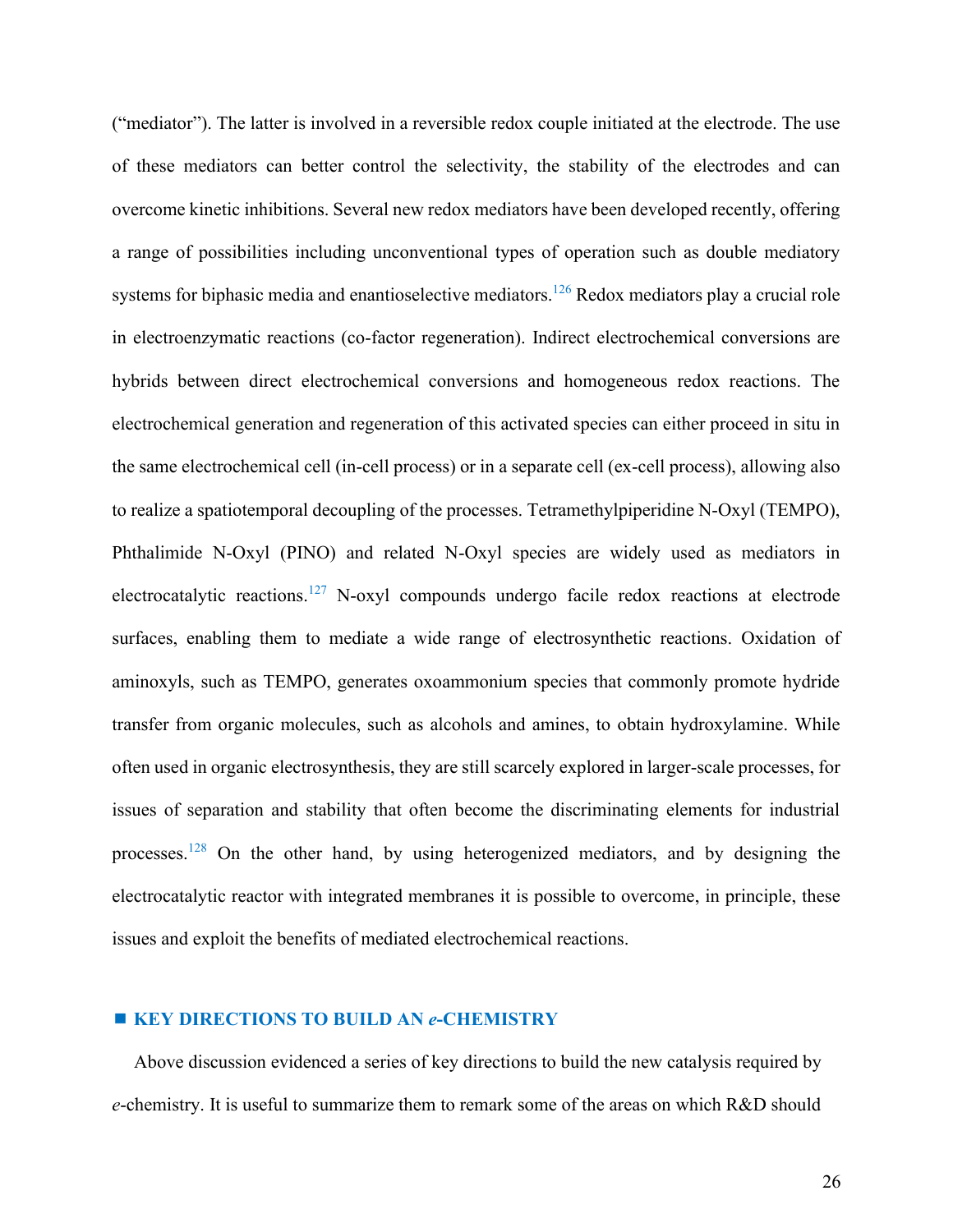("mediator"). The latter is involved in a reversible redox couple initiated at the electrode. The use of these mediators can better control the selectivity, the stability of the electrodes and can overcome kinetic inhibitions. Several new redox mediators have been developed recently, offering a range of possibilities including unconventional types of operation such as double mediatory systems for biphasic media and enantioselective mediators.[126] Redox mediators play a crucial role in electroenzymatic reactions (co-factor regeneration). Indirect electrochemical conversions are hybrids between direct electrochemical conversions and homogeneous redox reactions. The electrochemical generation and regeneration of this activated species can either proceed in situ in the same electrochemical cell (in-cell process) or in a separate cell (ex-cell process), allowing also to realize a spatiotemporal decoupling of the processes. Tetramethylpiperidine N-Oxyl (TEMPO), Phthalimide N-Oxyl (PINO) and related N-Oxyl species are widely used as mediators in electrocatalytic reactions.[127] N-oxyl compounds undergo facile redox reactions at electrode surfaces, enabling them to mediate a wide range of electrosynthetic reactions. Oxidation of aminoxyls, such as TEMPO, generates oxoammonium species that commonly promote hydride transfer from organic molecules, such as alcohols and amines, to obtain hydroxylamine. While often used in organic electrosynthesis, they are still scarcely explored in larger-scale processes, for issues of separation and stability that often become the discriminating elements for industrial processes.[128] On the other hand, by using heterogenized mediators, and by designing the electrocatalytic reactor with integrated membranes it is possible to overcome, in principle, these issues and exploit the benefits of mediated electrochemical reactions.

## ■ KEY DIRECTIONS TO BUILD AN *e*-CHEMISTRY

Above discussion evidenced a series of key directions to build the new catalysis required by *e*-chemistry. It is useful to summarize them to remark some of the areas on which R&D should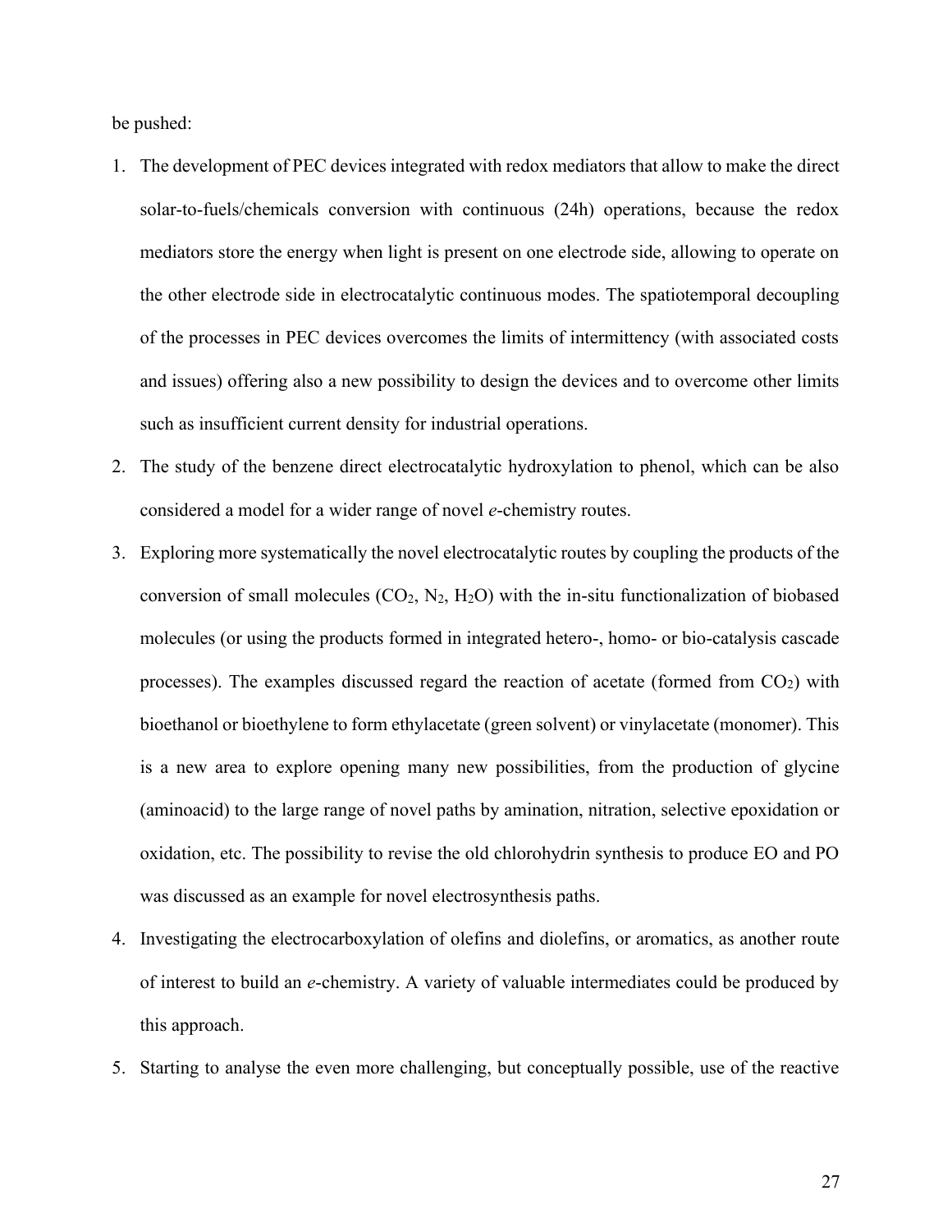be pushed:

1. The development of PEC devices integrated with redox mediators that allow to make the direct solar-to-fuels/chemicals conversion with continuous (24h) operations, because the redox mediators store the energy when light is present on one electrode side, allowing to operate on the other electrode side in electrocatalytic continuous modes. The spatiotemporal decoupling of the processes in PEC devices overcomes the limits of intermittency (with associated costs and issues) offering also a new possibility to design the devices and to overcome other limits such as insufficient current density for industrial operations.
2. The study of the benzene direct electrocatalytic hydroxylation to phenol, which can be also considered a model for a wider range of novel *e*-chemistry routes.
3. Exploring more systematically the novel electrocatalytic routes by coupling the products of the conversion of small molecules ($CO_2$, $N_2$, $H_2O$) with the in-situ functionalization of biobased molecules (or using the products formed in integrated hetero-, homo- or bio-catalysis cascade processes). The examples discussed regard the reaction of acetate (formed from $CO_2$) with bioethanol or bioethylene to form ethylacetate (green solvent) or vinylacetate (monomer). This is a new area to explore opening many new possibilities, from the production of glycine (aminoacid) to the large range of novel paths by amination, nitration, selective epoxidation or oxidation, etc. The possibility to revise the old chlorohydrin synthesis to produce EO and PO was discussed as an example for novel electrosynthesis paths.
4. Investigating the electrocarboxylation of olefins and diolefins, or aromatics, as another route of interest to build an *e*-chemistry. A variety of valuable intermediates could be produced by this approach.
5. Starting to analyse the even more challenging, but conceptually possible, use of the reactive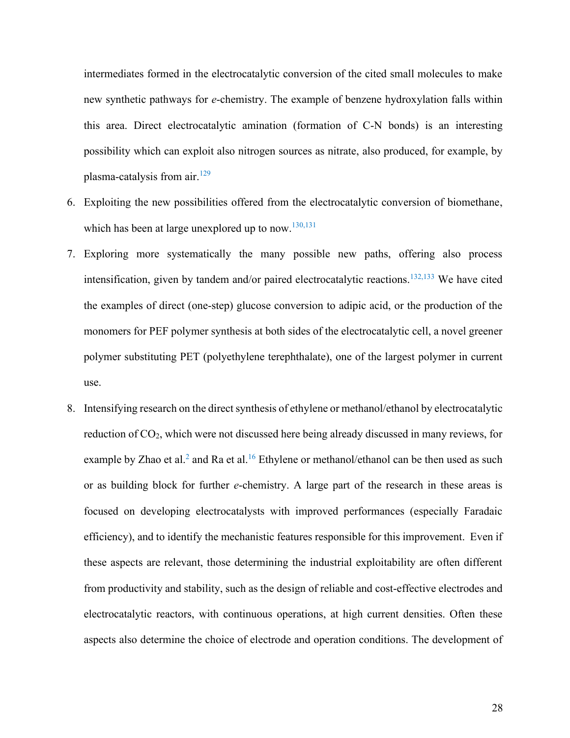intermediates formed in the electrocatalytic conversion of the cited small molecules to make new synthetic pathways for *e*-chemistry. The example of benzene hydroxylation falls within this area. Direct electrocatalytic amination (formation of C-N bonds) is an interesting possibility which can exploit also nitrogen sources as nitrate, also produced, for example, by plasma-catalysis from air.[129]

6. Exploiting the new possibilities offered from the electrocatalytic conversion of biomethane, which has been at large unexplored up to now.[130,131]
7. Exploring more systematically the many possible new paths, offering also process intensification, given by tandem and/or paired electrocatalytic reactions.[132,133] We have cited the examples of direct (one-step) glucose conversion to adipic acid, or the production of the monomers for PEF polymer synthesis at both sides of the electrocatalytic cell, a novel greener polymer substituting PET (polyethylene terephthalate), one of the largest polymer in current use.
8. Intensifying research on the direct synthesis of ethylene or methanol/ethanol by electrocatalytic reduction of $CO_2$, which were not discussed here being already discussed in many reviews, for example by Zhao et al.[2] and Ra et al.[16] Ethylene or methanol/ethanol can be then used as such or as building block for further *e*-chemistry. A large part of the research in these areas is focused on developing electrocatalysts with improved performances (especially Faradaic efficiency), and to identify the mechanistic features responsible for this improvement. Even if these aspects are relevant, those determining the industrial exploitability are often different from productivity and stability, such as the design of reliable and cost-effective electrodes and electrocatalytic reactors, with continuous operations, at high current densities. Often these aspects also determine the choice of electrode and operation conditions. The development of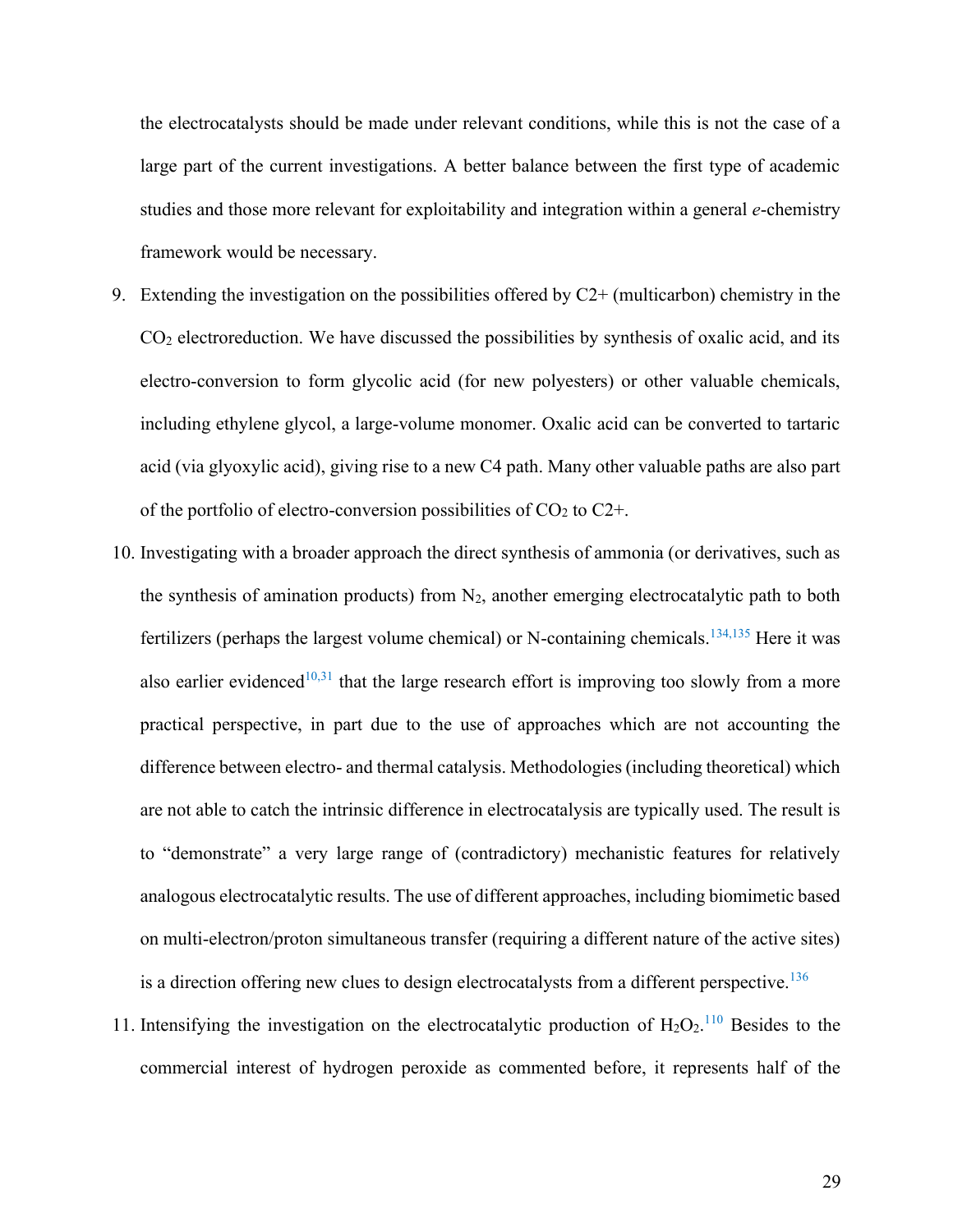the electrocatalysts should be made under relevant conditions, while this is not the case of a large part of the current investigations. A better balance between the first type of academic studies and those more relevant for exploitability and integration within a general *e*-chemistry framework would be necessary.

9. Extending the investigation on the possibilities offered by C2+ (multicarbon) chemistry in the $CO_2$ electroreduction. We have discussed the possibilities by synthesis of oxalic acid, and its electro-conversion to form glycolic acid (for new polyesters) or other valuable chemicals, including ethylene glycol, a large-volume monomer. Oxalic acid can be converted to tartaric acid (via glyoxylic acid), giving rise to a new C4 path. Many other valuable paths are also part of the portfolio of electro-conversion possibilities of $CO_2$ to C2+.
10. Investigating with a broader approach the direct synthesis of ammonia (or derivatives, such as the synthesis of amination products) from $N_2$, another emerging electrocatalytic path to both fertilizers (perhaps the largest volume chemical) or N-containing chemicals.[134,135] Here it was also earlier evidenced[10,31] that the large research effort is improving too slowly from a more practical perspective, in part due to the use of approaches which are not accounting the difference between electro- and thermal catalysis. Methodologies (including theoretical) which are not able to catch the intrinsic difference in electrocatalysis are typically used. The result is to "demonstrate" a very large range of (contradictory) mechanistic features for relatively analogous electrocatalytic results. The use of different approaches, including biomimetic based on multi-electron/proton simultaneous transfer (requiring a different nature of the active sites) is a direction offering new clues to design electrocatalysts from a different perspective.[136]
11. Intensifying the investigation on the electrocatalytic production of $H_2O_2$.[110] Besides to the commercial interest of hydrogen peroxide as commented before, it represents half of the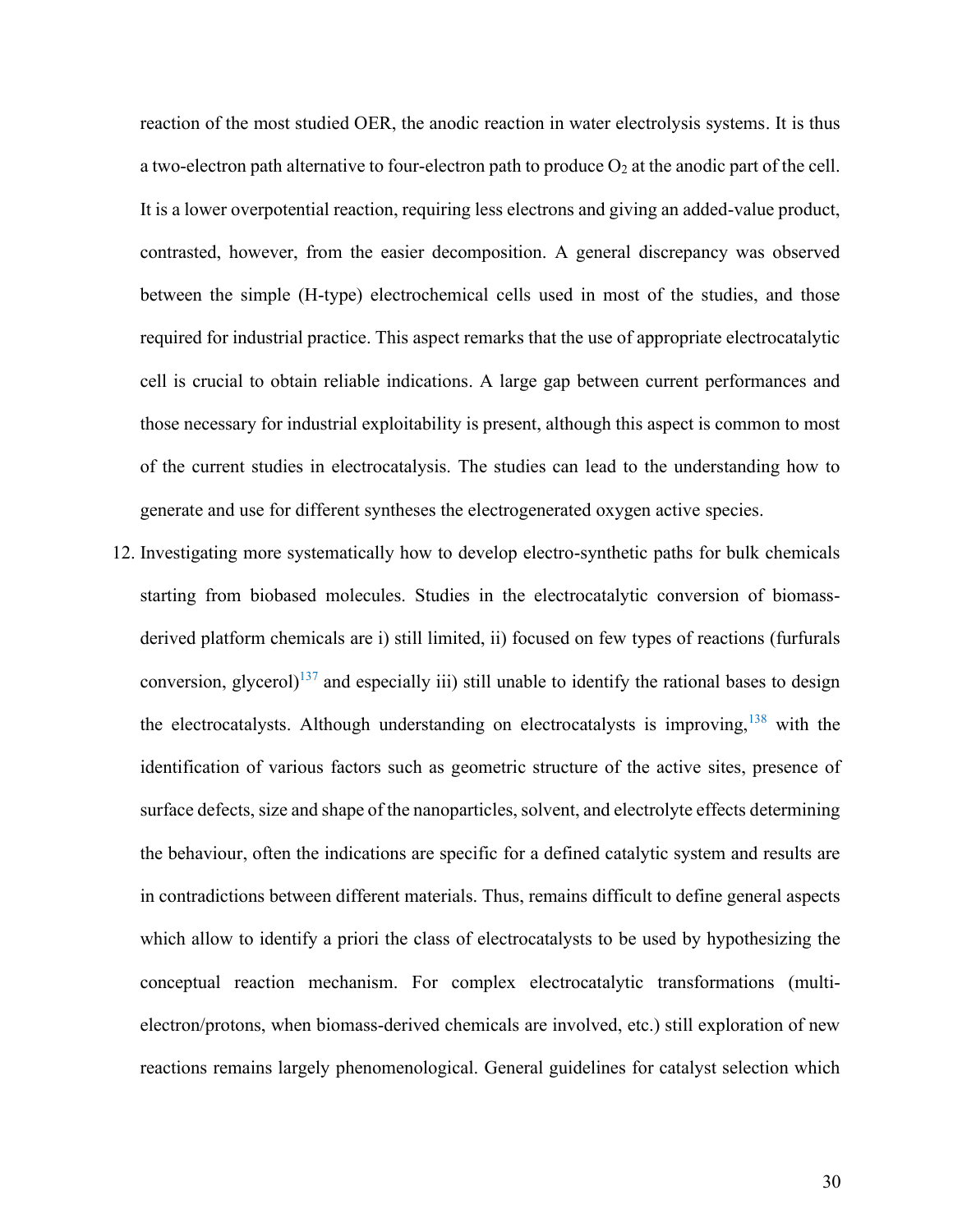reaction of the most studied OER, the anodic reaction in water electrolysis systems. It is thus a two-electron path alternative to four-electron path to produce $O_2$ at the anodic part of the cell. It is a lower overpotential reaction, requiring less electrons and giving an added-value product, contrasted, however, from the easier decomposition. A general discrepancy was observed between the simple (H-type) electrochemical cells used in most of the studies, and those required for industrial practice. This aspect remarks that the use of appropriate electrocatalytic cell is crucial to obtain reliable indications. A large gap between current performances and those necessary for industrial exploitability is present, although this aspect is common to most of the current studies in electrocatalysis. The studies can lead to the understanding how to generate and use for different syntheses the electrogenerated oxygen active species.

12. Investigating more systematically how to develop electro-synthetic paths for bulk chemicals starting from biobased molecules. Studies in the electrocatalytic conversion of biomass-derived platform chemicals are i) still limited, ii) focused on few types of reactions (furfurals conversion, glycerol)[137] and especially iii) still unable to identify the rational bases to design the electrocatalysts. Although understanding on electrocatalysts is improving,[138] with the identification of various factors such as geometric structure of the active sites, presence of surface defects, size and shape of the nanoparticles, solvent, and electrolyte effects determining the behaviour, often the indications are specific for a defined catalytic system and results are in contradictions between different materials. Thus, remains difficult to define general aspects which allow to identify a priori the class of electrocatalysts to be used by hypothesizing the conceptual reaction mechanism. For complex electrocatalytic transformations (multi-electron/protons, when biomass-derived chemicals are involved, etc.) still exploration of new reactions remains largely phenomenological. General guidelines for catalyst selection which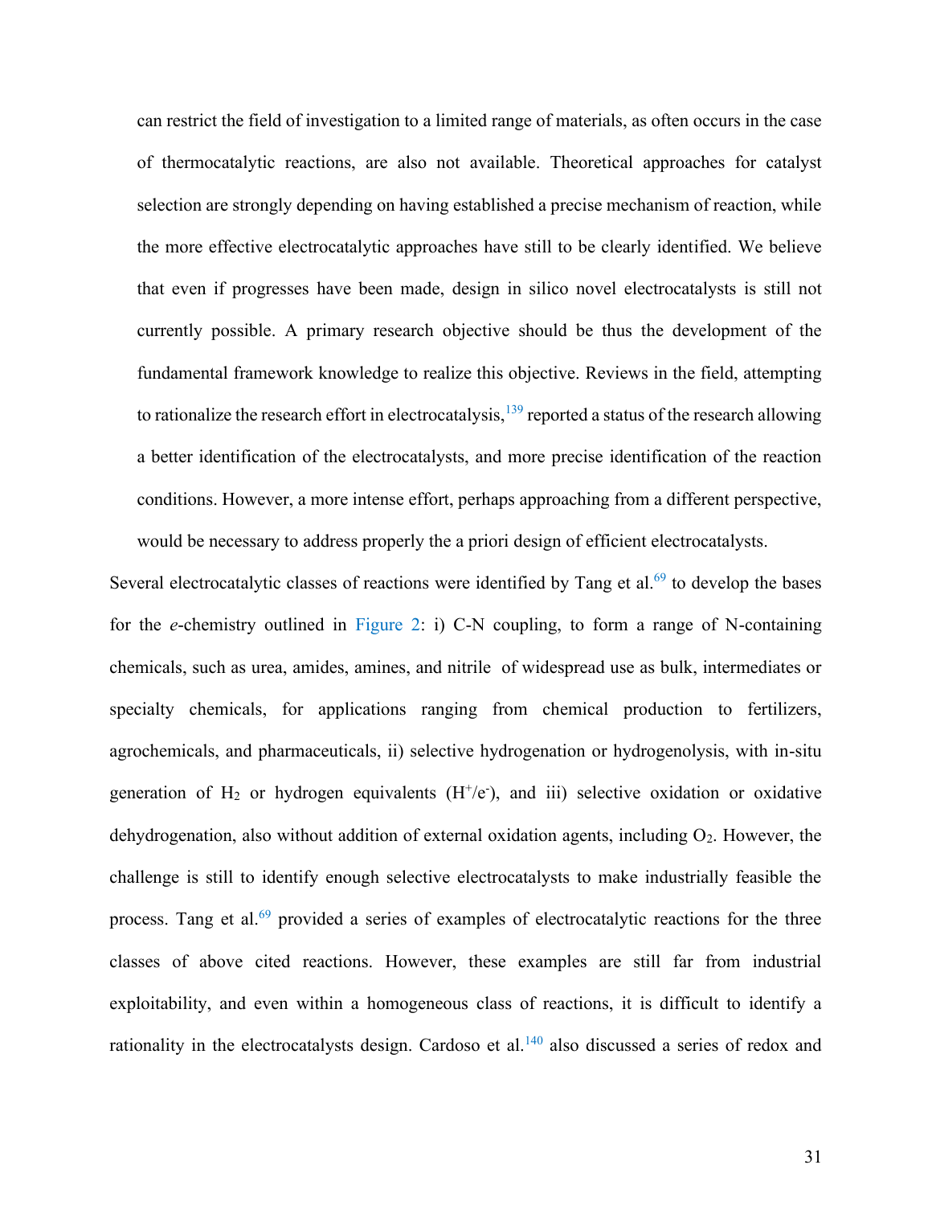can restrict the field of investigation to a limited range of materials, as often occurs in the case of thermocatalytic reactions, are also not available. Theoretical approaches for catalyst selection are strongly depending on having established a precise mechanism of reaction, while the more effective electrocatalytic approaches have still to be clearly identified. We believe that even if progresses have been made, design in silico novel electrocatalysts is still not currently possible. A primary research objective should be thus the development of the fundamental framework knowledge to realize this objective. Reviews in the field, attempting to rationalize the research effort in electrocatalysis,[139] reported a status of the research allowing a better identification of the electrocatalysts, and more precise identification of the reaction conditions. However, a more intense effort, perhaps approaching from a different perspective, would be necessary to address properly the a priori design of efficient electrocatalysts.

Several electrocatalytic classes of reactions were identified by Tang et al.[69] to develop the bases for the *e*-chemistry outlined in Figure 2: i) C-N coupling, to form a range of N-containing chemicals, such as urea, amides, amines, and nitrile of widespread use as bulk, intermediates or specialty chemicals, for applications ranging from chemical production to fertilizers, agrochemicals, and pharmaceuticals, ii) selective hydrogenation or hydrogenolysis, with in-situ generation of $H_2$ or hydrogen equivalents ($H^+/e^-$), and iii) selective oxidation or oxidative dehydrogenation, also without addition of external oxidation agents, including $O_2$. However, the challenge is still to identify enough selective electrocatalysts to make industrially feasible the process. Tang et al.[69] provided a series of examples of electrocatalytic reactions for the three classes of above cited reactions. However, these examples are still far from industrial exploitability, and even within a homogeneous class of reactions, it is difficult to identify a rationality in the electrocatalysts design. Cardoso et al.[140] also discussed a series of redox and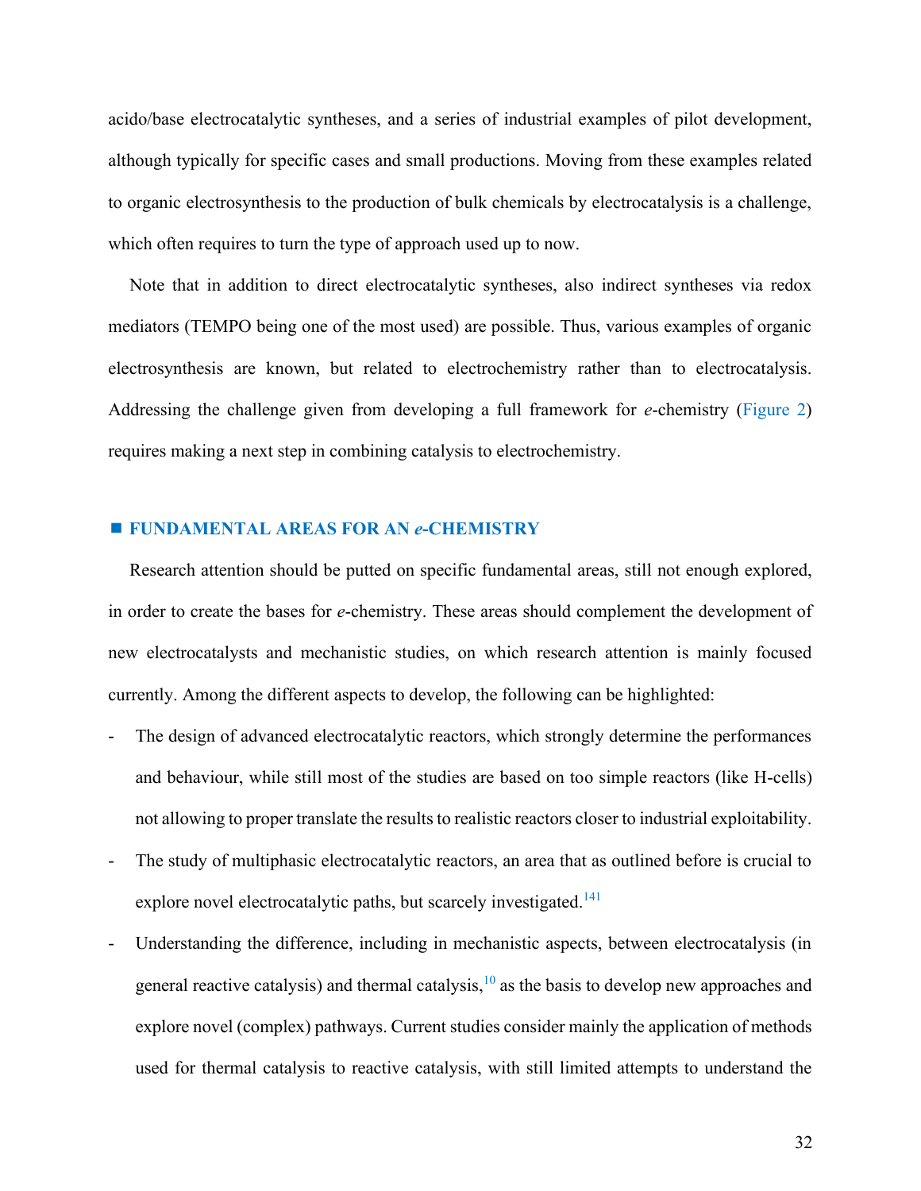acido/base electrocatalytic syntheses, and a series of industrial examples of pilot development, although typically for specific cases and small productions. Moving from these examples related to organic electrosynthesis to the production of bulk chemicals by electrocatalysis is a challenge, which often requires to turn the type of approach used up to now.

Note that in addition to direct electrocatalytic syntheses, also indirect syntheses via redox mediators (TEMPO being one of the most used) are possible. Thus, various examples of organic electrosynthesis are known, but related to electrochemistry rather than to electrocatalysis. Addressing the challenge given from developing a full framework for *e*-chemistry (Figure 2) requires making a next step in combining catalysis to electrochemistry.

## ■ FUNDAMENTAL AREAS FOR AN *e*-CHEMISTRY

Research attention should be putted on specific fundamental areas, still not enough explored, in order to create the bases for *e*-chemistry. These areas should complement the development of new electrocatalysts and mechanistic studies, on which research attention is mainly focused currently. Among the different aspects to develop, the following can be highlighted:

- The design of advanced electrocatalytic reactors, which strongly determine the performances and behaviour, while still most of the studies are based on too simple reactors (like H-cells) not allowing to proper translate the results to realistic reactors closer to industrial exploitability.
- The study of multiphasic electrocatalytic reactors, an area that as outlined before is crucial to explore novel electrocatalytic paths, but scarcely investigated.[141]
- Understanding the difference, including in mechanistic aspects, between electrocatalysis (in general reactive catalysis) and thermal catalysis,[10] as the basis to develop new approaches and explore novel (complex) pathways. Current studies consider mainly the application of methods used for thermal catalysis to reactive catalysis, with still limited attempts to understand the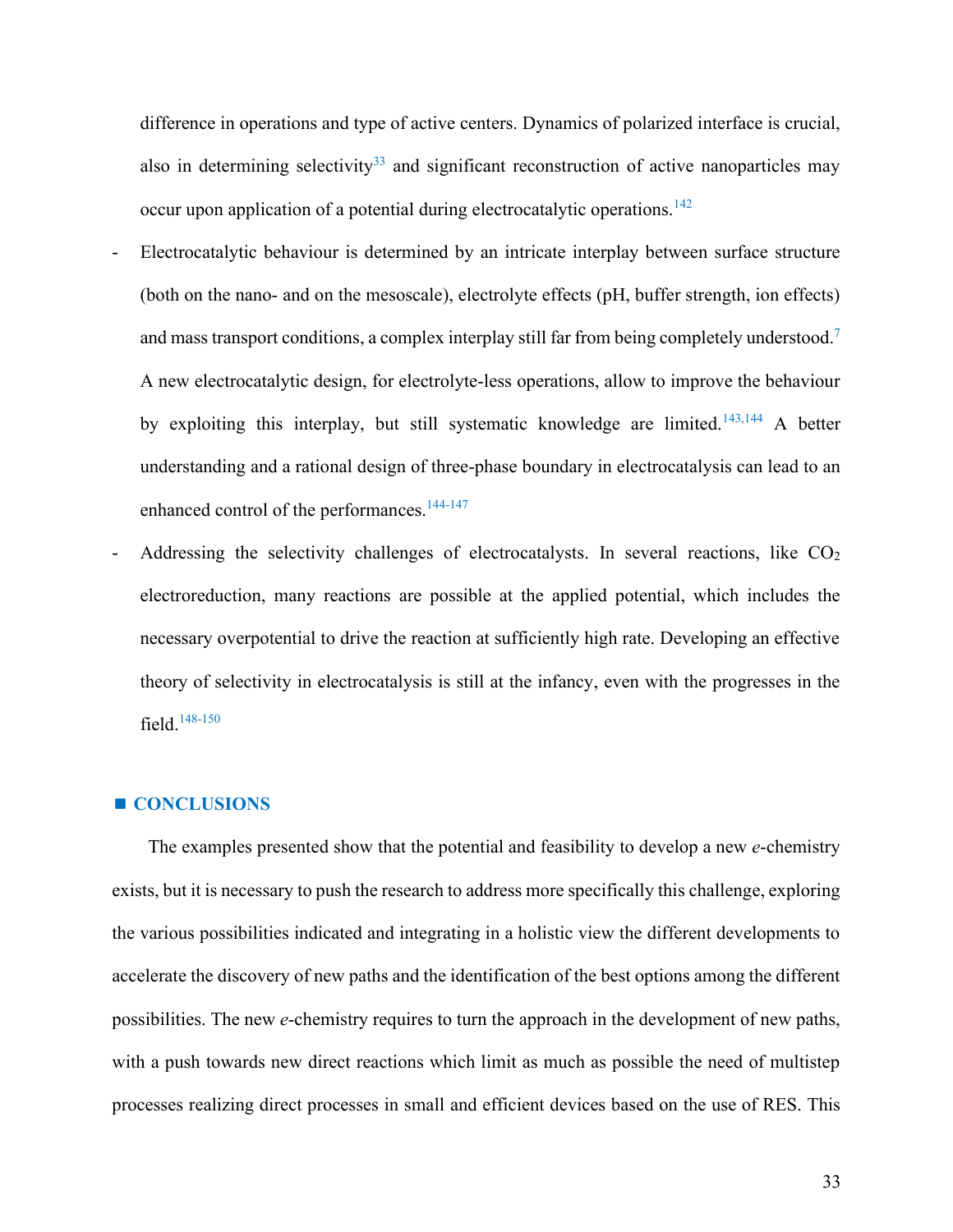difference in operations and type of active centers. Dynamics of polarized interface is crucial, also in determining selectivity[33] and significant reconstruction of active nanoparticles may occur upon application of a potential during electrocatalytic operations.[142]

- Electrocatalytic behaviour is determined by an intricate interplay between surface structure (both on the nano- and on the mesoscale), electrolyte effects (pH, buffer strength, ion effects) and mass transport conditions, a complex interplay still far from being completely understood.[7] A new electrocatalytic design, for electrolyte-less operations, allow to improve the behaviour by exploiting this interplay, but still systematic knowledge are limited.[143,144] A better understanding and a rational design of three-phase boundary in electrocatalysis can lead to an enhanced control of the performances.[144-147]
- Addressing the selectivity challenges of electrocatalysts. In several reactions, like $CO_2$ electroreduction, many reactions are possible at the applied potential, which includes the necessary overpotential to drive the reaction at sufficiently high rate. Developing an effective theory of selectivity in electrocatalysis is still at the infancy, even with the progresses in the field.[148-150]

## ■ CONCLUSIONS

The examples presented show that the potential and feasibility to develop a new *e*-chemistry exists, but it is necessary to push the research to address more specifically this challenge, exploring the various possibilities indicated and integrating in a holistic view the different developments to accelerate the discovery of new paths and the identification of the best options among the different possibilities. The new *e*-chemistry requires to turn the approach in the development of new paths, with a push towards new direct reactions which limit as much as possible the need of multistep processes realizing direct processes in small and efficient devices based on the use of RES. This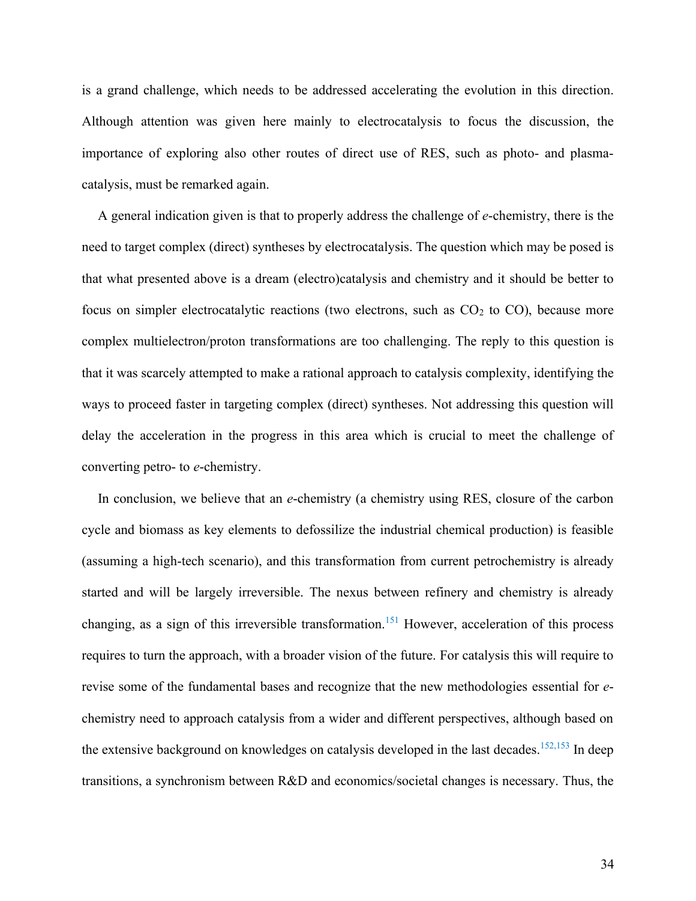is a grand challenge, which needs to be addressed accelerating the evolution in this direction. Although attention was given here mainly to electrocatalysis to focus the discussion, the importance of exploring also other routes of direct use of RES, such as photo- and plasma-catalysis, must be remarked again.

A general indication given is that to properly address the challenge of *e*-chemistry, there is the need to target complex (direct) syntheses by electrocatalysis. The question which may be posed is that what presented above is a dream (electro)catalysis and chemistry and it should be better to focus on simpler electrocatalytic reactions (two electrons, such as $CO_2$ to CO), because more complex multielectron/proton transformations are too challenging. The reply to this question is that it was scarcely attempted to make a rational approach to catalysis complexity, identifying the ways to proceed faster in targeting complex (direct) syntheses. Not addressing this question will delay the acceleration in the progress in this area which is crucial to meet the challenge of converting petro- to *e*-chemistry.

In conclusion, we believe that an *e*-chemistry (a chemistry using RES, closure of the carbon cycle and biomass as key elements to defossilize the industrial chemical production) is feasible (assuming a high-tech scenario), and this transformation from current petrochemistry is already started and will be largely irreversible. The nexus between refinery and chemistry is already changing, as a sign of this irreversible transformation.[151] However, acceleration of this process requires to turn the approach, with a broader vision of the future. For catalysis this will require to revise some of the fundamental bases and recognize that the new methodologies essential for *e*-chemistry need to approach catalysis from a wider and different perspectives, although based on the extensive background on knowledges on catalysis developed in the last decades.[152,153] In deep transitions, a synchronism between R&D and economics/societal changes is necessary. Thus, the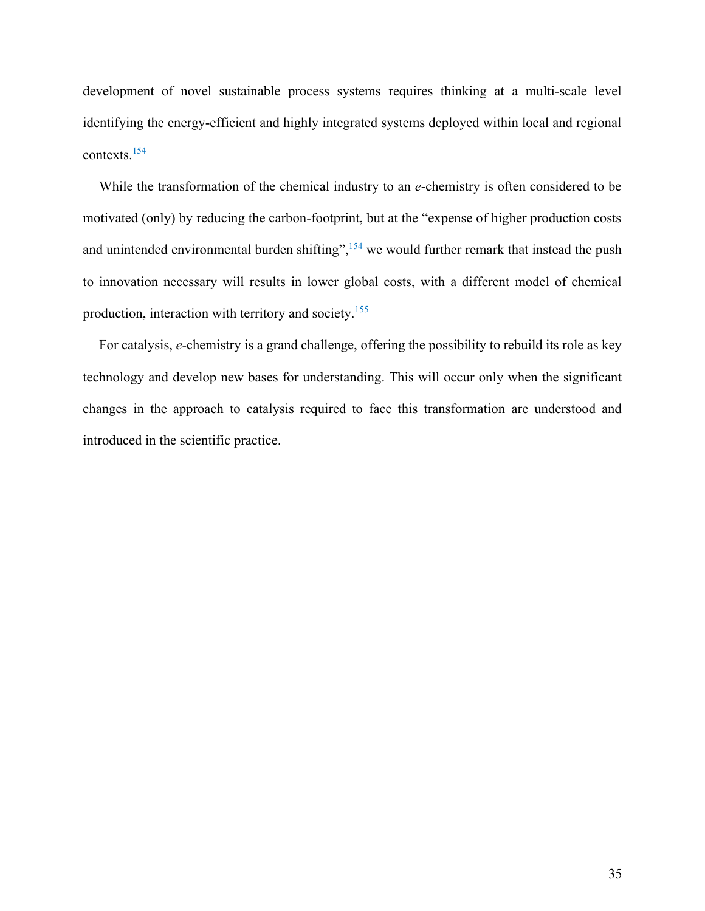development of novel sustainable process systems requires thinking at a multi-scale level identifying the energy-efficient and highly integrated systems deployed within local and regional contexts.[154]

While the transformation of the chemical industry to an *e*-chemistry is often considered to be motivated (only) by reducing the carbon-footprint, but at the "expense of higher production costs and unintended environmental burden shifting",[154] we would further remark that instead the push to innovation necessary will results in lower global costs, with a different model of chemical production, interaction with territory and society.[155]

For catalysis, *e*-chemistry is a grand challenge, offering the possibility to rebuild its role as key technology and develop new bases for understanding. This will occur only when the significant changes in the approach to catalysis required to face this transformation are understood and introduced in the scientific practice.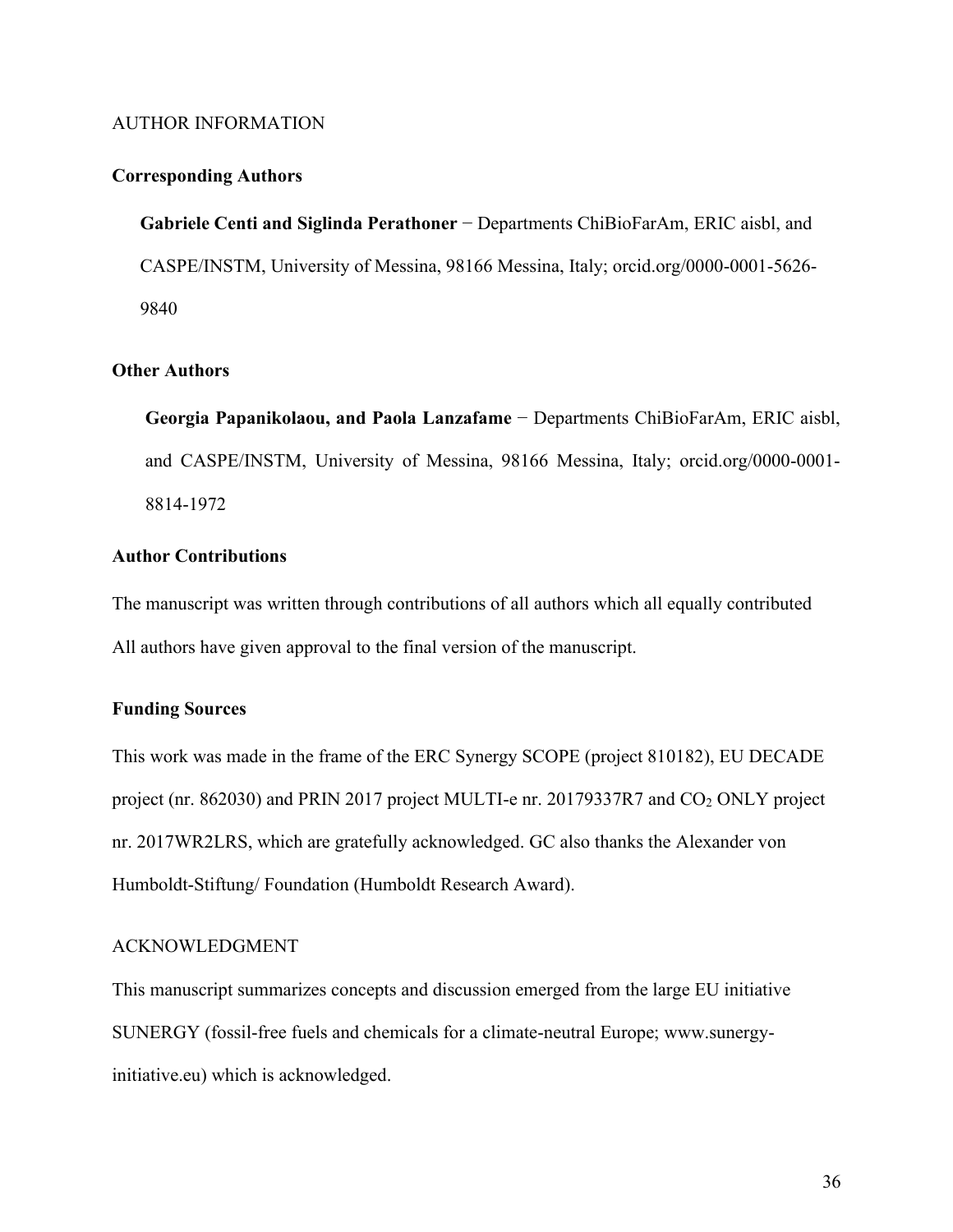## AUTHOR INFORMATION

### Corresponding Authors

**Gabriele Centi and Siglinda Perathoner** − Departments ChiBioFarAm, ERIC aisbl, and CASPE/INSTM, University of Messina, 98166 Messina, Italy; orcid.org/0000-0001-5626-9840

### Other Authors

**Georgia Papanikolaou, and Paola Lanzafame** − Departments ChiBioFarAm, ERIC aisbl, and CASPE/INSTM, University of Messina, 98166 Messina, Italy; orcid.org/0000-0001-8814-1972

### Author Contributions

The manuscript was written through contributions of all authors which all equally contributed All authors have given approval to the final version of the manuscript.

### Funding Sources

This work was made in the frame of the ERC Synergy SCOPE (project 810182), EU DECADE project (nr. 862030) and PRIN 2017 project MULTI-e nr. 20179337R7 and $CO_2$ ONLY project nr. 2017WR2LRS, which are gratefully acknowledged. GC also thanks the Alexander von Humboldt-Stiftung/ Foundation (Humboldt Research Award).

## ACKNOWLEDGMENT

This manuscript summarizes concepts and discussion emerged from the large EU initiative SUNERGY (fossil-free fuels and chemicals for a climate-neutral Europe; www.sunergy-initiative.eu) which is acknowledged.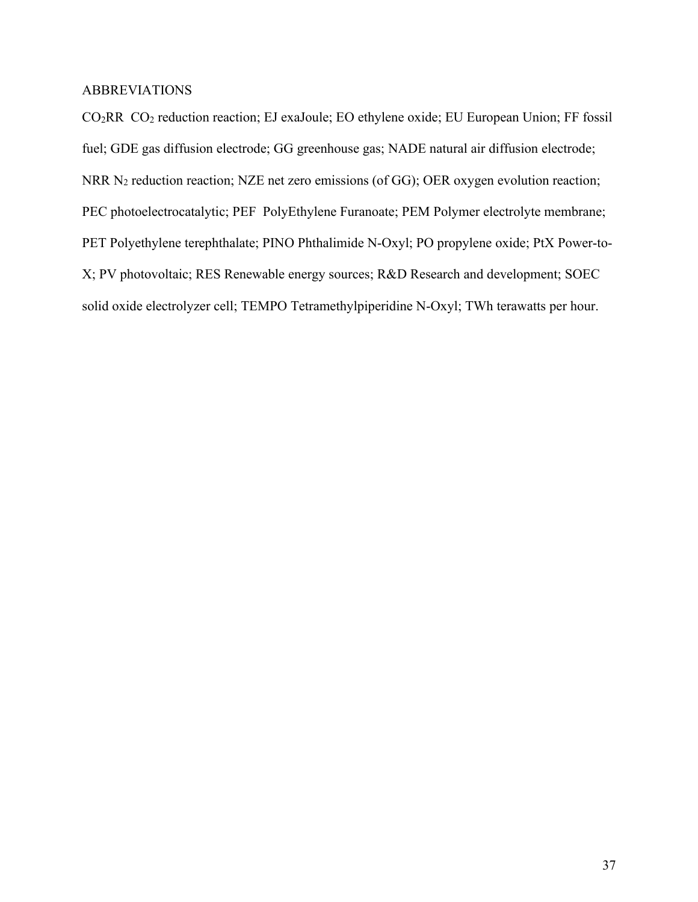## ABBREVIATIONS

$CO_2$RR $CO_2$ reduction reaction; EJ exaJoule; EO ethylene oxide; EU European Union; FF fossil fuel; GDE gas diffusion electrode; GG greenhouse gas; NADE natural air diffusion electrode; NRR $N_2$ reduction reaction; NZE net zero emissions (of GG); OER oxygen evolution reaction; PEC photoelectrocatalytic; PEF PolyEthylene Furanoate; PEM Polymer electrolyte membrane; PET Polyethylene terephthalate; PINO Phthalimide N-Oxyl; PO propylene oxide; PtX Power-to-X; PV photovoltaic; RES Renewable energy sources; R&D Research and development; SOEC solid oxide electrolyzer cell; TEMPO Tetramethylpiperidine N-Oxyl; TWh terawatts per hour.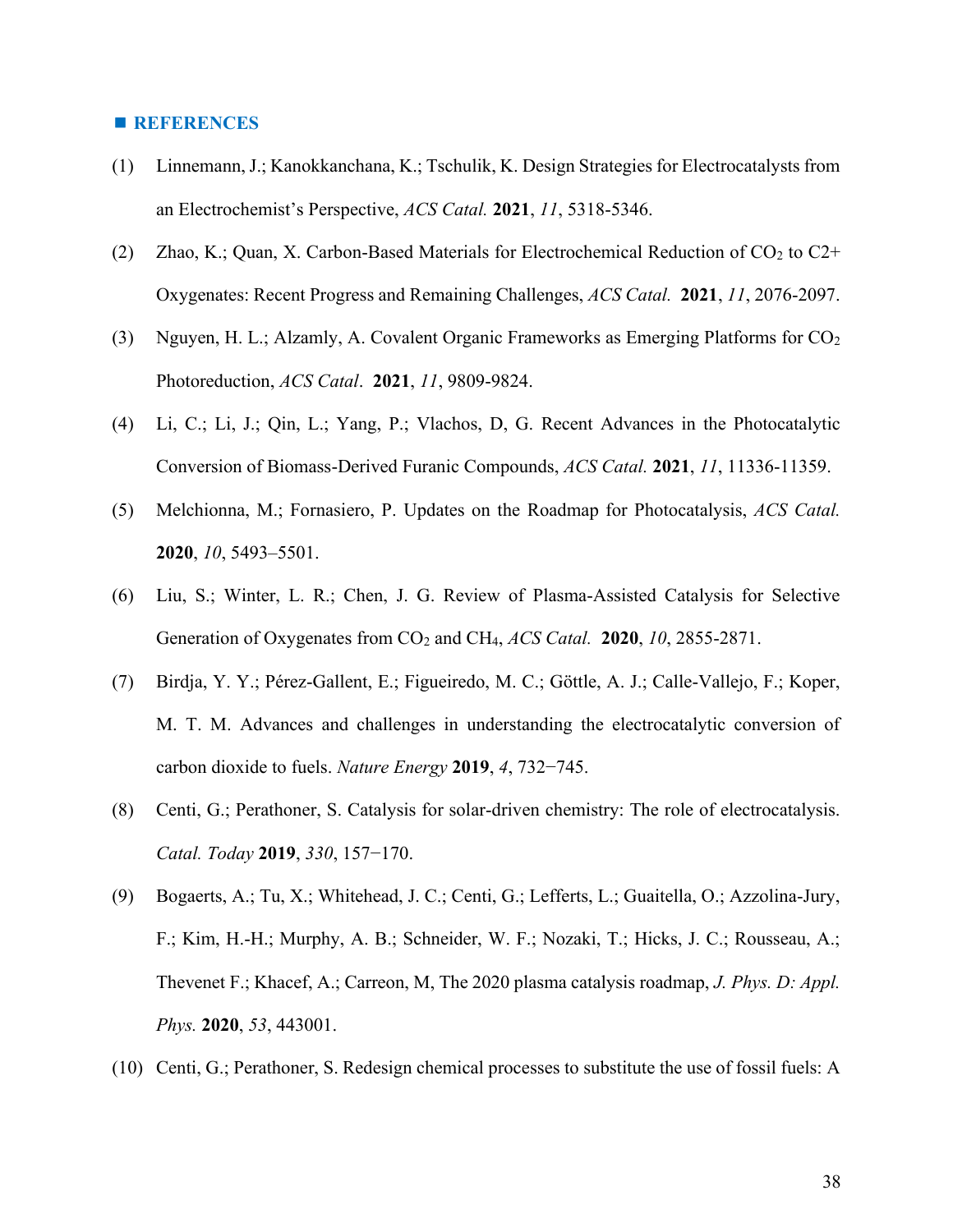## ■ REFERENCES

(1) Linnemann, J.; Kanokkanchana, K.; Tschulik, K. Design Strategies for Electrocatalysts from an Electrochemist's Perspective, *ACS Catal.* **2021**, *11*, 5318-5346.

(2) Zhao, K.; Quan, X. Carbon-Based Materials for Electrochemical Reduction of $CO_2$ to C2+ Oxygenates: Recent Progress and Remaining Challenges, *ACS Catal.* **2021**, *11*, 2076-2097.

(3) Nguyen, H. L.; Alzamly, A. Covalent Organic Frameworks as Emerging Platforms for $CO_2$ Photoreduction, *ACS Catal*. **2021**, *11*, 9809-9824.

(4) Li, C.; Li, J.; Qin, L.; Yang, P.; Vlachos, D, G. Recent Advances in the Photocatalytic Conversion of Biomass-Derived Furanic Compounds, *ACS Catal.* **2021**, *11*, 11336-11359.

(5) Melchionna, M.; Fornasiero, P. Updates on the Roadmap for Photocatalysis, *ACS Catal.* **2020**, *10*, 5493–5501.

(6) Liu, S.; Winter, L. R.; Chen, J. G. Review of Plasma-Assisted Catalysis for Selective Generation of Oxygenates from $CO_2$ and $CH_4$, *ACS Catal.* **2020**, *10*, 2855-2871.

(7) Birdja, Y. Y.; Pérez-Gallent, E.; Figueiredo, M. C.; Göttle, A. J.; Calle-Vallejo, F.; Koper, M. T. M. Advances and challenges in understanding the electrocatalytic conversion of carbon dioxide to fuels. *Nature Energy* **2019**, *4*, 732−745.

(8) Centi, G.; Perathoner, S. Catalysis for solar-driven chemistry: The role of electrocatalysis. *Catal. Today* **2019**, *330*, 157−170.

(9) Bogaerts, A.; Tu, X.; Whitehead, J. C.; Centi, G.; Lefferts, L.; Guaitella, O.; Azzolina-Jury, F.; Kim, H.-H.; Murphy, A. B.; Schneider, W. F.; Nozaki, T.; Hicks, J. C.; Rousseau, A.; Thevenet F.; Khacef, A.; Carreon, M, The 2020 plasma catalysis roadmap, *J. Phys. D: Appl. Phys.* **2020**, *53*, 443001.

(10) Centi, G.; Perathoner, S. Redesign chemical processes to substitute the use of fossil fuels: A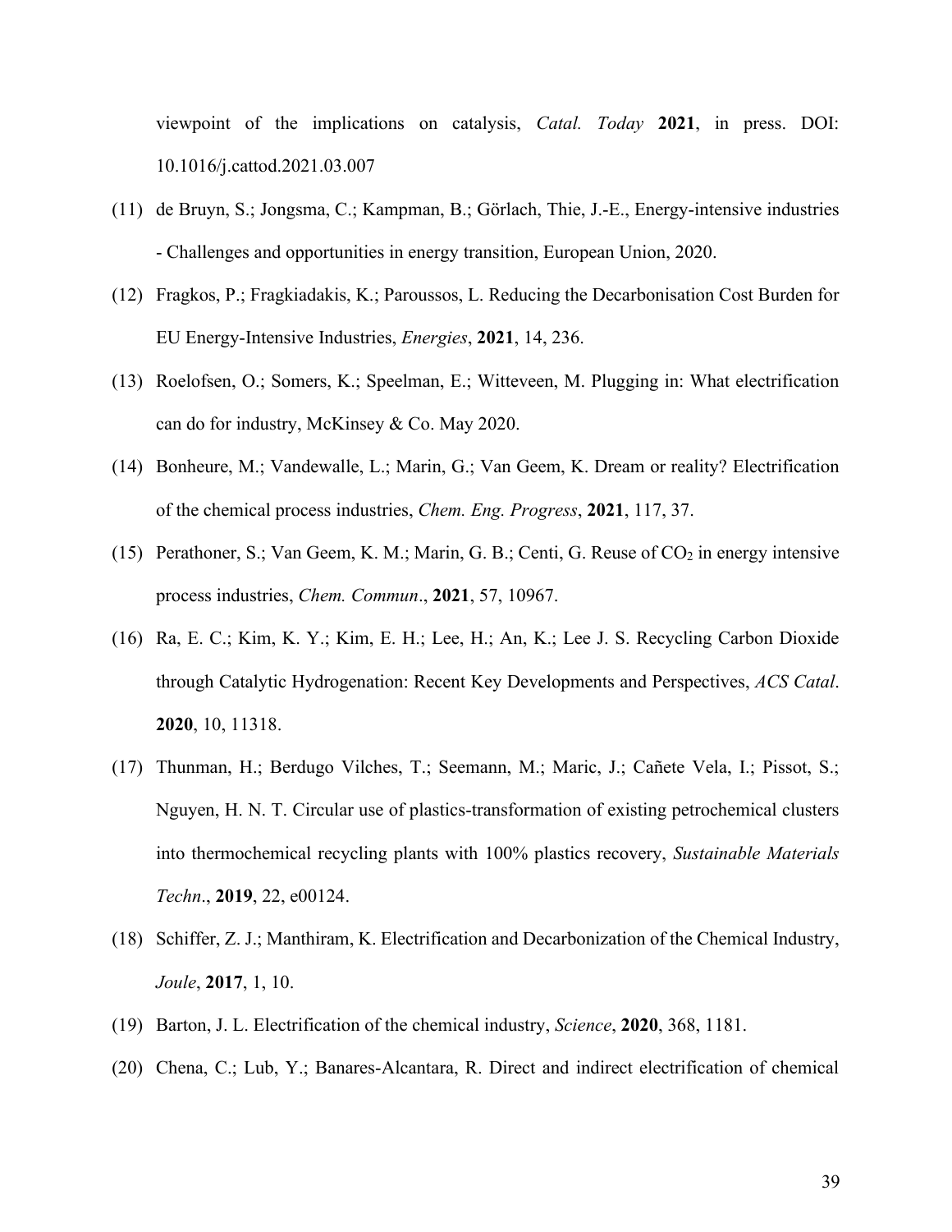viewpoint of the implications on catalysis, *Catal. Today* **2021**, in press. DOI: 10.1016/j.cattod.2021.03.007

(11) de Bruyn, S.; Jongsma, C.; Kampman, B.; Görlach, Thie, J.-E., Energy-intensive industries - Challenges and opportunities in energy transition, European Union, 2020.

(12) Fragkos, P.; Fragkiadakis, K.; Paroussos, L. Reducing the Decarbonisation Cost Burden for EU Energy-Intensive Industries, *Energies*, **2021**, 14, 236.

(13) Roelofsen, O.; Somers, K.; Speelman, E.; Witteveen, M. Plugging in: What electrification can do for industry, McKinsey & Co. May 2020.

(14) Bonheure, M.; Vandewalle, L.; Marin, G.; Van Geem, K. Dream or reality? Electrification of the chemical process industries, *Chem. Eng. Progress*, **2021**, 117, 37.

(15) Perathoner, S.; Van Geem, K. M.; Marin, G. B.; Centi, G. Reuse of $CO_2$ in energy intensive process industries, *Chem. Commun*., **2021**, 57, 10967.

(16) Ra, E. C.; Kim, K. Y.; Kim, E. H.; Lee, H.; An, K.; Lee J. S. Recycling Carbon Dioxide through Catalytic Hydrogenation: Recent Key Developments and Perspectives, *ACS Catal*. **2020**, 10, 11318.

(17) Thunman, H.; Berdugo Vilches, T.; Seemann, M.; Maric, J.; Cañete Vela, I.; Pissot, S.; Nguyen, H. N. T. Circular use of plastics-transformation of existing petrochemical clusters into thermochemical recycling plants with 100% plastics recovery, *Sustainable Materials Techn*., **2019**, 22, e00124.

(18) Schiffer, Z. J.; Manthiram, K. Electrification and Decarbonization of the Chemical Industry, *Joule*, **2017**, 1, 10.

(19) Barton, J. L. Electrification of the chemical industry, *Science*, **2020**, 368, 1181.

(20) Chena, C.; Lub, Y.; Banares-Alcantara, R. Direct and indirect electrification of chemical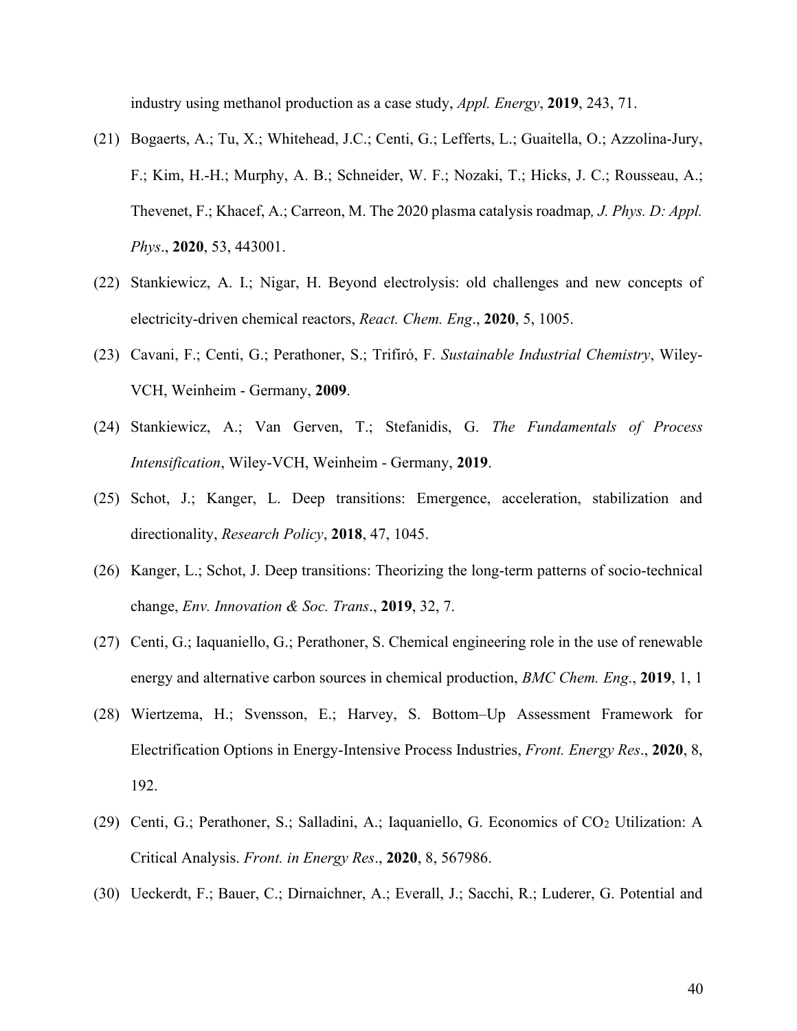industry using methanol production as a case study, *Appl. Energy*, **2019**, 243, 71.

(21) Bogaerts, A.; Tu, X.; Whitehead, J.C.; Centi, G.; Lefferts, L.; Guaitella, O.; Azzolina-Jury, F.; Kim, H.-H.; Murphy, A. B.; Schneider, W. F.; Nozaki, T.; Hicks, J. C.; Rousseau, A.; Thevenet, F.; Khacef, A.; Carreon, M. The 2020 plasma catalysis roadmap*, J. Phys. D: Appl. Phys*., **2020**, 53, 443001.

(22) Stankiewicz, A. I.; Nigar, H. Beyond electrolysis: old challenges and new concepts of electricity-driven chemical reactors, *React. Chem. Eng*., **2020**, 5, 1005.

(23) Cavani, F.; Centi, G.; Perathoner, S.; Trifiró, F. *Sustainable Industrial Chemistry*, Wiley-VCH, Weinheim - Germany, **2009**.

(24) Stankiewicz, A.; Van Gerven, T.; Stefanidis, G. *The Fundamentals of Process Intensification*, Wiley-VCH, Weinheim - Germany, **2019**.

(25) Schot, J.; Kanger, L. Deep transitions: Emergence, acceleration, stabilization and directionality, *Research Policy*, **2018**, 47, 1045.

(26) Kanger, L.; Schot, J. Deep transitions: Theorizing the long-term patterns of socio-technical change, *Env. Innovation & Soc. Trans*., **2019**, 32, 7.

(27) Centi, G.; Iaquaniello, G.; Perathoner, S. Chemical engineering role in the use of renewable energy and alternative carbon sources in chemical production, *BMC Chem. Eng*., **2019**, 1, 1

(28) Wiertzema, H.; Svensson, E.; Harvey, S. Bottom–Up Assessment Framework for Electrification Options in Energy-Intensive Process Industries, *Front. Energy Res*., **2020**, 8, 192.

(29) Centi, G.; Perathoner, S.; Salladini, A.; Iaquaniello, G. Economics of $CO_2$ Utilization: A Critical Analysis. *Front. in Energy Res*., **2020**, 8, 567986.

(30) Ueckerdt, F.; Bauer, C.; Dirnaichner, A.; Everall, J.; Sacchi, R.; Luderer, G. Potential and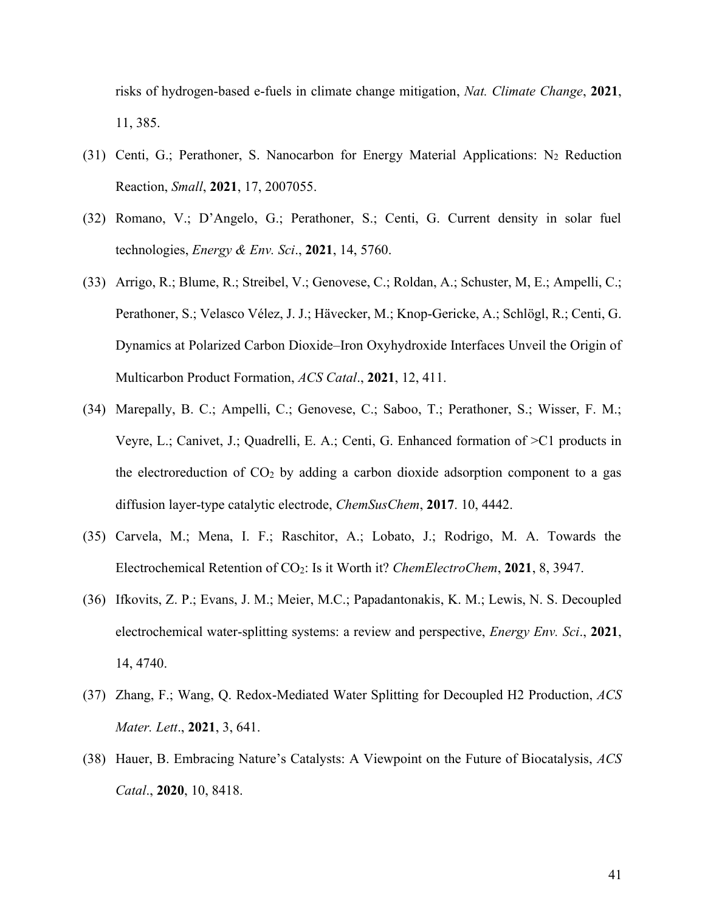risks of hydrogen-based e-fuels in climate change mitigation, *Nat. Climate Change*, **2021**, 11, 385.

(31) Centi, G.; Perathoner, S. Nanocarbon for Energy Material Applications: $N_2$ Reduction Reaction, *Small*, **2021**, 17, 2007055.

(32) Romano, V.; D'Angelo, G.; Perathoner, S.; Centi, G. Current density in solar fuel technologies, *Energy & Env. Sci*., **2021**, 14, 5760.

(33) Arrigo, R.; Blume, R.; Streibel, V.; Genovese, C.; Roldan, A.; Schuster, M, E.; Ampelli, C.; Perathoner, S.; Velasco Vélez, J. J.; Hävecker, M.; Knop-Gericke, A.; Schlögl, R.; Centi, G. Dynamics at Polarized Carbon Dioxide–Iron Oxyhydroxide Interfaces Unveil the Origin of Multicarbon Product Formation, *ACS Catal*., **2021**, 12, 411.

(34) Marepally, B. C.; Ampelli, C.; Genovese, C.; Saboo, T.; Perathoner, S.; Wisser, F. M.; Veyre, L.; Canivet, J.; Quadrelli, E. A.; Centi, G. Enhanced formation of >C1 products in the electroreduction of $CO_2$ by adding a carbon dioxide adsorption component to a gas diffusion layer-type catalytic electrode, *ChemSusChem*, **2017**. 10, 4442.

(35) Carvela, M.; Mena, I. F.; Raschitor, A.; Lobato, J.; Rodrigo, M. A. Towards the Electrochemical Retention of $CO_2$: Is it Worth it? *ChemElectroChem*, **2021**, 8, 3947.

(36) Ifkovits, Z. P.; Evans, J. M.; Meier, M.C.; Papadantonakis, K. M.; Lewis, N. S. Decoupled electrochemical water-splitting systems: a review and perspective, *Energy Env. Sci*., **2021**, 14, 4740.

(37) Zhang, F.; Wang, Q. Redox-Mediated Water Splitting for Decoupled H2 Production, *ACS Mater. Lett*., **2021**, 3, 641.

(38) Hauer, B. Embracing Nature's Catalysts: A Viewpoint on the Future of Biocatalysis, *ACS Catal*., **2020**, 10, 8418.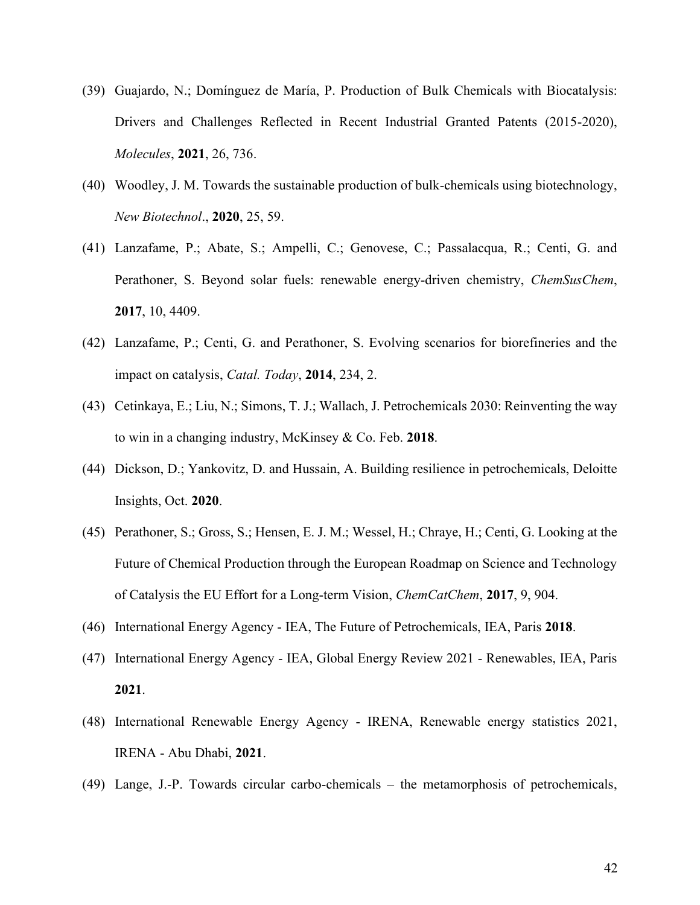(39) Guajardo, N.; Domínguez de María, P. Production of Bulk Chemicals with Biocatalysis: Drivers and Challenges Reflected in Recent Industrial Granted Patents (2015-2020), *Molecules*, **2021**, 26, 736.

(40) Woodley, J. M. Towards the sustainable production of bulk-chemicals using biotechnology, *New Biotechnol*., **2020**, 25, 59.

(41) Lanzafame, P.; Abate, S.; Ampelli, C.; Genovese, C.; Passalacqua, R.; Centi, G. and Perathoner, S. Beyond solar fuels: renewable energy-driven chemistry, *ChemSusChem*, **2017**, 10, 4409.

(42) Lanzafame, P.; Centi, G. and Perathoner, S. Evolving scenarios for biorefineries and the impact on catalysis, *Catal. Today*, **2014**, 234, 2.

(43) Cetinkaya, E.; Liu, N.; Simons, T. J.; Wallach, J. Petrochemicals 2030: Reinventing the way to win in a changing industry, McKinsey & Co. Feb. **2018**.

(44) Dickson, D.; Yankovitz, D. and Hussain, A. Building resilience in petrochemicals, Deloitte Insights, Oct. **2020**.

(45) Perathoner, S.; Gross, S.; Hensen, E. J. M.; Wessel, H.; Chraye, H.; Centi, G. Looking at the Future of Chemical Production through the European Roadmap on Science and Technology of Catalysis the EU Effort for a Long-term Vision, *ChemCatChem*, **2017**, 9, 904.

(46) International Energy Agency - IEA, The Future of Petrochemicals, IEA, Paris **2018**.

(47) International Energy Agency - IEA, Global Energy Review 2021 - Renewables, IEA, Paris **2021**.

(48) International Renewable Energy Agency - IRENA, Renewable energy statistics 2021, IRENA - Abu Dhabi, **2021**.

(49) Lange, J.-P. Towards circular carbo-chemicals – the metamorphosis of petrochemicals,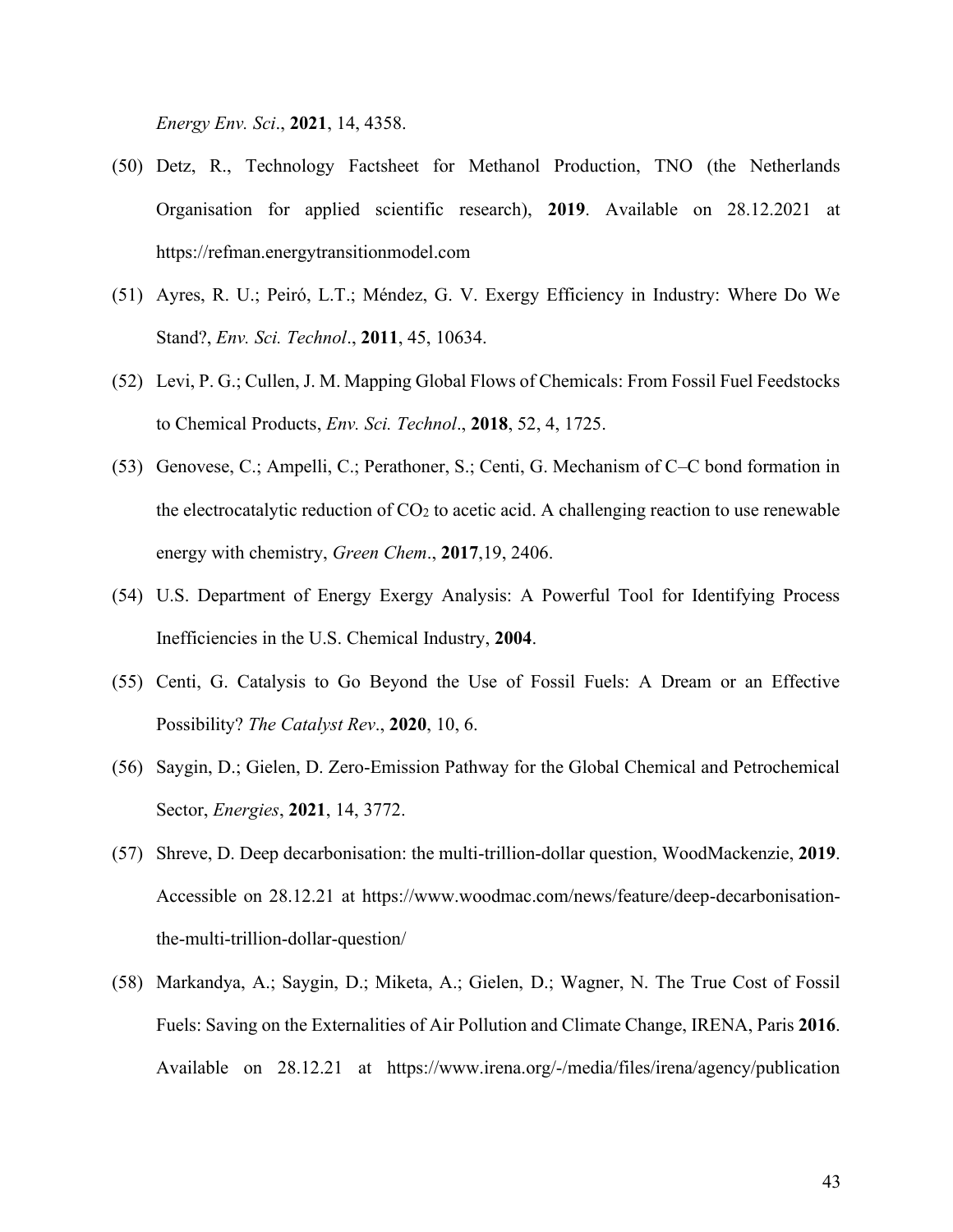*Energy Env. Sci*., **2021**, 14, 4358.

(50) Detz, R., Technology Factsheet for Methanol Production, TNO (the Netherlands Organisation for applied scientific research), **2019**. Available on 28.12.2021 at https://refman.energytransitionmodel.com

(51) Ayres, R. U.; Peiró, L.T.; Méndez, G. V. Exergy Efficiency in Industry: Where Do We Stand?, *Env. Sci. Technol*., **2011**, 45, 10634.

(52) Levi, P. G.; Cullen, J. M. Mapping Global Flows of Chemicals: From Fossil Fuel Feedstocks to Chemical Products, *Env. Sci. Technol*., **2018**, 52, 4, 1725.

(53) Genovese, C.; Ampelli, C.; Perathoner, S.; Centi, G. Mechanism of C–C bond formation in the electrocatalytic reduction of $CO_2$ to acetic acid. A challenging reaction to use renewable energy with chemistry, *Green Chem*., **2017**,19, 2406.

(54) U.S. Department of Energy Exergy Analysis: A Powerful Tool for Identifying Process Inefficiencies in the U.S. Chemical Industry, **2004**.

(55) Centi, G. Catalysis to Go Beyond the Use of Fossil Fuels: A Dream or an Effective Possibility? *The Catalyst Rev*., **2020**, 10, 6.

(56) Saygin, D.; Gielen, D. Zero-Emission Pathway for the Global Chemical and Petrochemical Sector, *Energies*, **2021**, 14, 3772.

(57) Shreve, D. Deep decarbonisation: the multi-trillion-dollar question, WoodMackenzie, **2019**. Accessible on 28.12.21 at https://www.woodmac.com/news/feature/deep-decarbonisation-the-multi-trillion-dollar-question/

(58) Markandya, A.; Saygin, D.; Miketa, A.; Gielen, D.; Wagner, N. The True Cost of Fossil Fuels: Saving on the Externalities of Air Pollution and Climate Change, IRENA, Paris **2016**. Available on 28.12.21 at https://www.irena.org/-/media/files/irena/agency/publication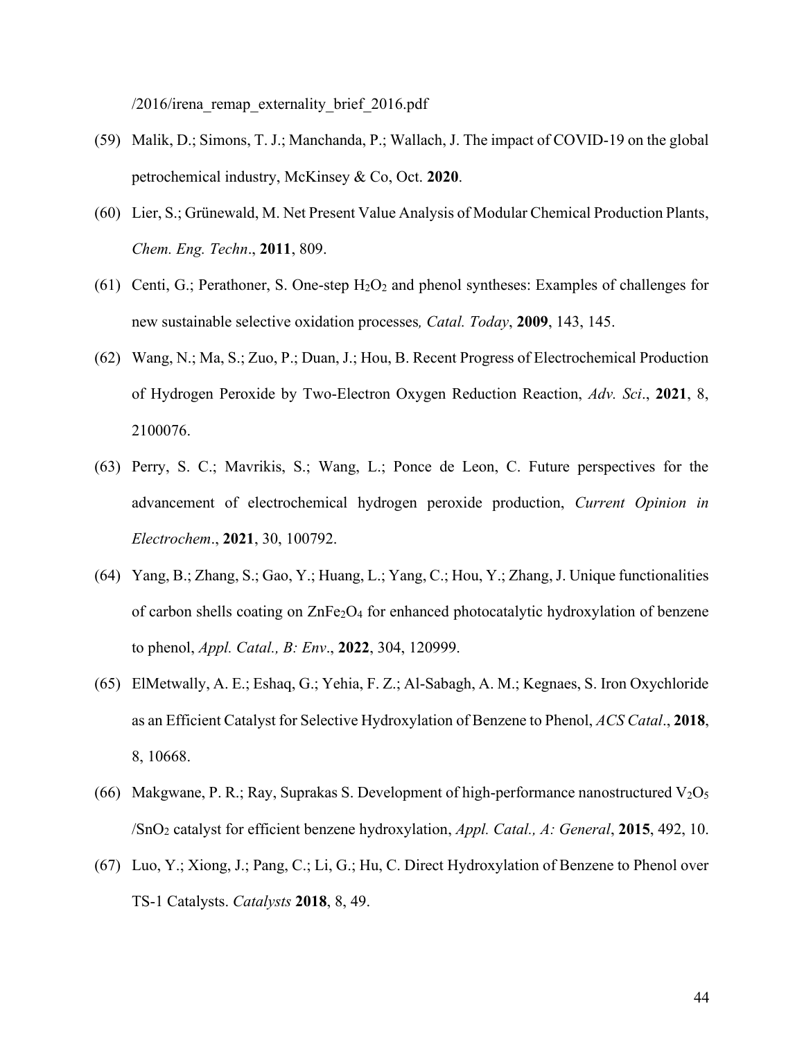/2016/irena_remap_externality_brief_2016.pdf

(59) Malik, D.; Simons, T. J.; Manchanda, P.; Wallach, J. The impact of COVID-19 on the global petrochemical industry, McKinsey & Co, Oct. **2020**.

(60) Lier, S.; Grünewald, M. Net Present Value Analysis of Modular Chemical Production Plants, *Chem. Eng. Techn*., **2011**, 809.

(61) Centi, G.; Perathoner, S. One-step $H_2O_2$ and phenol syntheses: Examples of challenges for new sustainable selective oxidation processes*, Catal. Today*, **2009**, 143, 145.

(62) Wang, N.; Ma, S.; Zuo, P.; Duan, J.; Hou, B. Recent Progress of Electrochemical Production of Hydrogen Peroxide by Two-Electron Oxygen Reduction Reaction, *Adv. Sci*., **2021**, 8, 2100076.

(63) Perry, S. C.; Mavrikis, S.; Wang, L.; Ponce de Leon, C. Future perspectives for the advancement of electrochemical hydrogen peroxide production, *Current Opinion in Electrochem*., **2021**, 30, 100792.

(64) Yang, B.; Zhang, S.; Gao, Y.; Huang, L.; Yang, C.; Hou, Y.; Zhang, J. Unique functionalities of carbon shells coating on $ZnFe_2O_4$ for enhanced photocatalytic hydroxylation of benzene to phenol, *Appl. Catal., B: Env*., **2022**, 304, 120999.

(65) ElMetwally, A. E.; Eshaq, G.; Yehia, F. Z.; Al-Sabagh, A. M.; Kegnaes, S. Iron Oxychloride as an Efficient Catalyst for Selective Hydroxylation of Benzene to Phenol, *ACS Catal*., **2018**, 8, 10668.

(66) Makgwane, P. R.; Ray, Suprakas S. Development of high-performance nanostructured $V_2O_5$ /$SnO_2$ catalyst for efficient benzene hydroxylation, *Appl. Catal., A: General*, **2015**, 492, 10.

(67) Luo, Y.; Xiong, J.; Pang, C.; Li, G.; Hu, C. Direct Hydroxylation of Benzene to Phenol over TS-1 Catalysts. *Catalysts* **2018**, 8, 49.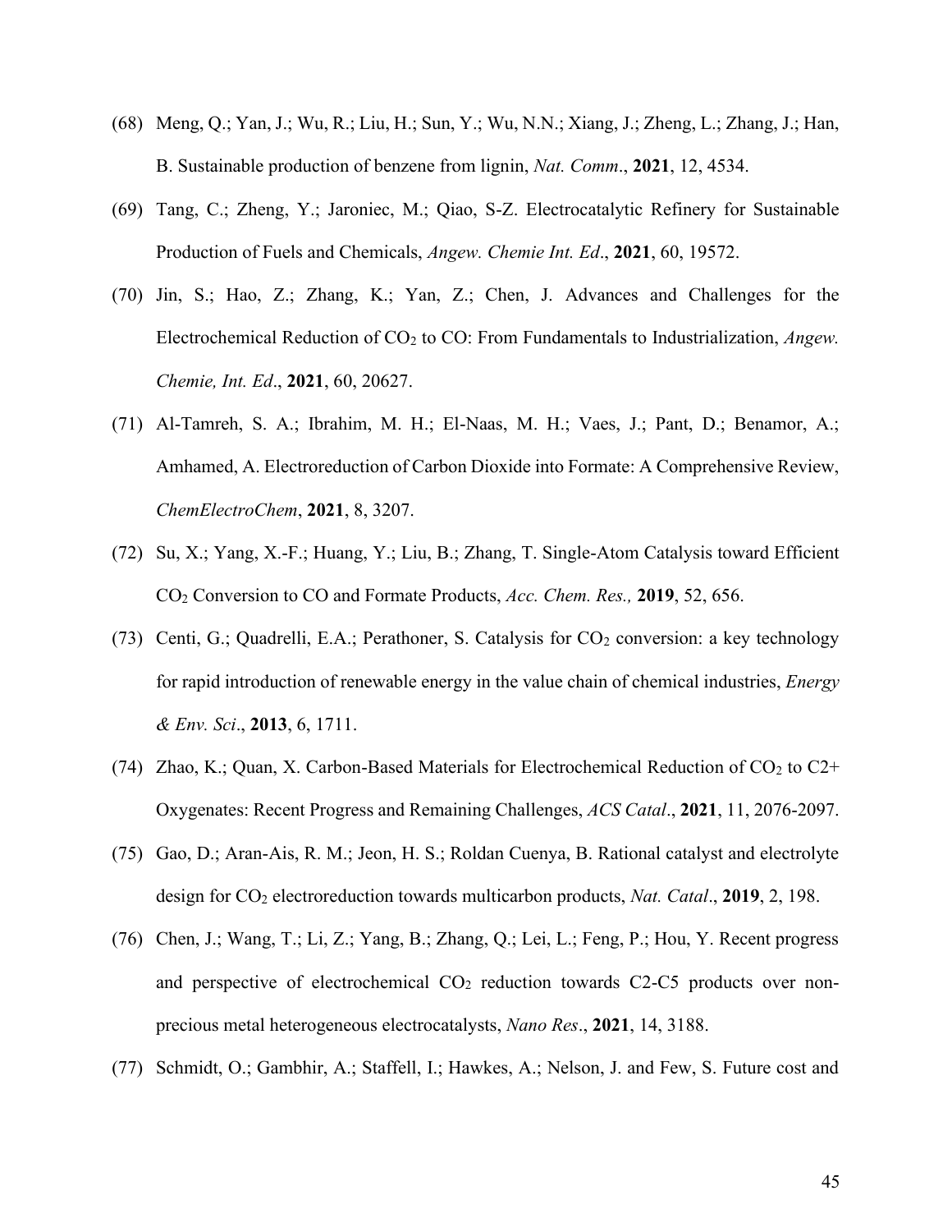(68) Meng, Q.; Yan, J.; Wu, R.; Liu, H.; Sun, Y.; Wu, N.N.; Xiang, J.; Zheng, L.; Zhang, J.; Han, B. Sustainable production of benzene from lignin, *Nat. Comm*., **2021**, 12, 4534.

(69) Tang, C.; Zheng, Y.; Jaroniec, M.; Qiao, S-Z. Electrocatalytic Refinery for Sustainable Production of Fuels and Chemicals, *Angew. Chemie Int. Ed*., **2021**, 60, 19572.

(70) Jin, S.; Hao, Z.; Zhang, K.; Yan, Z.; Chen, J. Advances and Challenges for the Electrochemical Reduction of $CO_2$ to CO: From Fundamentals to Industrialization, *Angew. Chemie, Int. Ed*., **2021**, 60, 20627.

(71) Al-Tamreh, S. A.; Ibrahim, M. H.; El-Naas, M. H.; Vaes, J.; Pant, D.; Benamor, A.; Amhamed, A. Electroreduction of Carbon Dioxide into Formate: A Comprehensive Review, *ChemElectroChem*, **2021**, 8, 3207.

(72) Su, X.; Yang, X.-F.; Huang, Y.; Liu, B.; Zhang, T. Single-Atom Catalysis toward Efficient $CO_2$ Conversion to CO and Formate Products, *Acc. Chem. Res.,* **2019**, 52, 656.

(73) Centi, G.; Quadrelli, E.A.; Perathoner, S. Catalysis for $CO_2$ conversion: a key technology for rapid introduction of renewable energy in the value chain of chemical industries, *Energy & Env. Sci*., **2013**, 6, 1711.

(74) Zhao, K.; Quan, X. Carbon-Based Materials for Electrochemical Reduction of $CO_2$ to C2+ Oxygenates: Recent Progress and Remaining Challenges, *ACS Catal*., **2021**, 11, 2076-2097.

(75) Gao, D.; Aran-Ais, R. M.; Jeon, H. S.; Roldan Cuenya, B. Rational catalyst and electrolyte design for $CO_2$ electroreduction towards multicarbon products, *Nat. Catal*., **2019**, 2, 198.

(76) Chen, J.; Wang, T.; Li, Z.; Yang, B.; Zhang, Q.; Lei, L.; Feng, P.; Hou, Y. Recent progress and perspective of electrochemical $CO_2$ reduction towards C2-C5 products over non-precious metal heterogeneous electrocatalysts, *Nano Res*., **2021**, 14, 3188.

(77) Schmidt, O.; Gambhir, A.; Staffell, I.; Hawkes, A.; Nelson, J. and Few, S. Future cost and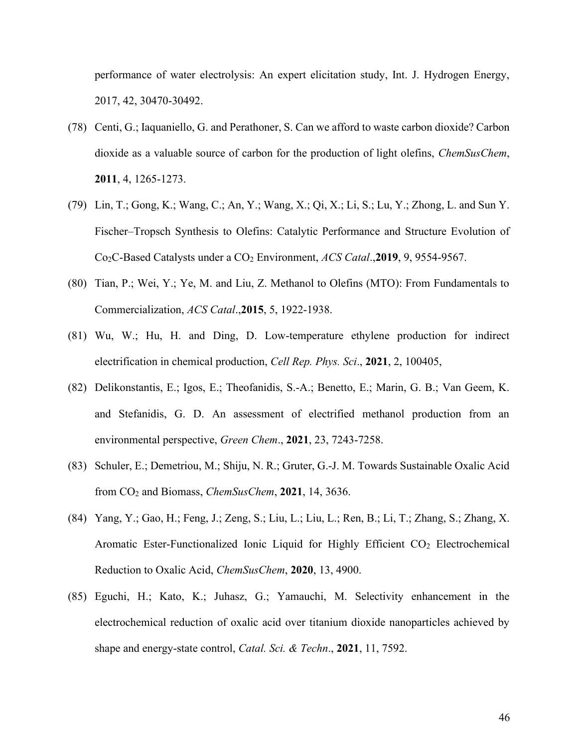performance of water electrolysis: An expert elicitation study, Int. J. Hydrogen Energy, 2017, 42, 30470-30492.

(78) Centi, G.; Iaquaniello, G. and Perathoner, S. Can we afford to waste carbon dioxide? Carbon dioxide as a valuable source of carbon for the production of light olefins, *ChemSusChem*, **2011**, 4, 1265-1273.

(79) Lin, T.; Gong, K.; Wang, C.; An, Y.; Wang, X.; Qi, X.; Li, S.; Lu, Y.; Zhong, L. and Sun Y. Fischer–Tropsch Synthesis to Olefins: Catalytic Performance and Structure Evolution of $Co_2C$-Based Catalysts under a $CO_2$ Environment, *ACS Catal*.,**2019**, 9, 9554-9567.

(80) Tian, P.; Wei, Y.; Ye, M. and Liu, Z. Methanol to Olefins (MTO): From Fundamentals to Commercialization, *ACS Catal*.,**2015**, 5, 1922-1938.

(81) Wu, W.; Hu, H. and Ding, D. Low-temperature ethylene production for indirect electrification in chemical production, *Cell Rep. Phys. Sci*., **2021**, 2, 100405,

(82) Delikonstantis, E.; Igos, E.; Theofanidis, S.-A.; Benetto, E.; Marin, G. B.; Van Geem, K. and Stefanidis, G. D. An assessment of electrified methanol production from an environmental perspective, *Green Chem*., **2021**, 23, 7243-7258.

(83) Schuler, E.; Demetriou, M.; Shiju, N. R.; Gruter, G.-J. M. Towards Sustainable Oxalic Acid from $CO_2$ and Biomass, *ChemSusChem*, **2021**, 14, 3636.

(84) Yang, Y.; Gao, H.; Feng, J.; Zeng, S.; Liu, L.; Liu, L.; Ren, B.; Li, T.; Zhang, S.; Zhang, X. Aromatic Ester-Functionalized Ionic Liquid for Highly Efficient $CO_2$ Electrochemical Reduction to Oxalic Acid, *ChemSusChem*, **2020**, 13, 4900.

(85) Eguchi, H.; Kato, K.; Juhasz, G.; Yamauchi, M. Selectivity enhancement in the electrochemical reduction of oxalic acid over titanium dioxide nanoparticles achieved by shape and energy-state control, *Catal. Sci. & Techn*., **2021**, 11, 7592.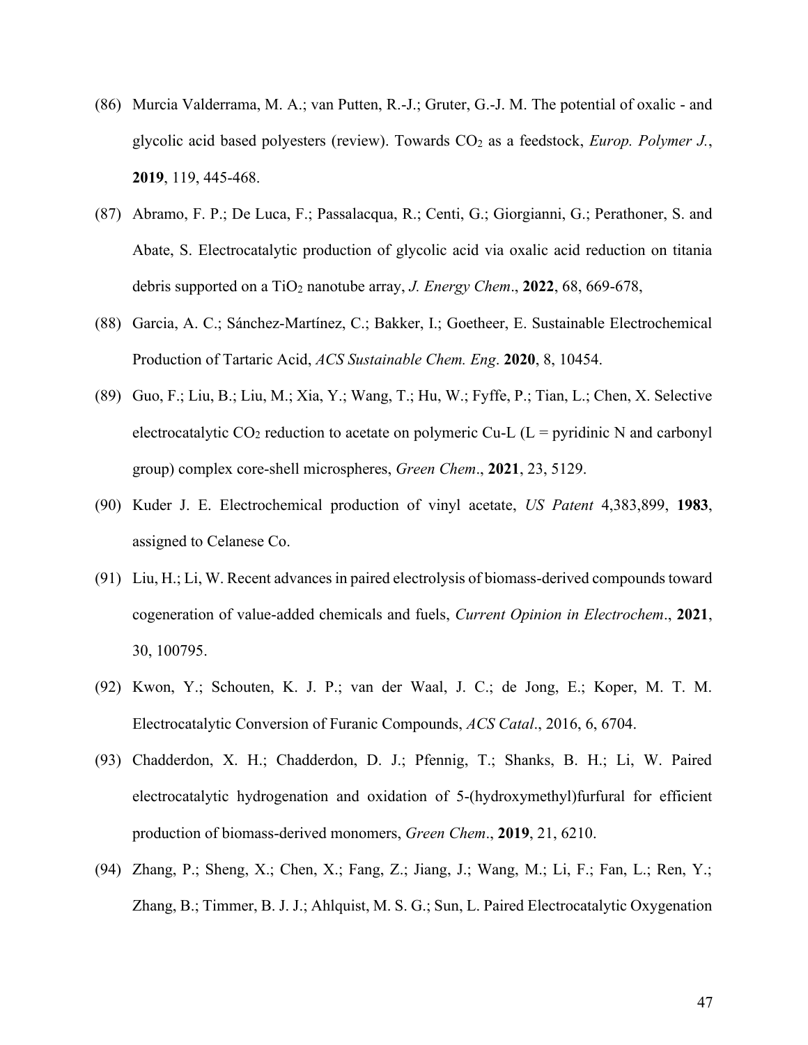(86) Murcia Valderrama, M. A.; van Putten, R.-J.; Gruter, G.-J. M. The potential of oxalic - and glycolic acid based polyesters (review). Towards $CO_2$ as a feedstock, *Europ. Polymer J.*, **2019**, 119, 445-468.

(87) Abramo, F. P.; De Luca, F.; Passalacqua, R.; Centi, G.; Giorgianni, G.; Perathoner, S. and Abate, S. Electrocatalytic production of glycolic acid via oxalic acid reduction on titania debris supported on a $TiO_2$ nanotube array, *J. Energy Chem*., **2022**, 68, 669-678,

(88) Garcia, A. C.; Sánchez-Martínez, C.; Bakker, I.; Goetheer, E. Sustainable Electrochemical Production of Tartaric Acid, *ACS Sustainable Chem. Eng*. **2020**, 8, 10454.

(89) Guo, F.; Liu, B.; Liu, M.; Xia, Y.; Wang, T.; Hu, W.; Fyffe, P.; Tian, L.; Chen, X. Selective electrocatalytic $CO_2$ reduction to acetate on polymeric Cu-L (L = pyridinic N and carbonyl group) complex core-shell microspheres, *Green Chem*., **2021**, 23, 5129.

(90) Kuder J. E. Electrochemical production of vinyl acetate, *US Patent* 4,383,899, **1983**, assigned to Celanese Co.

(91) Liu, H.; Li, W. Recent advances in paired electrolysis of biomass-derived compounds toward cogeneration of value-added chemicals and fuels, *Current Opinion in Electrochem*., **2021**, 30, 100795.

(92) Kwon, Y.; Schouten, K. J. P.; van der Waal, J. C.; de Jong, E.; Koper, M. T. M. Electrocatalytic Conversion of Furanic Compounds, *ACS Catal*., 2016, 6, 6704.

(93) Chadderdon, X. H.; Chadderdon, D. J.; Pfennig, T.; Shanks, B. H.; Li, W. Paired electrocatalytic hydrogenation and oxidation of 5-(hydroxymethyl)furfural for efficient production of biomass-derived monomers, *Green Chem*., **2019**, 21, 6210.

(94) Zhang, P.; Sheng, X.; Chen, X.; Fang, Z.; Jiang, J.; Wang, M.; Li, F.; Fan, L.; Ren, Y.; Zhang, B.; Timmer, B. J. J.; Ahlquist, M. S. G.; Sun, L. Paired Electrocatalytic Oxygenation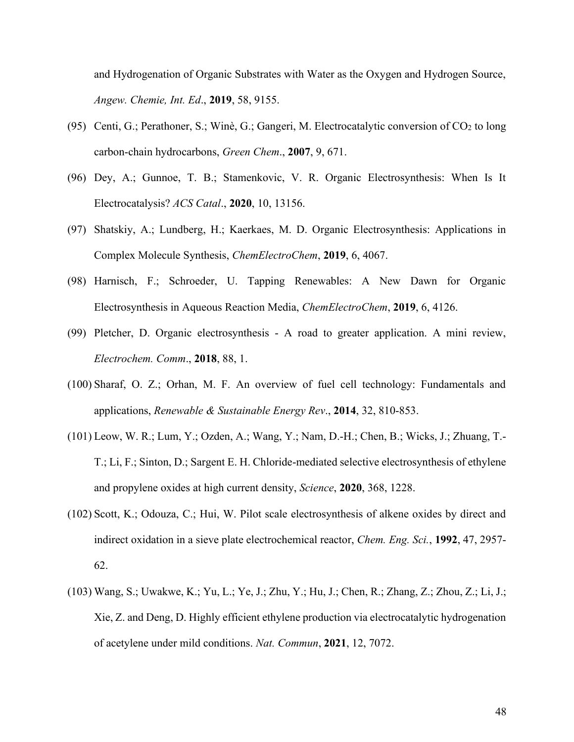and Hydrogenation of Organic Substrates with Water as the Oxygen and Hydrogen Source, *Angew. Chemie, Int. Ed*., **2019**, 58, 9155.

(95) Centi, G.; Perathoner, S.; Winè, G.; Gangeri, M. Electrocatalytic conversion of $CO_2$ to long carbon-chain hydrocarbons, *Green Chem*., **2007**, 9, 671.

(96) Dey, A.; Gunnoe, T. B.; Stamenkovic, V. R. Organic Electrosynthesis: When Is It Electrocatalysis? *ACS Catal*., **2020**, 10, 13156.

(97) Shatskiy, A.; Lundberg, H.; Kaerkaes, M. D. Organic Electrosynthesis: Applications in Complex Molecule Synthesis, *ChemElectroChem*, **2019**, 6, 4067.

(98) Harnisch, F.; Schroeder, U. Tapping Renewables: A New Dawn for Organic Electrosynthesis in Aqueous Reaction Media, *ChemElectroChem*, **2019**, 6, 4126.

(99) Pletcher, D. Organic electrosynthesis - A road to greater application. A mini review, *Electrochem. Comm*., **2018**, 88, 1.

(100) Sharaf, O. Z.; Orhan, M. F. An overview of fuel cell technology: Fundamentals and applications, *Renewable & Sustainable Energy Rev*., **2014**, 32, 810-853.

(101) Leow, W. R.; Lum, Y.; Ozden, A.; Wang, Y.; Nam, D.-H.; Chen, B.; Wicks, J.; Zhuang, T.-T.; Li, F.; Sinton, D.; Sargent E. H. Chloride-mediated selective electrosynthesis of ethylene and propylene oxides at high current density, *Science*, **2020**, 368, 1228.

(102) Scott, K.; Odouza, C.; Hui, W. Pilot scale electrosynthesis of alkene oxides by direct and indirect oxidation in a sieve plate electrochemical reactor, *Chem. Eng. Sci.*, **1992**, 47, 2957-62.

(103) Wang, S.; Uwakwe, K.; Yu, L.; Ye, J.; Zhu, Y.; Hu, J.; Chen, R.; Zhang, Z.; Zhou, Z.; Li, J.; Xie, Z. and Deng, D. Highly efficient ethylene production via electrocatalytic hydrogenation of acetylene under mild conditions. *Nat. Commun*, **2021**, 12, 7072.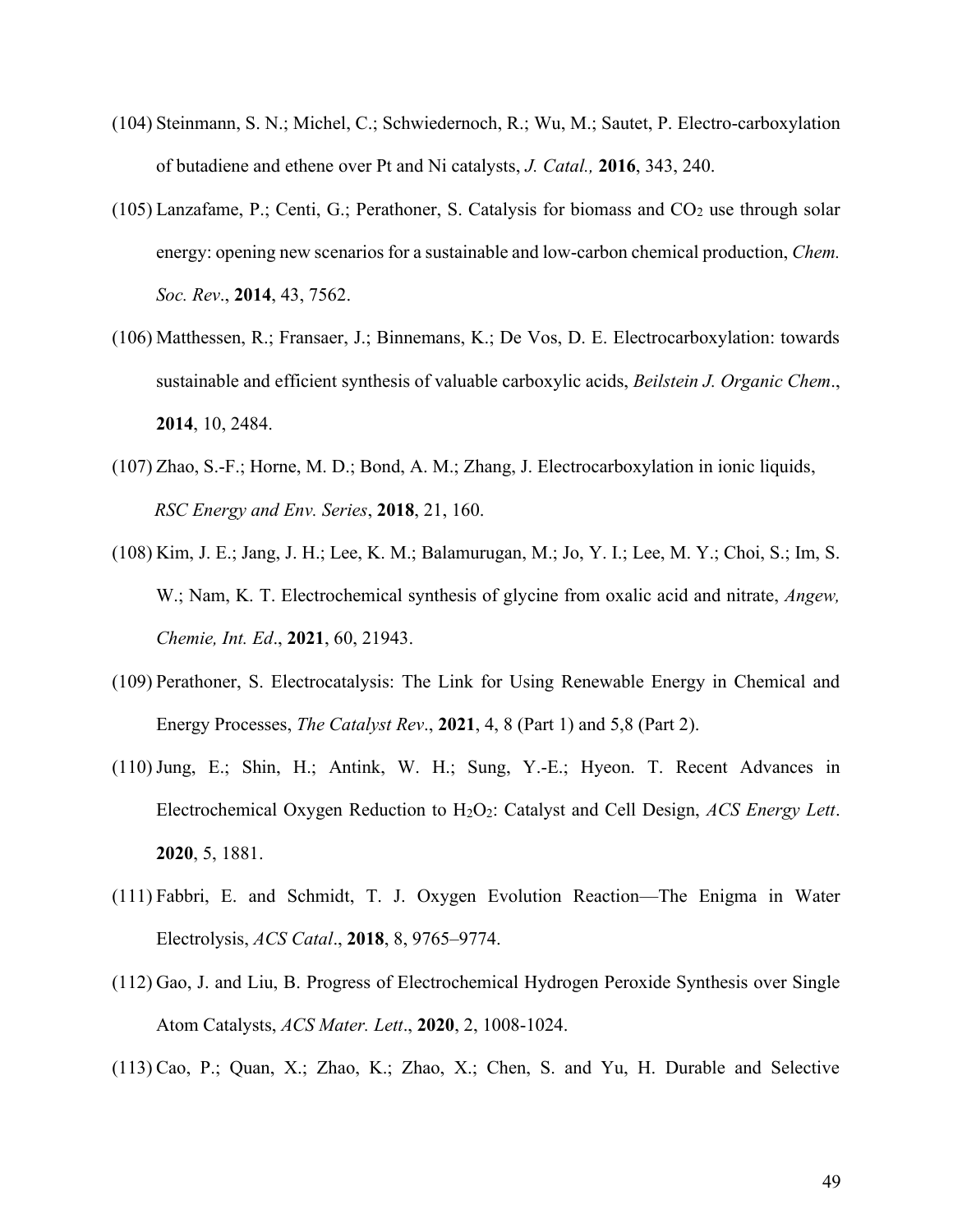(104) Steinmann, S. N.; Michel, C.; Schwiedernoch, R.; Wu, M.; Sautet, P. Electro-carboxylation of butadiene and ethene over Pt and Ni catalysts, *J. Catal.,* **2016**, 343, 240.

(105) Lanzafame, P.; Centi, G.; Perathoner, S. Catalysis for biomass and $CO_2$ use through solar energy: opening new scenarios for a sustainable and low-carbon chemical production, *Chem. Soc. Rev*., **2014**, 43, 7562.

(106) Matthessen, R.; Fransaer, J.; Binnemans, K.; De Vos, D. E. Electrocarboxylation: towards sustainable and efficient synthesis of valuable carboxylic acids, *Beilstein J. Organic Chem*., **2014**, 10, 2484.

(107) Zhao, S.-F.; Horne, M. D.; Bond, A. M.; Zhang, J. Electrocarboxylation in ionic liquids, *RSC Energy and Env. Series*, **2018**, 21, 160.

(108) Kim, J. E.; Jang, J. H.; Lee, K. M.; Balamurugan, M.; Jo, Y. I.; Lee, M. Y.; Choi, S.; Im, S. W.; Nam, K. T. Electrochemical synthesis of glycine from oxalic acid and nitrate, *Angew, Chemie, Int. Ed*., **2021**, 60, 21943.

(109) Perathoner, S. Electrocatalysis: The Link for Using Renewable Energy in Chemical and Energy Processes, *The Catalyst Rev*., **2021**, 4, 8 (Part 1) and 5,8 (Part 2).

(110) Jung, E.; Shin, H.; Antink, W. H.; Sung, Y.-E.; Hyeon. T. Recent Advances in Electrochemical Oxygen Reduction to $H_2O_2$: Catalyst and Cell Design, *ACS Energy Lett*. **2020**, 5, 1881.

(111) Fabbri, E. and Schmidt, T. J. Oxygen Evolution Reaction—The Enigma in Water Electrolysis, *ACS Catal*., **2018**, 8, 9765–9774.

(112) Gao, J. and Liu, B. Progress of Electrochemical Hydrogen Peroxide Synthesis over Single Atom Catalysts, *ACS Mater. Lett*., **2020**, 2, 1008-1024.

(113) Cao, P.; Quan, X.; Zhao, K.; Zhao, X.; Chen, S. and Yu, H. Durable and Selective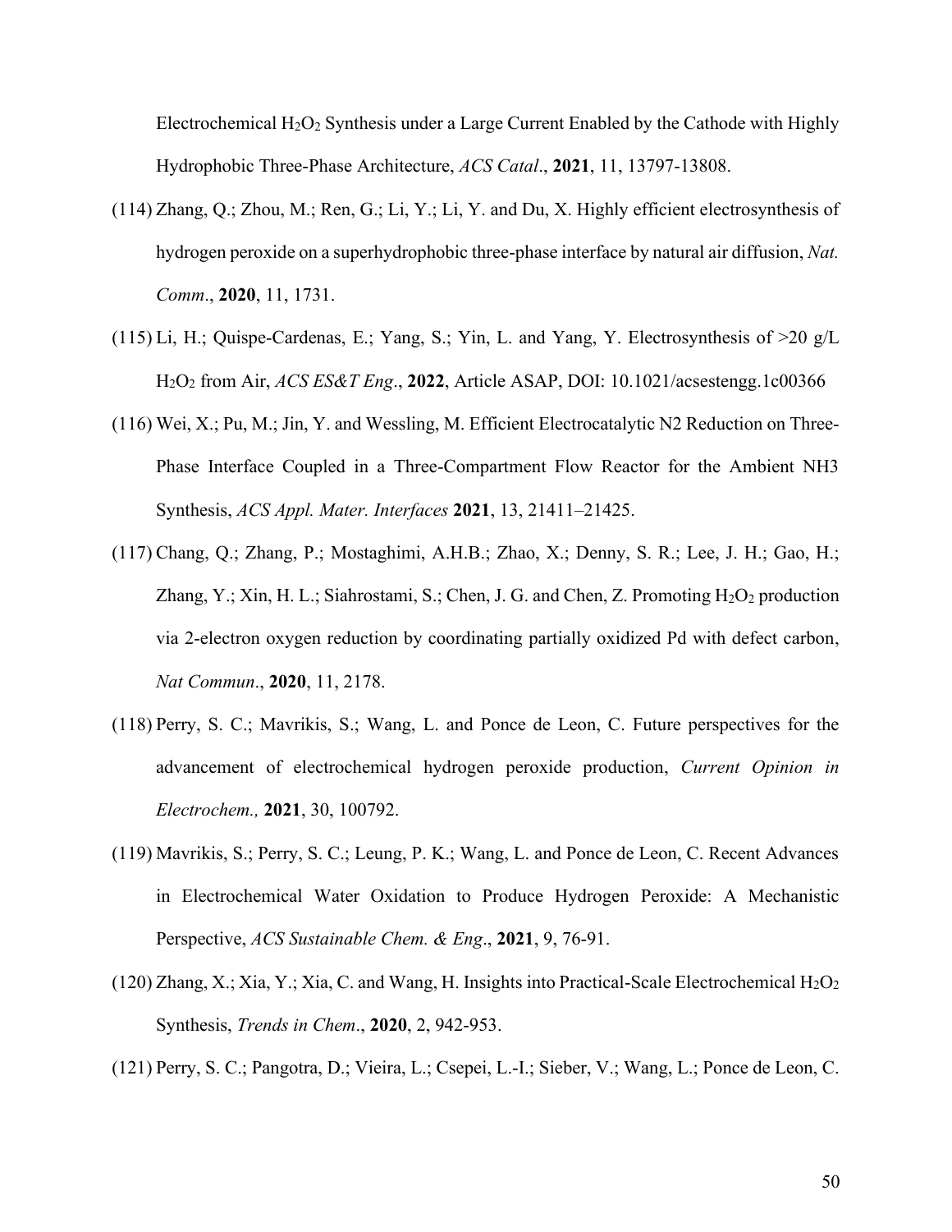Electrochemical $H_2O_2$ Synthesis under a Large Current Enabled by the Cathode with Highly Hydrophobic Three-Phase Architecture, *ACS Catal*., **2021**, 11, 13797-13808.

(114) Zhang, Q.; Zhou, M.; Ren, G.; Li, Y.; Li, Y. and Du, X. Highly efficient electrosynthesis of hydrogen peroxide on a superhydrophobic three-phase interface by natural air diffusion, *Nat. Comm*., **2020**, 11, 1731.

(115) Li, H.; Quispe-Cardenas, E.; Yang, S.; Yin, L. and Yang, Y. Electrosynthesis of >20 g/L $H_2O_2$ from Air, *ACS ES&T Eng*., **2022**, Article ASAP, DOI: 10.1021/acsestengg.1c00366

(116) Wei, X.; Pu, M.; Jin, Y. and Wessling, M. Efficient Electrocatalytic N2 Reduction on Three-Phase Interface Coupled in a Three-Compartment Flow Reactor for the Ambient NH3 Synthesis, *ACS Appl. Mater. Interfaces* **2021**, 13, 21411–21425.

(117) Chang, Q.; Zhang, P.; Mostaghimi, A.H.B.; Zhao, X.; Denny, S. R.; Lee, J. H.; Gao, H.; Zhang, Y.; Xin, H. L.; Siahrostami, S.; Chen, J. G. and Chen, Z. Promoting $H_2O_2$ production via 2-electron oxygen reduction by coordinating partially oxidized Pd with defect carbon, *Nat Commun*., **2020**, 11, 2178.

(118) Perry, S. C.; Mavrikis, S.; Wang, L. and Ponce de Leon, C. Future perspectives for the advancement of electrochemical hydrogen peroxide production, *Current Opinion in Electrochem.,* **2021**, 30, 100792.

(119) Mavrikis, S.; Perry, S. C.; Leung, P. K.; Wang, L. and Ponce de Leon, C. Recent Advances in Electrochemical Water Oxidation to Produce Hydrogen Peroxide: A Mechanistic Perspective, *ACS Sustainable Chem. & Eng*., **2021**, 9, 76-91.

(120) Zhang, X.; Xia, Y.; Xia, C. and Wang, H. Insights into Practical-Scale Electrochemical $H_2O_2$ Synthesis, *Trends in Chem*., **2020**, 2, 942-953.

(121) Perry, S. C.; Pangotra, D.; Vieira, L.; Csepei, L.-I.; Sieber, V.; Wang, L.; Ponce de Leon, C.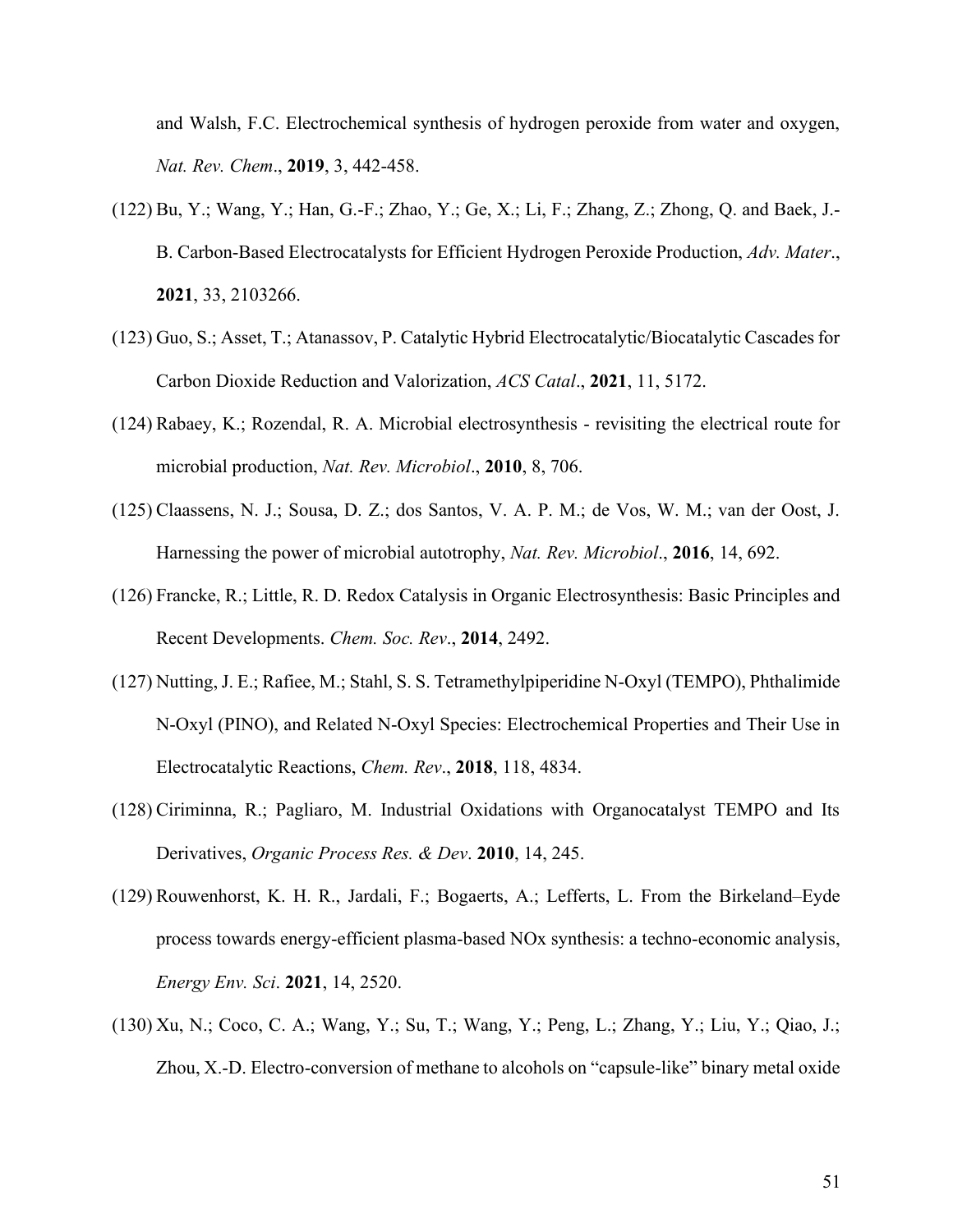and Walsh, F.C. Electrochemical synthesis of hydrogen peroxide from water and oxygen, *Nat. Rev. Chem*., **2019**, 3, 442-458.

(122) Bu, Y.; Wang, Y.; Han, G.-F.; Zhao, Y.; Ge, X.; Li, F.; Zhang, Z.; Zhong, Q. and Baek, J.-B. Carbon-Based Electrocatalysts for Efficient Hydrogen Peroxide Production, *Adv. Mater*., **2021**, 33, 2103266.

(123) Guo, S.; Asset, T.; Atanassov, P. Catalytic Hybrid Electrocatalytic/Biocatalytic Cascades for Carbon Dioxide Reduction and Valorization, *ACS Catal*., **2021**, 11, 5172.

(124) Rabaey, K.; Rozendal, R. A. Microbial electrosynthesis - revisiting the electrical route for microbial production, *Nat. Rev. Microbiol*., **2010**, 8, 706.

(125) Claassens, N. J.; Sousa, D. Z.; dos Santos, V. A. P. M.; de Vos, W. M.; van der Oost, J. Harnessing the power of microbial autotrophy, *Nat. Rev. Microbiol*., **2016**, 14, 692.

(126) Francke, R.; Little, R. D. Redox Catalysis in Organic Electrosynthesis: Basic Principles and Recent Developments. *Chem. Soc. Rev*., **2014**, 2492.

(127) Nutting, J. E.; Rafiee, M.; Stahl, S. S. Tetramethylpiperidine N-Oxyl (TEMPO), Phthalimide N-Oxyl (PINO), and Related N-Oxyl Species: Electrochemical Properties and Their Use in Electrocatalytic Reactions, *Chem. Rev*., **2018**, 118, 4834.

(128) Ciriminna, R.; Pagliaro, M. Industrial Oxidations with Organocatalyst TEMPO and Its Derivatives, *Organic Process Res. & Dev*. **2010**, 14, 245.

(129) Rouwenhorst, K. H. R., Jardali, F.; Bogaerts, A.; Lefferts, L. From the Birkeland–Eyde process towards energy-efficient plasma-based NOx synthesis: a techno-economic analysis, *Energy Env. Sci*. **2021**, 14, 2520.

(130) Xu, N.; Coco, C. A.; Wang, Y.; Su, T.; Wang, Y.; Peng, L.; Zhang, Y.; Liu, Y.; Qiao, J.; Zhou, X.-D. Electro-conversion of methane to alcohols on "capsule-like" binary metal oxide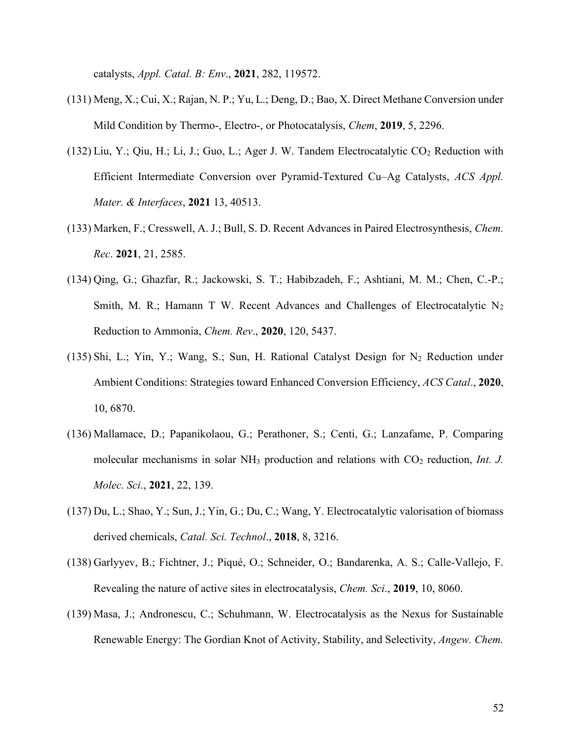catalysts, *Appl. Catal. B: Env*., **2021**, 282, 119572.

(131) Meng, X.; Cui, X.; Rajan, N. P.; Yu, L.; Deng, D.; Bao, X. Direct Methane Conversion under Mild Condition by Thermo-, Electro-, or Photocatalysis, *Chem*, **2019**, 5, 2296.

(132) Liu, Y.; Qiu, H.; Li, J.; Guo, L.; Ager J. W. Tandem Electrocatalytic $CO_2$ Reduction with Efficient Intermediate Conversion over Pyramid-Textured Cu–Ag Catalysts, *ACS Appl. Mater. & Interfaces*, **2021** 13, 40513.

(133) Marken, F.; Cresswell, A. J.; Bull, S. D. Recent Advances in Paired Electrosynthesis, *Chem. Rec*. **2021**, 21, 2585.

(134) Qing, G.; Ghazfar, R.; Jackowski, S. T.; Habibzadeh, F.; Ashtiani, M. M.; Chen, C.-P.; Smith, M. R.; Hamann T W. Recent Advances and Challenges of Electrocatalytic $N_2$ Reduction to Ammonia, *Chem. Rev*., **2020**, 120, 5437.

(135) Shi, L.; Yin, Y.; Wang, S.; Sun, H. Rational Catalyst Design for $N_2$ Reduction under Ambient Conditions: Strategies toward Enhanced Conversion Efficiency, *ACS Catal*., **2020**, 10, 6870.

(136) Mallamace, D.; Papanikolaou, G.; Perathoner, S.; Centi, G.; Lanzafame, P. Comparing molecular mechanisms in solar $NH_3$ production and relations with $CO_2$ reduction, *Int. J. Molec. Sci*., **2021**, 22, 139.

(137) Du, L.; Shao, Y.; Sun, J.; Yin, G.; Du, C.; Wang, Y. Electrocatalytic valorisation of biomass derived chemicals, *Catal. Sci. Technol*., **2018**, 8, 3216.

(138) Garlyyev, B.; Fichtner, J.; Piqué, O.; Schneider, O.; Bandarenka, A. S.; Calle-Vallejo, F. Revealing the nature of active sites in electrocatalysis, *Chem. Sci*., **2019**, 10, 8060.

(139) Masa, J.; Andronescu, C.; Schuhmann, W. Electrocatalysis as the Nexus for Sustainable Renewable Energy: The Gordian Knot of Activity, Stability, and Selectivity, *Angew. Chem.*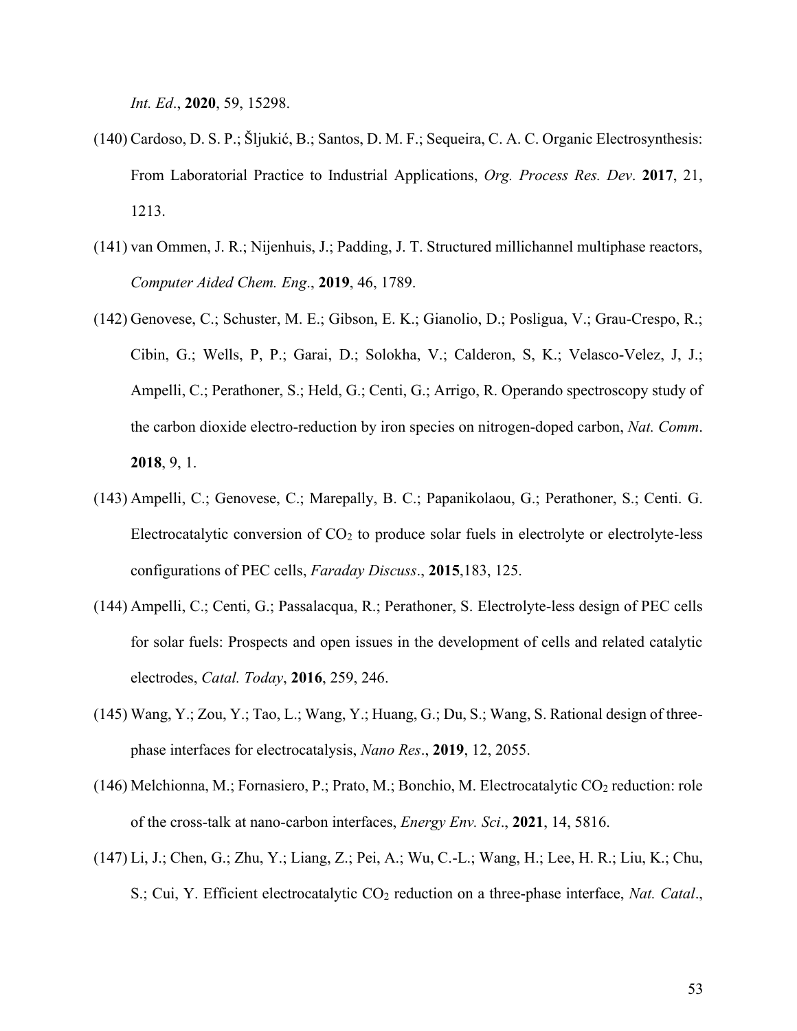*Int. Ed*., **2020**, 59, 15298.

(140) Cardoso, D. S. P.; Šljukić, B.; Santos, D. M. F.; Sequeira, C. A. C. Organic Electrosynthesis: From Laboratorial Practice to Industrial Applications, *Org. Process Res. Dev*. **2017**, 21, 1213.

(141) van Ommen, J. R.; Nijenhuis, J.; Padding, J. T. Structured millichannel multiphase reactors, *Computer Aided Chem. Eng*., **2019**, 46, 1789.

(142) Genovese, C.; Schuster, M. E.; Gibson, E. K.; Gianolio, D.; Posligua, V.; Grau-Crespo, R.; Cibin, G.; Wells, P, P.; Garai, D.; Solokha, V.; Calderon, S, K.; Velasco-Velez, J, J.; Ampelli, C.; Perathoner, S.; Held, G.; Centi, G.; Arrigo, R. Operando spectroscopy study of the carbon dioxide electro-reduction by iron species on nitrogen-doped carbon, *Nat. Comm*. **2018**, 9, 1.

(143) Ampelli, C.; Genovese, C.; Marepally, B. C.; Papanikolaou, G.; Perathoner, S.; Centi. G. Electrocatalytic conversion of $CO_2$ to produce solar fuels in electrolyte or electrolyte-less configurations of PEC cells, *Faraday Discuss*., **2015**,183, 125.

(144) Ampelli, C.; Centi, G.; Passalacqua, R.; Perathoner, S. Electrolyte-less design of PEC cells for solar fuels: Prospects and open issues in the development of cells and related catalytic electrodes, *Catal. Today*, **2016**, 259, 246.

(145) Wang, Y.; Zou, Y.; Tao, L.; Wang, Y.; Huang, G.; Du, S.; Wang, S. Rational design of three-phase interfaces for electrocatalysis, *Nano Res*., **2019**, 12, 2055.

(146) Melchionna, M.; Fornasiero, P.; Prato, M.; Bonchio, M. Electrocatalytic $CO_2$ reduction: role of the cross-talk at nano-carbon interfaces, *Energy Env. Sci*., **2021**, 14, 5816.

(147) Li, J.; Chen, G.; Zhu, Y.; Liang, Z.; Pei, A.; Wu, C.-L.; Wang, H.; Lee, H. R.; Liu, K.; Chu, S.; Cui, Y. Efficient electrocatalytic $CO_2$ reduction on a three-phase interface, *Nat. Catal*.,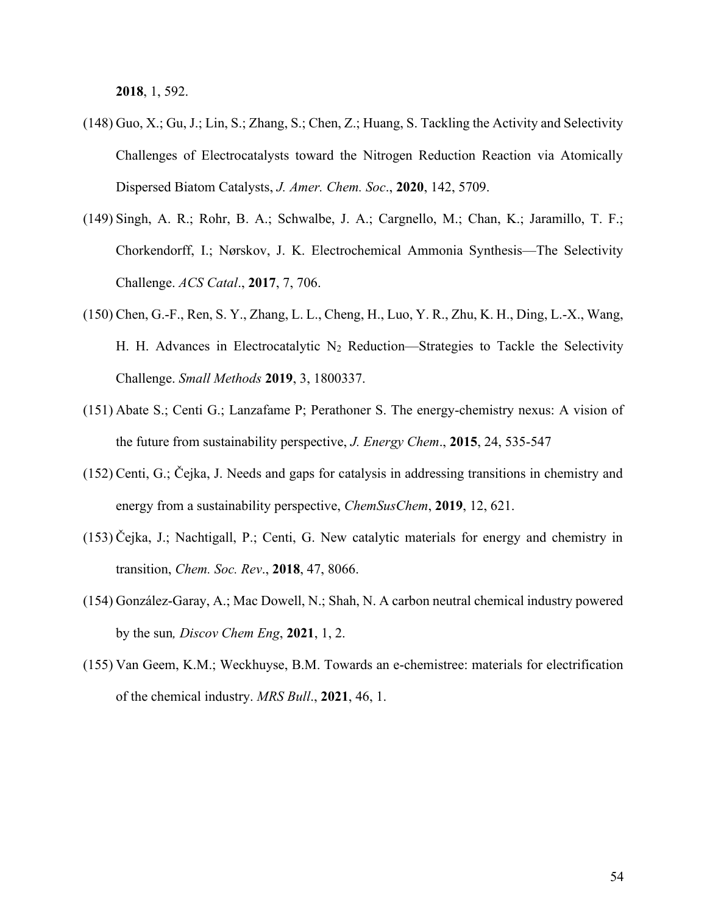**2018**, 1, 592.

(148) Guo, X.; Gu, J.; Lin, S.; Zhang, S.; Chen, Z.; Huang, S. Tackling the Activity and Selectivity Challenges of Electrocatalysts toward the Nitrogen Reduction Reaction via Atomically Dispersed Biatom Catalysts, *J. Amer. Chem. Soc*., **2020**, 142, 5709.

(149) Singh, A. R.; Rohr, B. A.; Schwalbe, J. A.; Cargnello, M.; Chan, K.; Jaramillo, T. F.; Chorkendorff, I.; Nørskov, J. K. Electrochemical Ammonia Synthesis—The Selectivity Challenge. *ACS Catal*., **2017**, 7, 706.

(150) Chen, G.-F., Ren, S. Y., Zhang, L. L., Cheng, H., Luo, Y. R., Zhu, K. H., Ding, L.-X., Wang, H. H. Advances in Electrocatalytic $N_2$ Reduction—Strategies to Tackle the Selectivity Challenge. *Small Methods* **2019**, 3, 1800337.

(151) Abate S.; Centi G.; Lanzafame P; Perathoner S. The energy-chemistry nexus: A vision of the future from sustainability perspective, *J. Energy Chem*., **2015**, 24, 535-547

(152) Centi, G.; Čejka, J. Needs and gaps for catalysis in addressing transitions in chemistry and energy from a sustainability perspective, *ChemSusChem*, **2019**, 12, 621.

(153) Čejka, J.; Nachtigall, P.; Centi, G. New catalytic materials for energy and chemistry in transition, *Chem. Soc. Rev*., **2018**, 47, 8066.

(154) González-Garay, A.; Mac Dowell, N.; Shah, N. A carbon neutral chemical industry powered by the sun*, Discov Chem Eng*, **2021**, 1, 2.

(155) Van Geem, K.M.; Weckhuyse, B.M. Towards an e-chemistree: materials for electrification of the chemical industry. *MRS Bull*., **2021**, 46, 1.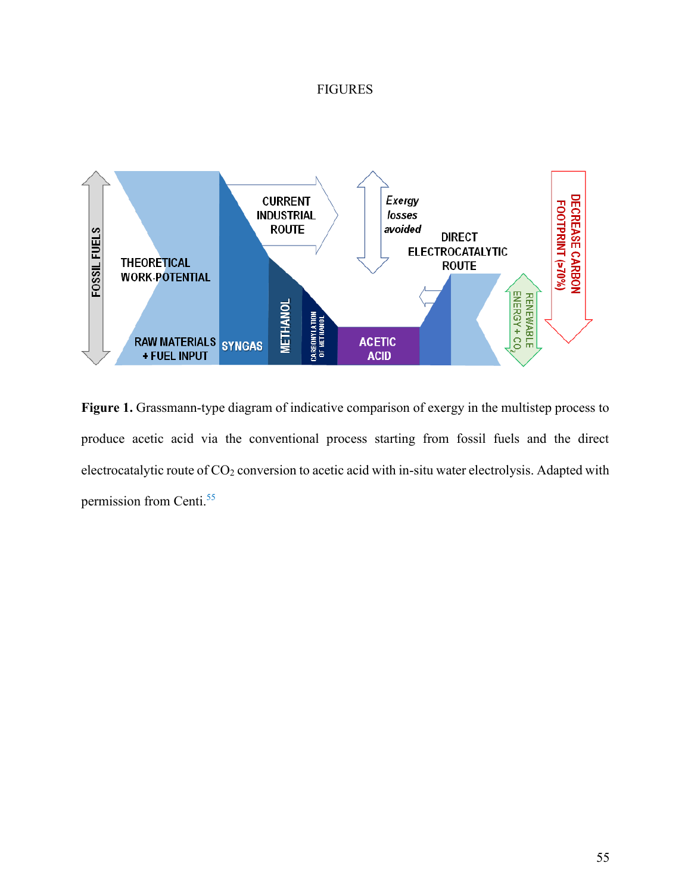FIGURES

**Figure 1.** Grassmann-type diagram of indicative comparison of exergy in the multistep process to produce acetic acid via the conventional process starting from fossil fuels and the direct electrocatalytic route of $CO_2$ conversion to acetic acid with in-situ water electrolysis. Adapted with permission from Centi.[55]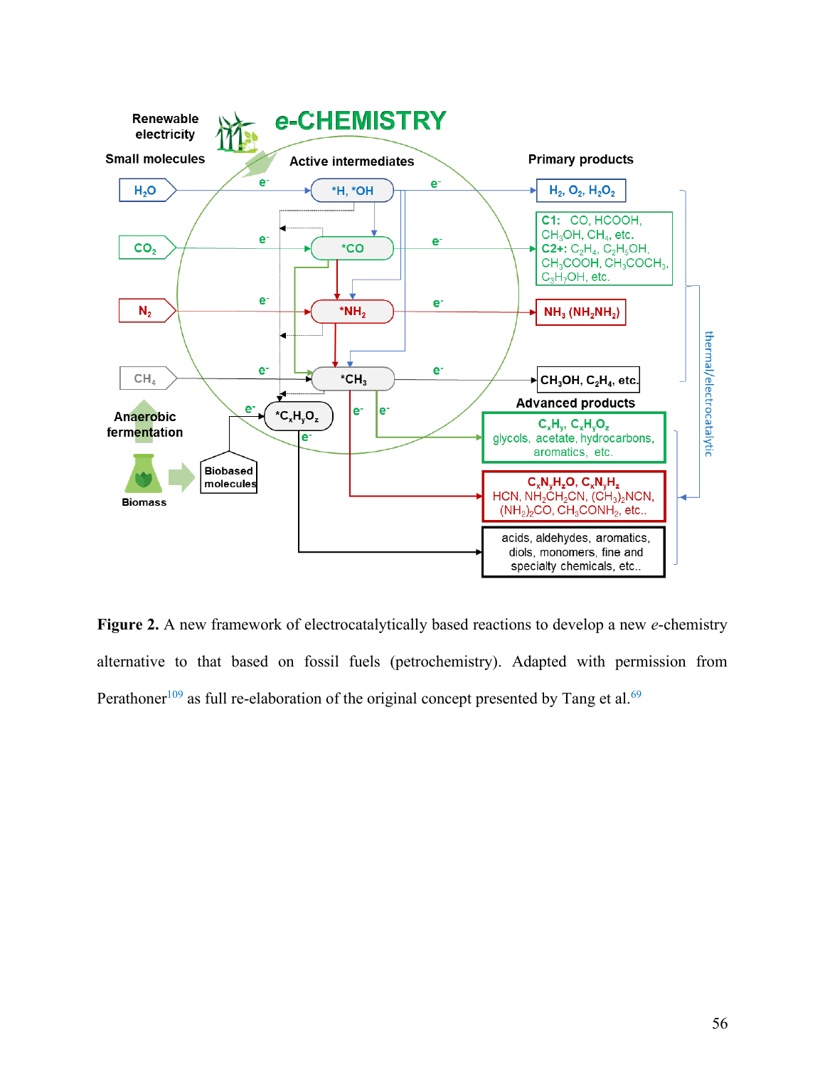**Figure 2.** A new framework of electrocatalytically based reactions to develop a new *e*-chemistry alternative to that based on fossil fuels (petrochemistry). Adapted with permission from Perathoner[109] as full re-elaboration of the original concept presented by Tang et al.[69]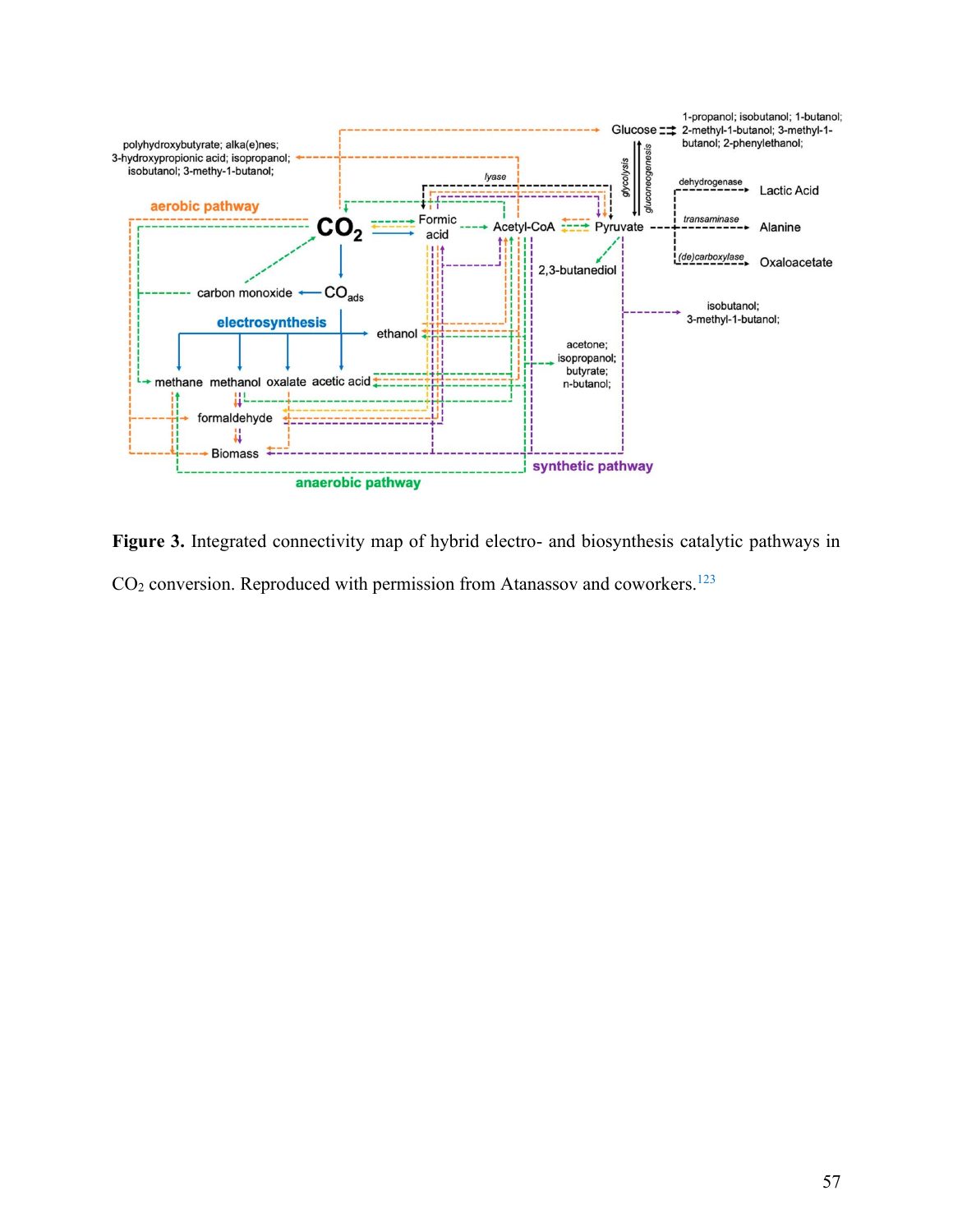polyhydroxybutyrate; alka(e)nes;
3-hydroxypropionic acid; isopropanol;
isobutanol; 3-methy-1-butanol;

aerobic pathway

$CO_2$

Glucose

1-propanol; isobutanol; 1-butanol; 2-methyl-1-butanol; 3-methyl-1-butanol; 2-phenylethanol;

glycolysis

gluconeogenesis

lyase

Formic acid

Acetyl-CoA

Pyruvate

dehydrogenase

Lactic Acid

transaminase

Alanine

(de)carboxylase

Oxaloacetate

2,3-butanediol

carbon monoxide

$CO_{ads}$

electrosynthesis

ethanol

isobutanol;
3-methyl-1-butanol;

acetone;
isopropanol;
butyrate;
n-butanol;

methane

methanol

oxalate

acetic acid

formaldehyde

Biomass

synthetic pathway

anaerobic pathway

**Figure 3.** Integrated connectivity map of hybrid electro- and biosynthesis catalytic pathways in $CO_2$ conversion. Reproduced with permission from Atanassov and coworkers.[123]